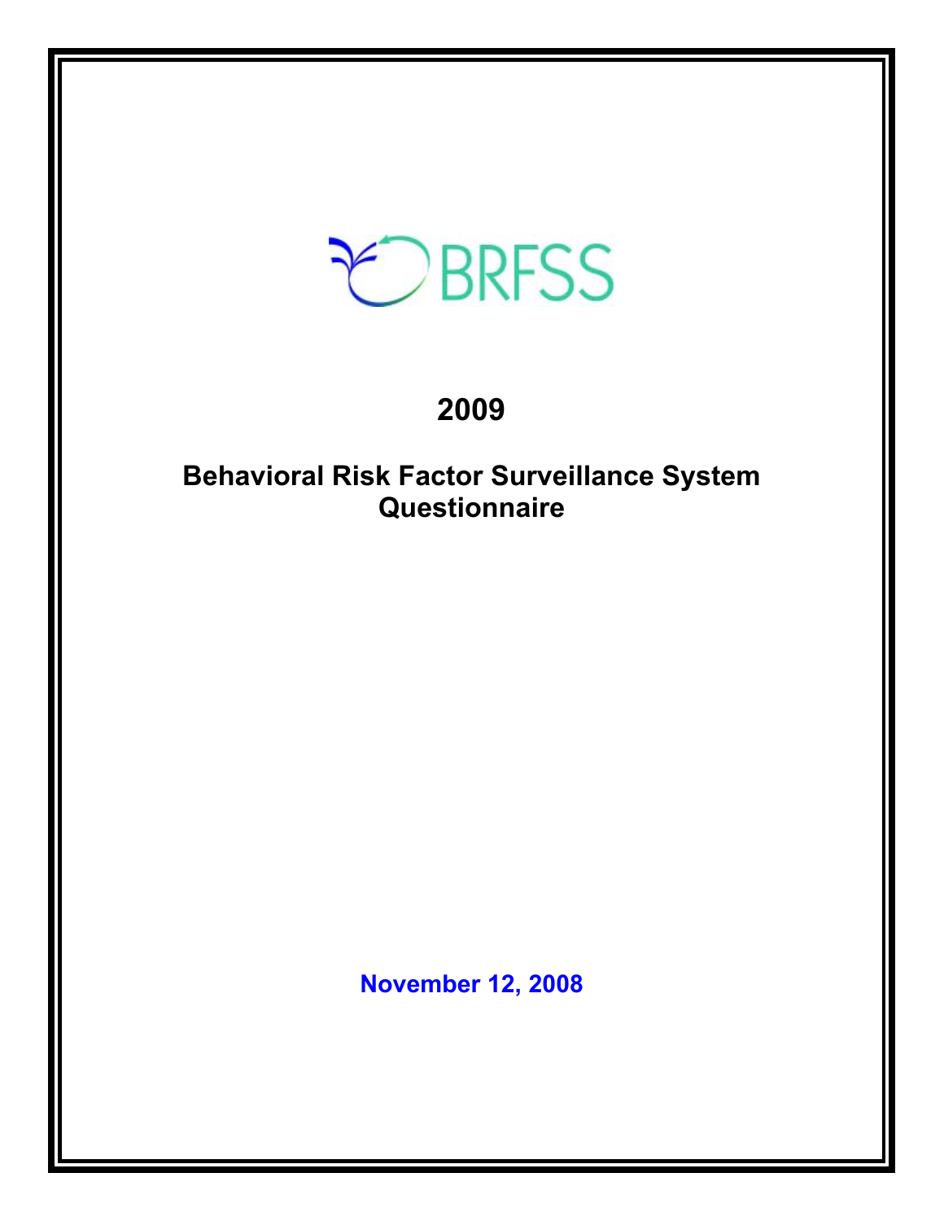BRFSS

# 2009

# Behavioral Risk Factor Surveillance System Questionnaire

**November 12, 2008**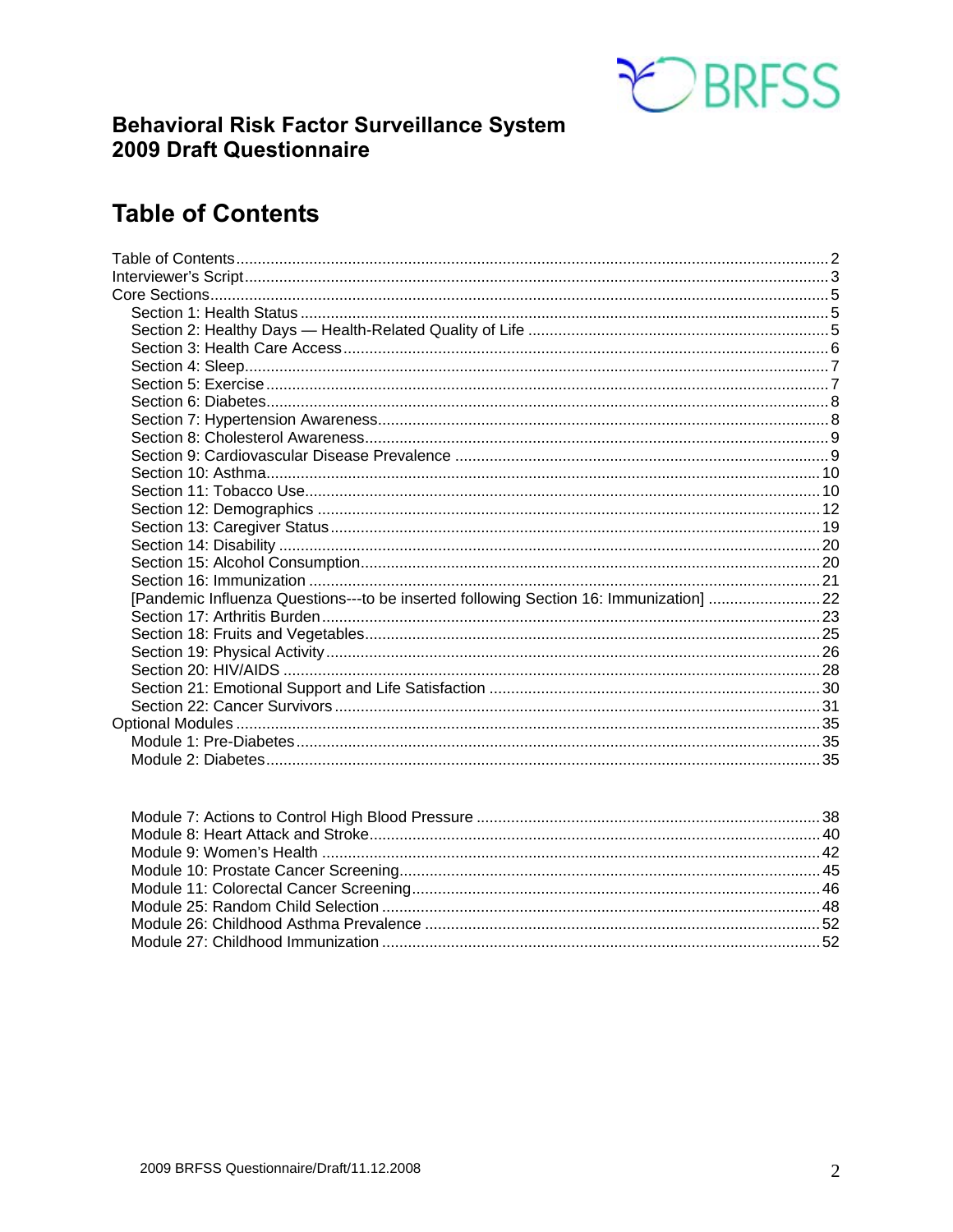**Behavioral Risk Factor Surveillance System**
**2009 Draft Questionnaire**

# Table of Contents

Table of Contents ........ 2
Interviewer's Script ........ 3
Core Sections ........ 5
- Section 1: Health Status ........ 5
- Section 2: Healthy Days — Health-Related Quality of Life ........ 5
- Section 3: Health Care Access ........ 6
- Section 4: Sleep ........ 7
- Section 5: Exercise ........ 7
- Section 6: Diabetes ........ 8
- Section 7: Hypertension Awareness ........ 8
- Section 8: Cholesterol Awareness ........ 9
- Section 9: Cardiovascular Disease Prevalence ........ 9
- Section 10: Asthma ........ 10
- Section 11: Tobacco Use ........ 10
- Section 12: Demographics ........ 12
- Section 13: Caregiver Status ........ 19
- Section 14: Disability ........ 20
- Section 15: Alcohol Consumption ........ 20
- Section 16: Immunization ........ 21
- [Pandemic Influenza Questions---to be inserted following Section 16: Immunization] ........ 22
- Section 17: Arthritis Burden ........ 23
- Section 18: Fruits and Vegetables ........ 25
- Section 19: Physical Activity ........ 26
- Section 20: HIV/AIDS ........ 28
- Section 21: Emotional Support and Life Satisfaction ........ 30
- Section 22: Cancer Survivors ........ 31

Optional Modules ........ 35
- Module 1: Pre-Diabetes ........ 35
- Module 2: Diabetes ........ 35
- Module 7: Actions to Control High Blood Pressure ........ 38
- Module 8: Heart Attack and Stroke ........ 40
- Module 9: Women's Health ........ 42
- Module 10: Prostate Cancer Screening ........ 45
- Module 11: Colorectal Cancer Screening ........ 46
- Module 25: Random Child Selection ........ 48
- Module 26: Childhood Asthma Prevalence ........ 52
- Module 27: Childhood Immunization ........ 52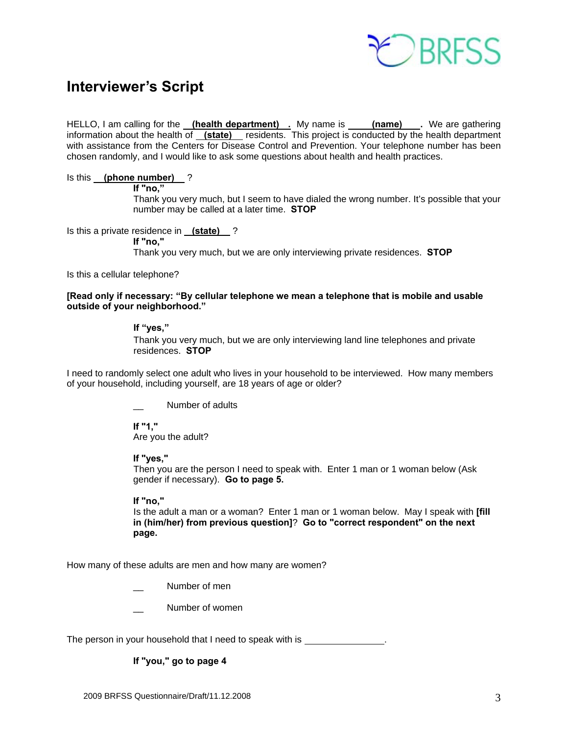# Interviewer's Script

HELLO, I am calling for the **(health department)**. My name is **(name)**. We are gathering information about the health of **(state)** residents. This project is conducted by the health department with assistance from the Centers for Disease Control and Prevention. Your telephone number has been chosen randomly, and I would like to ask some questions about health and health practices.

Is this **(phone number)** ?

> **If "no,"**
> Thank you very much, but I seem to have dialed the wrong number. It's possible that your number may be called at a later time. **STOP**

Is this a private residence in **(state)** ?

> **If "no,"**
> Thank you very much, but we are only interviewing private residences. **STOP**

Is this a cellular telephone?

**[Read only if necessary: "By cellular telephone we mean a telephone that is mobile and usable outside of your neighborhood."**

> **If "yes,"**
> Thank you very much, but we are only interviewing land line telephones and private residences. **STOP**

I need to randomly select one adult who lives in your household to be interviewed. How many members of your household, including yourself, are 18 years of age or older?

> __ Number of adults
>
> **If "1,"**
> Are you the adult?
>
> **If "yes,"**
> Then you are the person I need to speak with. Enter 1 man or 1 woman below (Ask gender if necessary). **Go to page 5.**
>
> **If "no,"**
> Is the adult a man or a woman? Enter 1 man or 1 woman below. May I speak with **[fill in (him/her) from previous question]**? **Go to "correct respondent" on the next page.**

How many of these adults are men and how many are women?

> __ Number of men
>
> __ Number of women

The person in your household that I need to speak with is ______________.

> **If "you," go to page 4**

2009 BRFSS Questionnaire/Draft/11.12.2008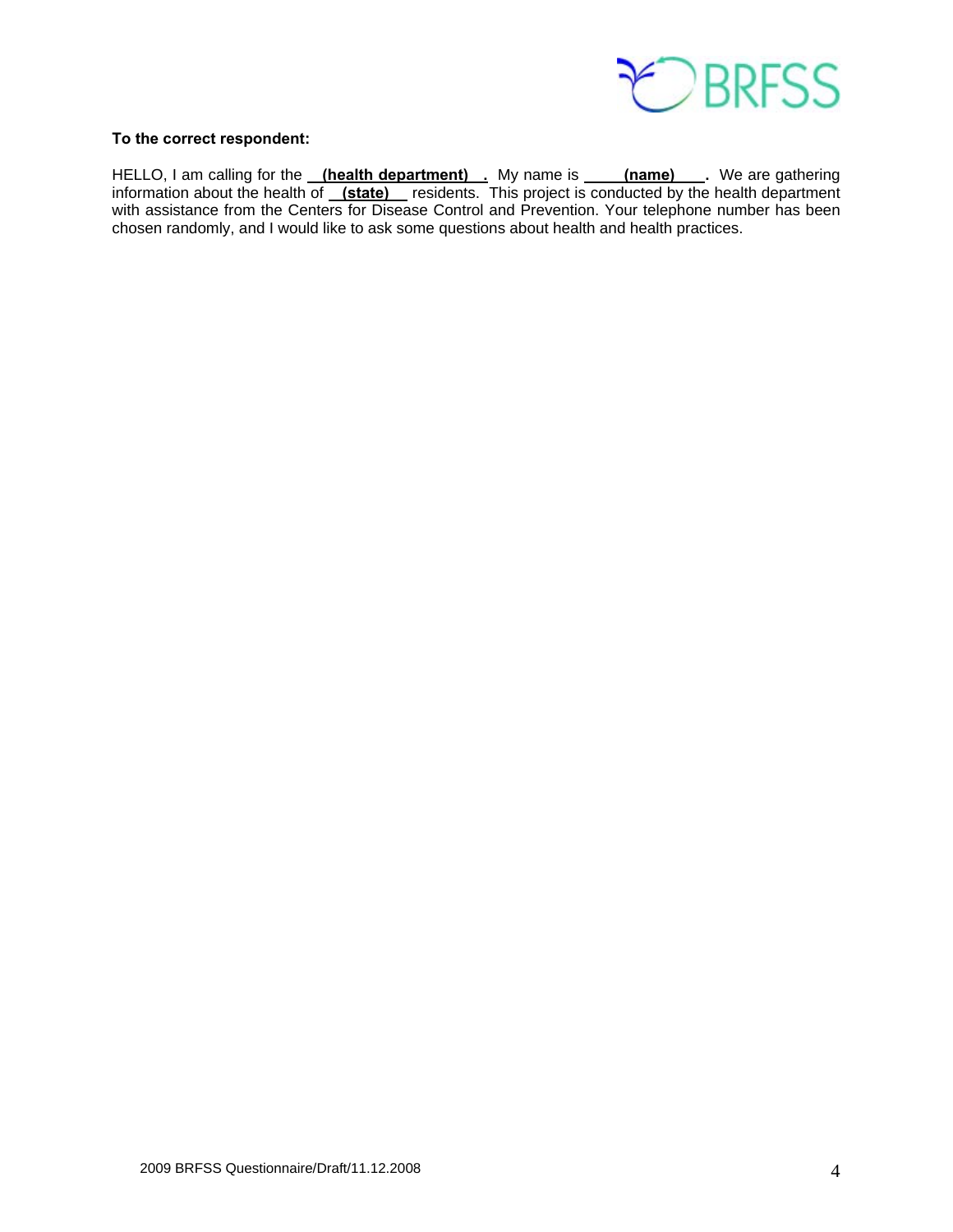**To the correct respondent:**

HELLO, I am calling for the **(health department)**. My name is **(name)**. We are gathering information about the health of **(state)** residents. This project is conducted by the health department with assistance from the Centers for Disease Control and Prevention. Your telephone number has been chosen randomly, and I would like to ask some questions about health and health practices.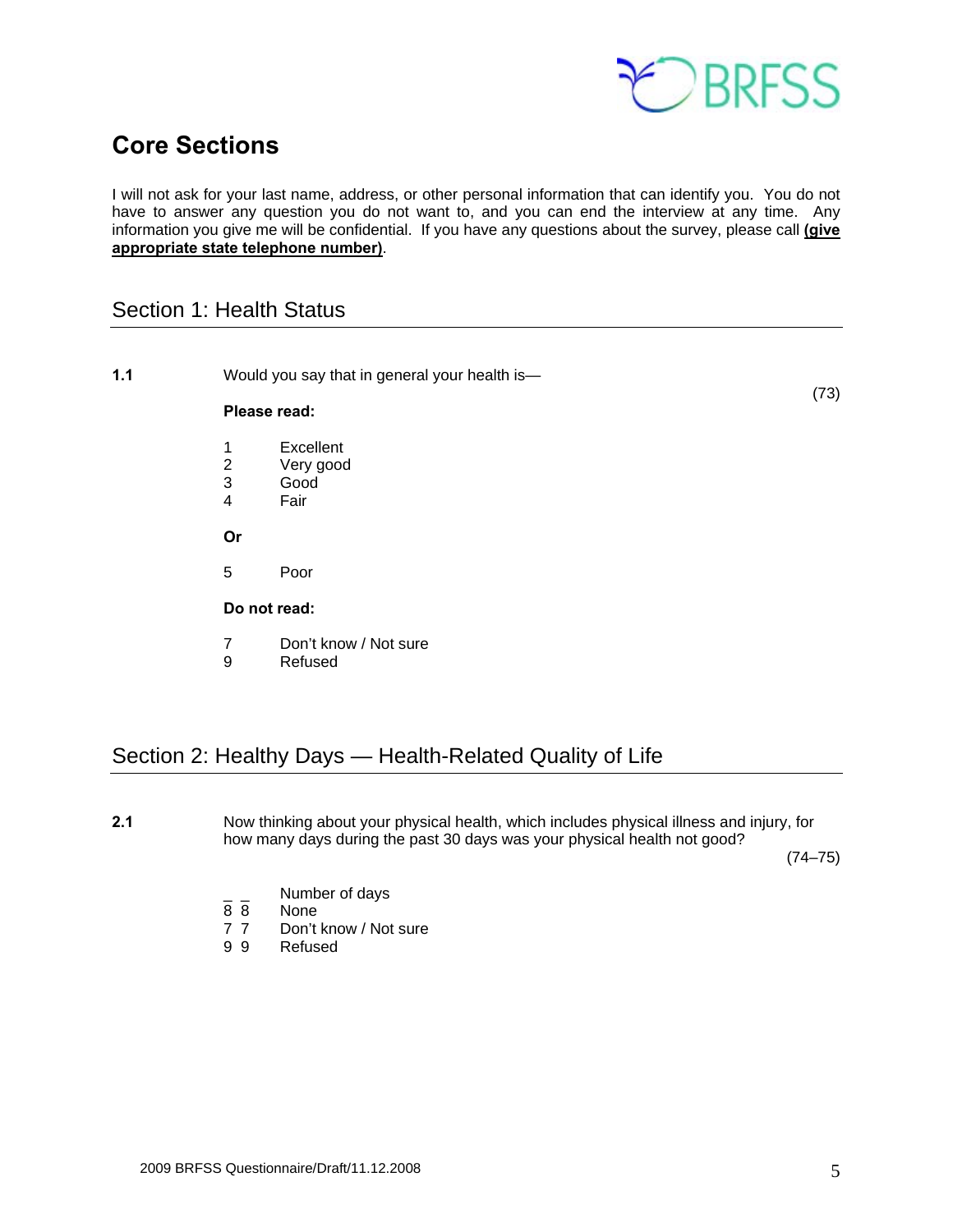# Core Sections

I will not ask for your last name, address, or other personal information that can identify you. You do not have to answer any question you do not want to, and you can end the interview at any time. Any information you give me will be confidential. If you have any questions about the survey, please call **(give appropriate state telephone number)**.

## Section 1: Health Status

**1.1** Would you say that in general your health is— (73)

**Please read:**

1 Excellent
2 Very good
3 Good
4 Fair

**Or**

5 Poor

**Do not read:**

7 Don't know / Not sure
9 Refused

## Section 2: Healthy Days — Health-Related Quality of Life

**2.1** Now thinking about your physical health, which includes physical illness and injury, for how many days during the past 30 days was your physical health not good? (74–75)

_ _ Number of days
8 8 None
7 7 Don't know / Not sure
9 9 Refused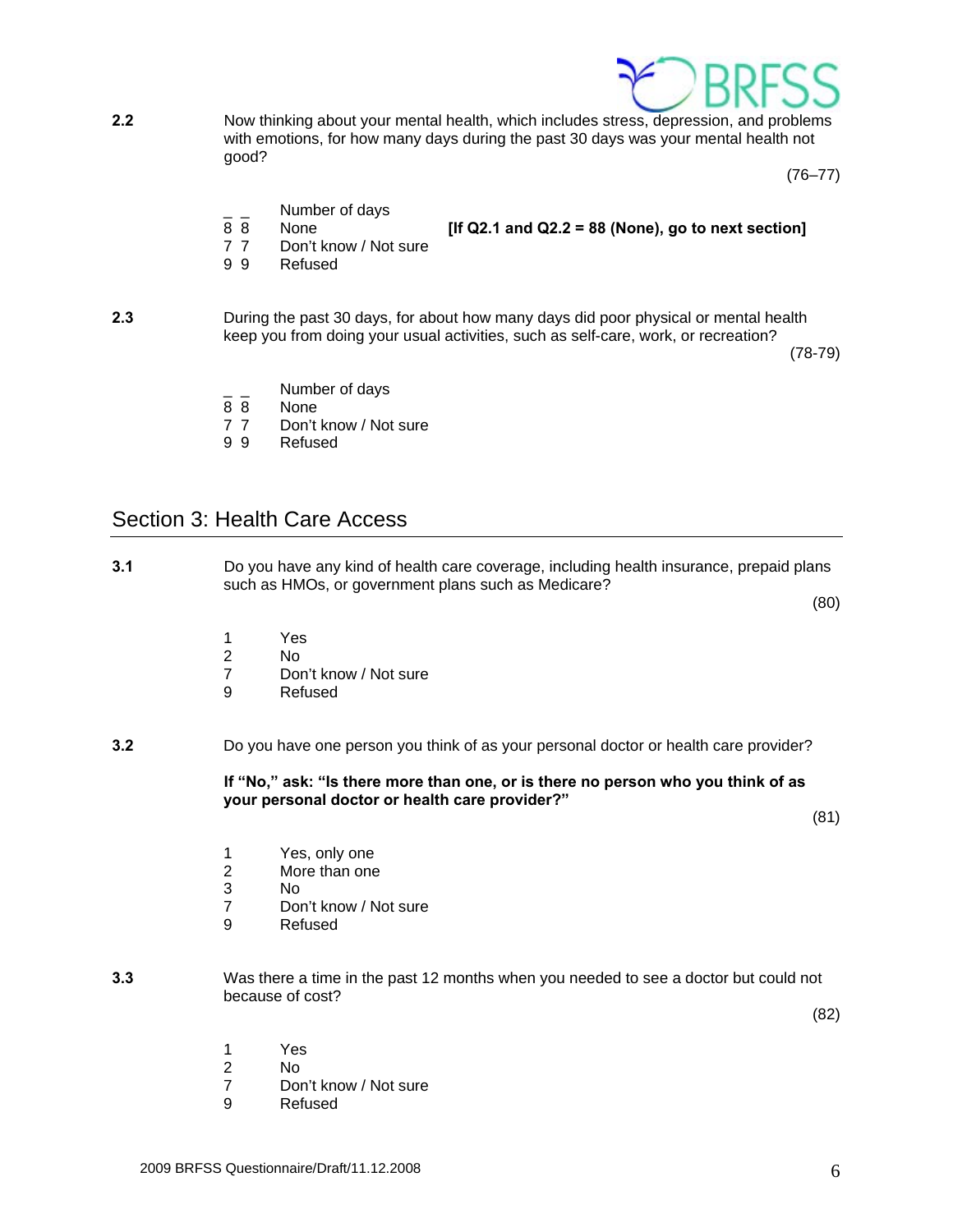**2.2** Now thinking about your mental health, which includes stress, depression, and problems with emotions, for how many days during the past 30 days was your mental health not good?

(76–77)

_ _ Number of days
8 8 None **[If Q2.1 and Q2.2 = 88 (None), go to next section]**
7 7 Don't know / Not sure
9 9 Refused

**2.3** During the past 30 days, for about how many days did poor physical or mental health keep you from doing your usual activities, such as self-care, work, or recreation?

(78-79)

_ _ Number of days
8 8 None
7 7 Don't know / Not sure
9 9 Refused

## Section 3: Health Care Access

**3.1** Do you have any kind of health care coverage, including health insurance, prepaid plans such as HMOs, or government plans such as Medicare?

(80)

1 Yes
2 No
7 Don't know / Not sure
9 Refused

**3.2** Do you have one person you think of as your personal doctor or health care provider?

**If "No," ask: "Is there more than one, or is there no person who you think of as your personal doctor or health care provider?"**

(81)

1 Yes, only one
2 More than one
3 No
7 Don't know / Not sure
9 Refused

**3.3** Was there a time in the past 12 months when you needed to see a doctor but could not because of cost?

(82)

1 Yes
2 No
7 Don't know / Not sure
9 Refused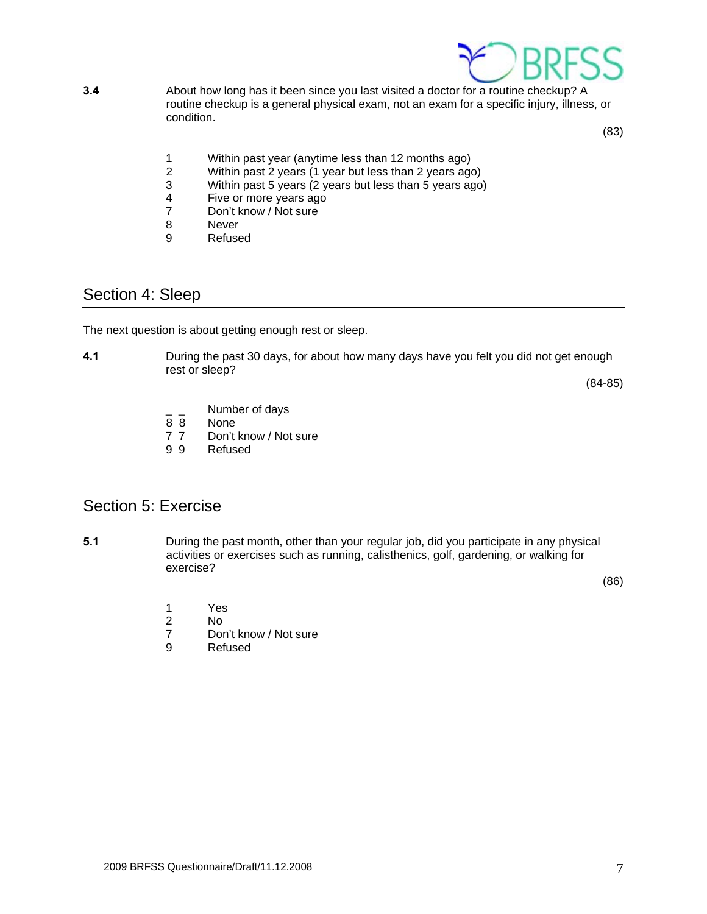**3.4** About how long has it been since you last visited a doctor for a routine checkup? A routine checkup is a general physical exam, not an exam for a specific injury, illness, or condition.

(83)

1 Within past year (anytime less than 12 months ago)
2 Within past 2 years (1 year but less than 2 years ago)
3 Within past 5 years (2 years but less than 5 years ago)
4 Five or more years ago
7 Don't know / Not sure
8 Never
9 Refused

## Section 4: Sleep

The next question is about getting enough rest or sleep.

**4.1** During the past 30 days, for about how many days have you felt you did not get enough rest or sleep?

(84-85)

_ _ Number of days
8 8 None
7 7 Don't know / Not sure
9 9 Refused

## Section 5: Exercise

**5.1** During the past month, other than your regular job, did you participate in any physical activities or exercises such as running, calisthenics, golf, gardening, or walking for exercise?

(86)

1 Yes
2 No
7 Don't know / Not sure
9 Refused

2009 BRFSS Questionnaire/Draft/11.12.2008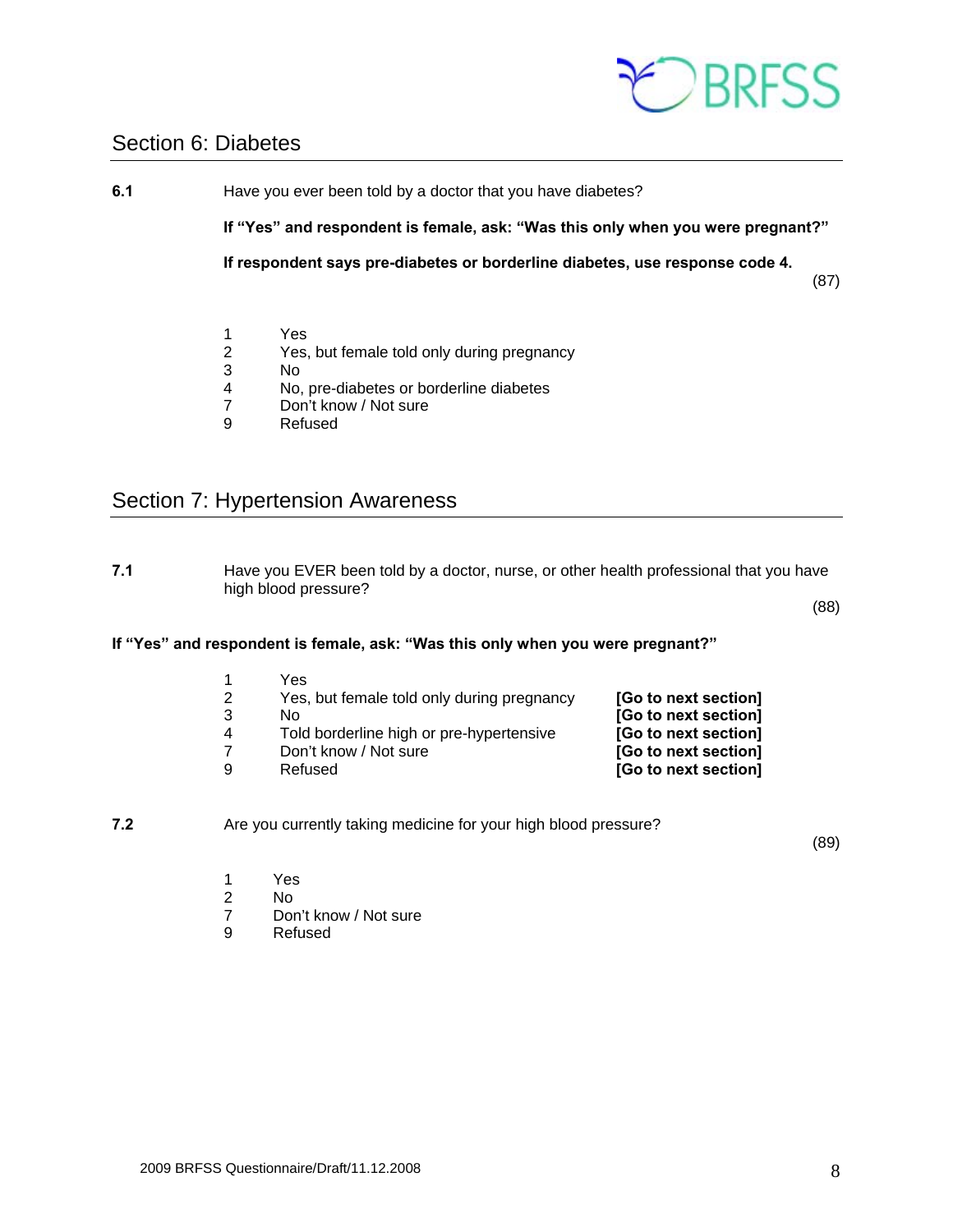## Section 6: Diabetes

**6.1** Have you ever been told by a doctor that you have diabetes?

**If "Yes" and respondent is female, ask: "Was this only when you were pregnant?"**

**If respondent says pre-diabetes or borderline diabetes, use response code 4.**

(87)

| | |
|---|---|
| 1 | Yes |
| 2 | Yes, but female told only during pregnancy |
| 3 | No |
| 4 | No, pre-diabetes or borderline diabetes |
| 7 | Don't know / Not sure |
| 9 | Refused |

## Section 7: Hypertension Awareness

**7.1** Have you EVER been told by a doctor, nurse, or other health professional that you have high blood pressure?

(88)

**If "Yes" and respondent is female, ask: "Was this only when you were pregnant?"**

| | | |
|---|---|---|
| 1 | Yes | |
| 2 | Yes, but female told only during pregnancy | **[Go to next section]** |
| 3 | No | **[Go to next section]** |
| 4 | Told borderline high or pre-hypertensive | **[Go to next section]** |
| 7 | Don't know / Not sure | **[Go to next section]** |
| 9 | Refused | **[Go to next section]** |

**7.2** Are you currently taking medicine for your high blood pressure?

(89)

| | |
|---|---|
| 1 | Yes |
| 2 | No |
| 7 | Don't know / Not sure |
| 9 | Refused |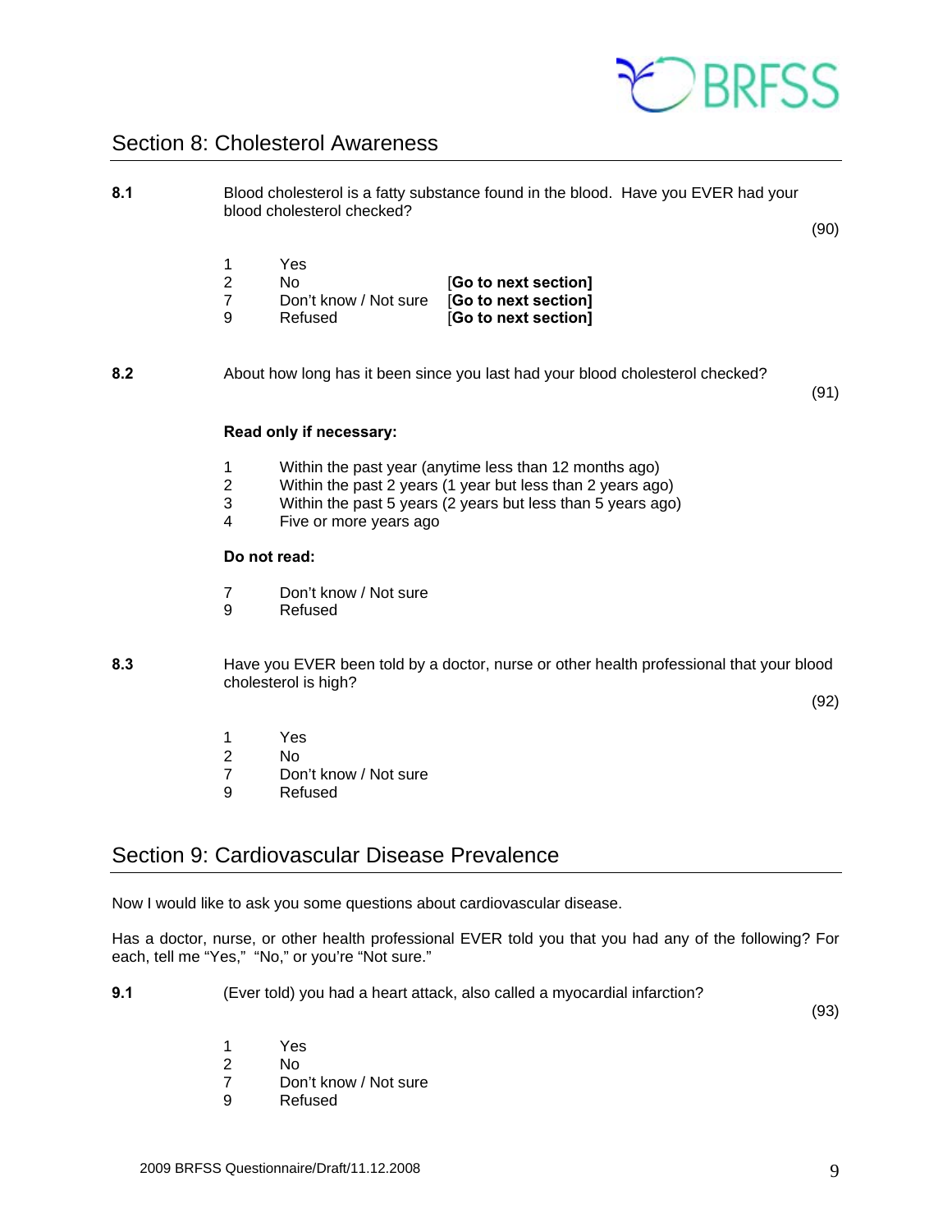## Section 8: Cholesterol Awareness

**8.1** Blood cholesterol is a fatty substance found in the blood. Have you EVER had your blood cholesterol checked?

(90)

1 Yes
2 No **[Go to next section]**
7 Don't know / Not sure **[Go to next section]**
9 Refused **[Go to next section]**

**8.2** About how long has it been since you last had your blood cholesterol checked?

(91)

**Read only if necessary:**

1 Within the past year (anytime less than 12 months ago)
2 Within the past 2 years (1 year but less than 2 years ago)
3 Within the past 5 years (2 years but less than 5 years ago)
4 Five or more years ago

**Do not read:**

7 Don't know / Not sure
9 Refused

**8.3** Have you EVER been told by a doctor, nurse or other health professional that your blood cholesterol is high?

(92)

1 Yes
2 No
7 Don't know / Not sure
9 Refused

## Section 9: Cardiovascular Disease Prevalence

Now I would like to ask you some questions about cardiovascular disease.

Has a doctor, nurse, or other health professional EVER told you that you had any of the following? For each, tell me "Yes," "No," or you're "Not sure."

**9.1** (Ever told) you had a heart attack, also called a myocardial infarction?

(93)

1 Yes
2 No
7 Don't know / Not sure
9 Refused

2009 BRFSS Questionnaire/Draft/11.12.2008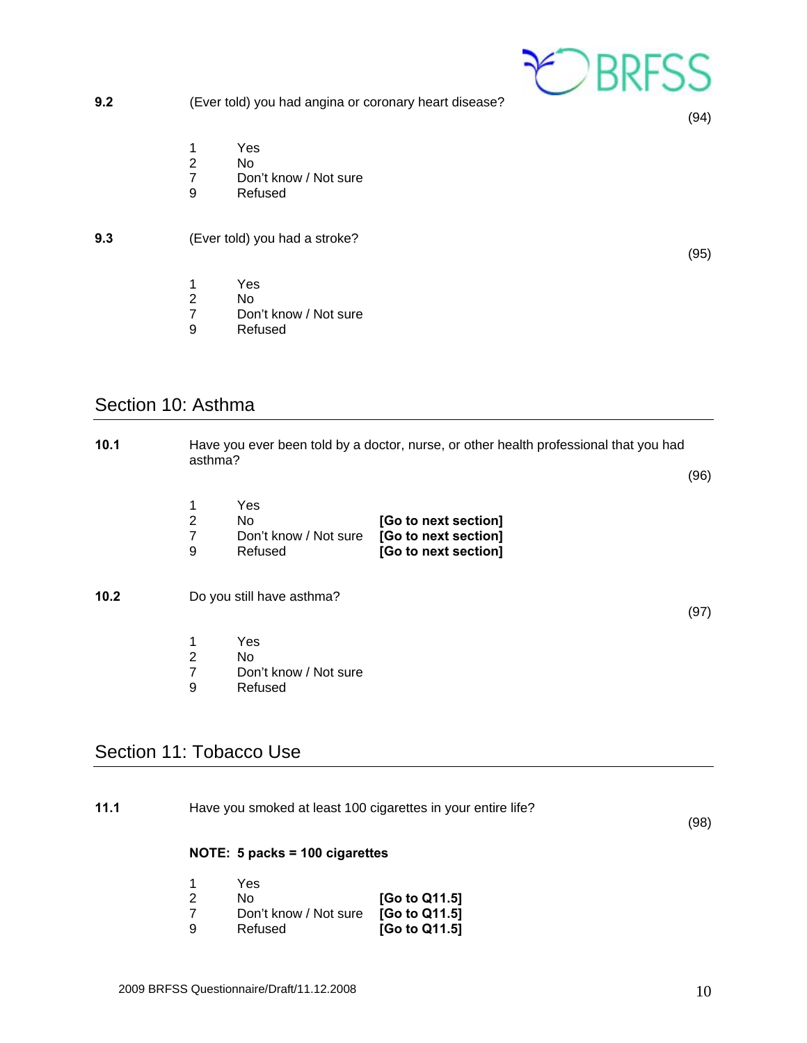**9.2** (Ever told) you had angina or coronary heart disease?

(94)

1 Yes
2 No
7 Don't know / Not sure
9 Refused

**9.3** (Ever told) you had a stroke?

(95)

1 Yes
2 No
7 Don't know / Not sure
9 Refused

## Section 10: Asthma

**10.1** Have you ever been told by a doctor, nurse, or other health professional that you had asthma?

(96)

1 Yes
2 No **[Go to next section]**
7 Don't know / Not sure **[Go to next section]**
9 Refused **[Go to next section]**

**10.2** Do you still have asthma?

(97)

1 Yes
2 No
7 Don't know / Not sure
9 Refused

## Section 11: Tobacco Use

**11.1** Have you smoked at least 100 cigarettes in your entire life?

(98)

**NOTE: 5 packs = 100 cigarettes**

1 Yes
2 No **[Go to Q11.5]**
7 Don't know / Not sure **[Go to Q11.5]**
9 Refused **[Go to Q11.5]**

2009 BRFSS Questionnaire/Draft/11.12.2008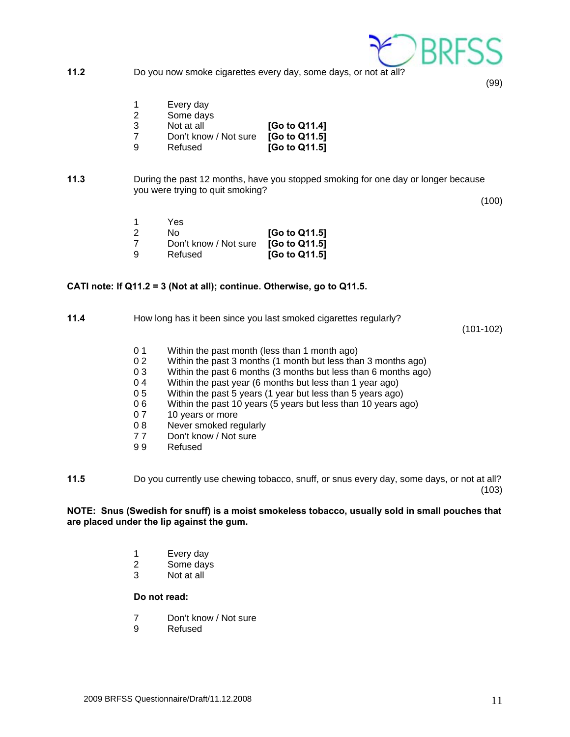**11.2** Do you now smoke cigarettes every day, some days, or not at all? (99)

| | | |
|---|---|---|
| 1 | Every day | |
| 2 | Some days | |
| 3 | Not at all | **[Go to Q11.4]** |
| 7 | Don't know / Not sure | **[Go to Q11.5]** |
| 9 | Refused | **[Go to Q11.5]** |

**11.3** During the past 12 months, have you stopped smoking for one day or longer because you were trying to quit smoking? (100)

| | | |
|---|---|---|
| 1 | Yes | |
| 2 | No | **[Go to Q11.5]** |
| 7 | Don't know / Not sure | **[Go to Q11.5]** |
| 9 | Refused | **[Go to Q11.5]** |

**CATI note: If Q11.2 = 3 (Not at all); continue. Otherwise, go to Q11.5.**

**11.4** How long has it been since you last smoked cigarettes regularly? (101-102)

| | |
|---|---|
| 0 1 | Within the past month (less than 1 month ago) |
| 0 2 | Within the past 3 months (1 month but less than 3 months ago) |
| 0 3 | Within the past 6 months (3 months but less than 6 months ago) |
| 0 4 | Within the past year (6 months but less than 1 year ago) |
| 0 5 | Within the past 5 years (1 year but less than 5 years ago) |
| 0 6 | Within the past 10 years (5 years but less than 10 years ago) |
| 0 7 | 10 years or more |
| 0 8 | Never smoked regularly |
| 7 7 | Don't know / Not sure |
| 9 9 | Refused |

**11.5** Do you currently use chewing tobacco, snuff, or snus every day, some days, or not at all? (103)

**NOTE: Snus (Swedish for snuff) is a moist smokeless tobacco, usually sold in small pouches that are placed under the lip against the gum.**

| | |
|---|---|
| 1 | Every day |
| 2 | Some days |
| 3 | Not at all |

**Do not read:**

| | |
|---|---|
| 7 | Don't know / Not sure |
| 9 | Refused |

2009 BRFSS Questionnaire/Draft/11.12.2008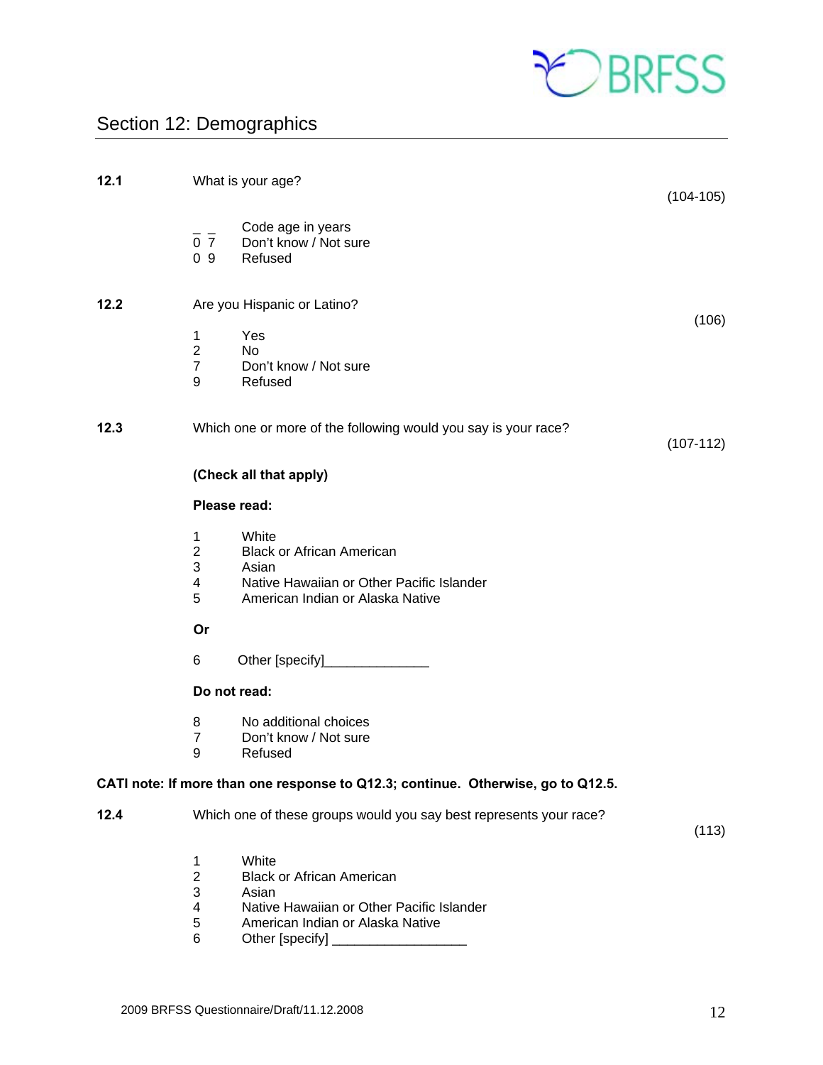## Section 12: Demographics

**12.1** What is your age? (104-105)

| | |
|---|---|
| _ _ | Code age in years |
| 0 7 | Don't know / Not sure |
| 0 9 | Refused |

**12.2** Are you Hispanic or Latino? (106)

| | |
|---|---|
| 1 | Yes |
| 2 | No |
| 7 | Don't know / Not sure |
| 9 | Refused |

**12.3** Which one or more of the following would you say is your race? (107-112)

**(Check all that apply)**

**Please read:**

| | |
|---|---|
| 1 | White |
| 2 | Black or African American |
| 3 | Asian |
| 4 | Native Hawaiian or Other Pacific Islander |
| 5 | American Indian or Alaska Native |

**Or**

| | |
|---|---|
| 6 | Other [specify]______________ |

**Do not read:**

| | |
|---|---|
| 8 | No additional choices |
| 7 | Don't know / Not sure |
| 9 | Refused |

**CATI note: If more than one response to Q12.3; continue. Otherwise, go to Q12.5.**

**12.4** Which one of these groups would you say best represents your race? (113)

| | |
|---|---|
| 1 | White |
| 2 | Black or African American |
| 3 | Asian |
| 4 | Native Hawaiian or Other Pacific Islander |
| 5 | American Indian or Alaska Native |
| 6 | Other [specify] __________________ |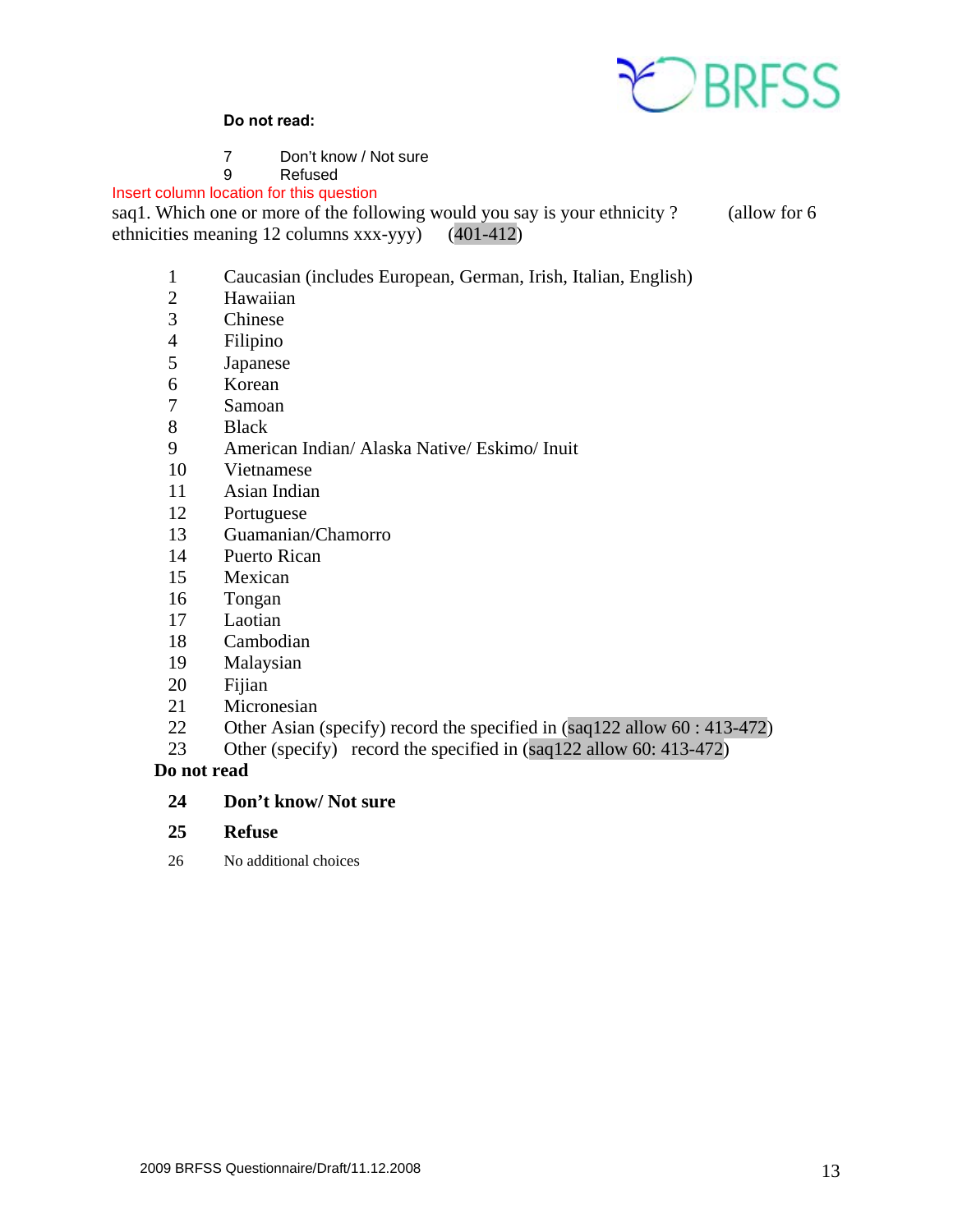**Do not read:**

7 Don't know / Not sure
9 Refused

Insert column location for this question

saq1. Which one or more of the following would you say is your ethnicity ? (allow for 6 ethnicities meaning 12 columns xxx-yyy) (401-412)

1 Caucasian (includes European, German, Irish, Italian, English)
2 Hawaiian
3 Chinese
4 Filipino
5 Japanese
6 Korean
7 Samoan
8 Black
9 American Indian/ Alaska Native/ Eskimo/ Inuit
10 Vietnamese
11 Asian Indian
12 Portuguese
13 Guamanian/Chamorro
14 Puerto Rican
15 Mexican
16 Tongan
17 Laotian
18 Cambodian
19 Malaysian
20 Fijian
21 Micronesian
22 Other Asian (specify) record the specified in (saq122 allow 60 : 413-472)
23 Other (specify) record the specified in (saq122 allow 60: 413-472)

**Do not read**

**24 Don't know/ Not sure**

**25 Refuse**

26 No additional choices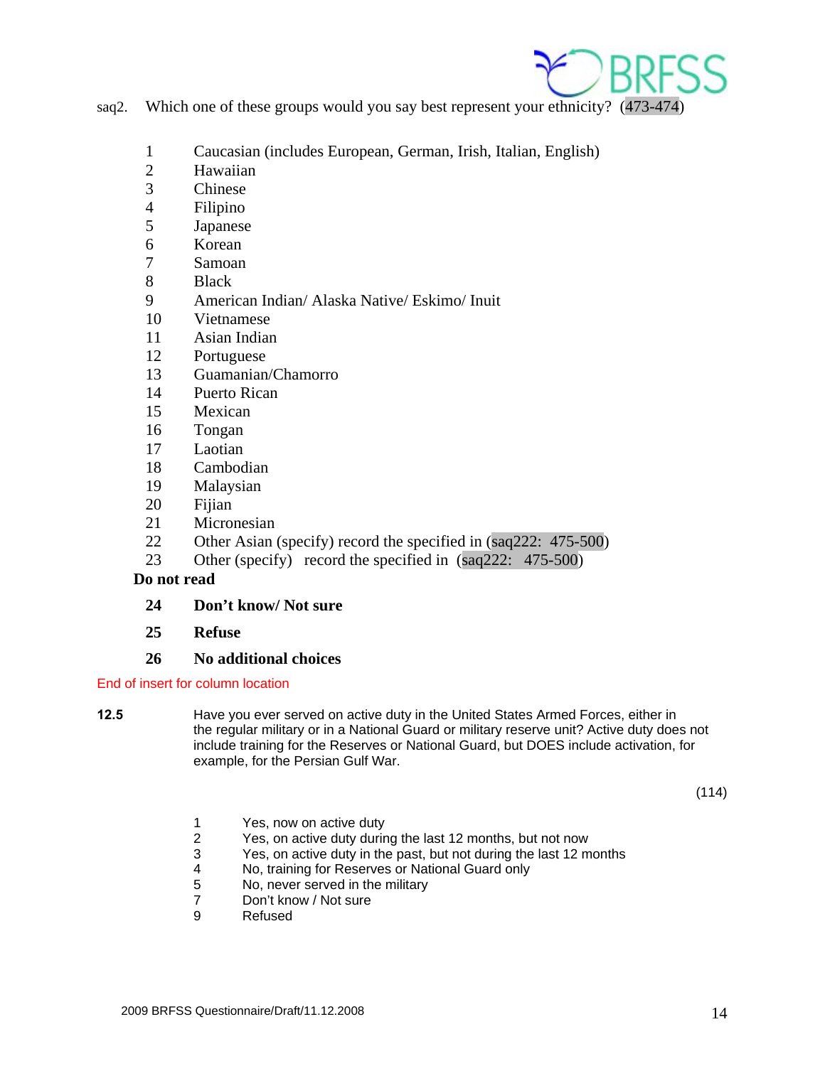saq2. Which one of these groups would you say best represent your ethnicity? (473-474)

1 Caucasian (includes European, German, Irish, Italian, English)
2 Hawaiian
3 Chinese
4 Filipino
5 Japanese
6 Korean
7 Samoan
8 Black
9 American Indian/ Alaska Native/ Eskimo/ Inuit
10 Vietnamese
11 Asian Indian
12 Portuguese
13 Guamanian/Chamorro
14 Puerto Rican
15 Mexican
16 Tongan
17 Laotian
18 Cambodian
19 Malaysian
20 Fijian
21 Micronesian
22 Other Asian (specify) record the specified in (saq222: 475-500)
23 Other (specify) record the specified in (saq222: 475-500)

**Do not read**

**24 Don't know/ Not sure**

**25 Refuse**

**26 No additional choices**

End of insert for column location

**12.5** Have you ever served on active duty in the United States Armed Forces, either in the regular military or in a National Guard or military reserve unit? Active duty does not include training for the Reserves or National Guard, but DOES include activation, for example, for the Persian Gulf War.

(114)

1 Yes, now on active duty
2 Yes, on active duty during the last 12 months, but not now
3 Yes, on active duty in the past, but not during the last 12 months
4 No, training for Reserves or National Guard only
5 No, never served in the military
7 Don't know / Not sure
9 Refused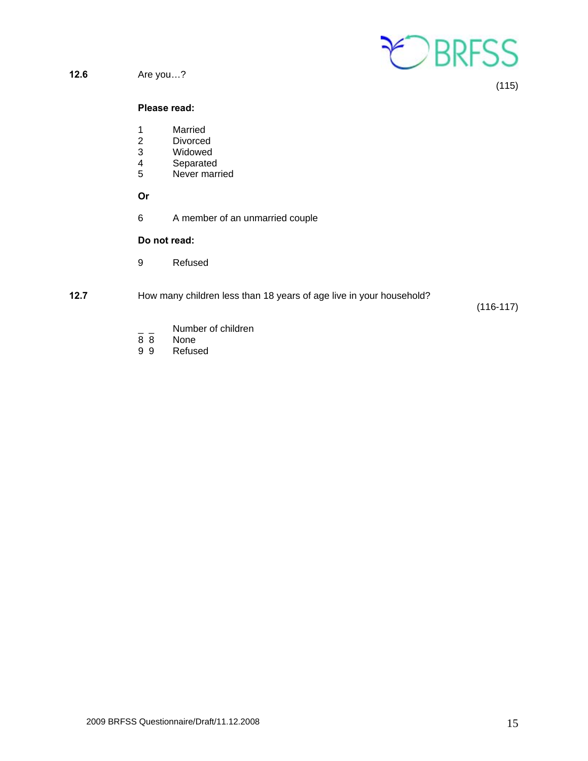**12.6** Are you…? (115)

**Please read:**

1 Married
2 Divorced
3 Widowed
4 Separated
5 Never married

**Or**

6 A member of an unmarried couple

**Do not read:**

9 Refused

**12.7** How many children less than 18 years of age live in your household? (116-117)

_ _ Number of children
8 8 None
9 9 Refused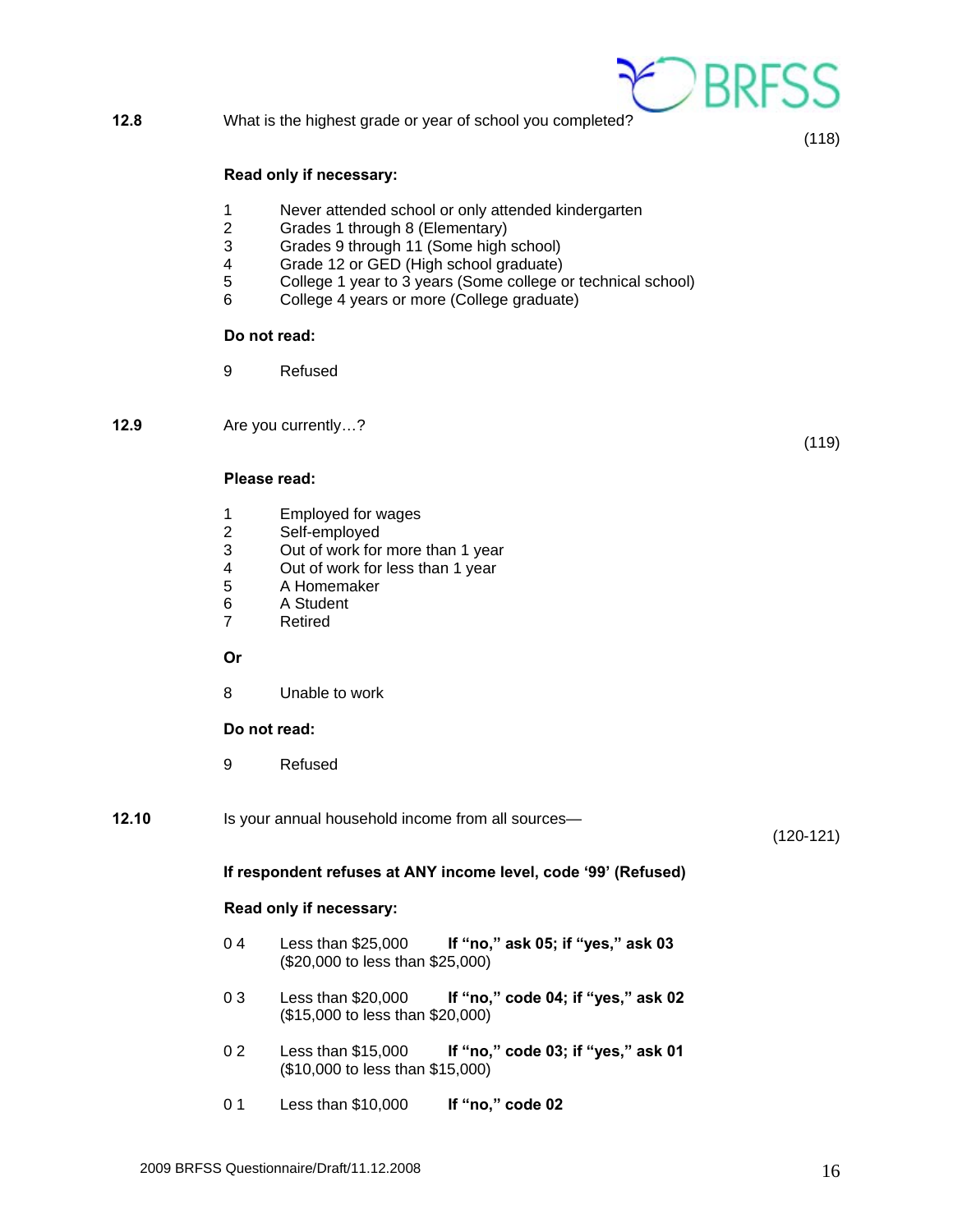**12.8** What is the highest grade or year of school you completed?

(118)

**Read only if necessary:**

1 Never attended school or only attended kindergarten
2 Grades 1 through 8 (Elementary)
3 Grades 9 through 11 (Some high school)
4 Grade 12 or GED (High school graduate)
5 College 1 year to 3 years (Some college or technical school)
6 College 4 years or more (College graduate)

**Do not read:**

9 Refused

**12.9** Are you currently…?

(119)

**Please read:**

1 Employed for wages
2 Self-employed
3 Out of work for more than 1 year
4 Out of work for less than 1 year
5 A Homemaker
6 A Student
7 Retired

**Or**

8 Unable to work

**Do not read:**

9 Refused

**12.10** Is your annual household income from all sources—

(120-121)

**If respondent refuses at ANY income level, code '99' (Refused)**

**Read only if necessary:**

0 4 Less than $25,000 **If "no," ask 05; if "yes," ask 03**
($20,000 to less than $25,000)

0 3 Less than $20,000 **If "no," code 04; if "yes," ask 02**
($15,000 to less than $20,000)

0 2 Less than $15,000 **If "no," code 03; if "yes," ask 01**
($10,000 to less than $15,000)

0 1 Less than $10,000 **If "no," code 02**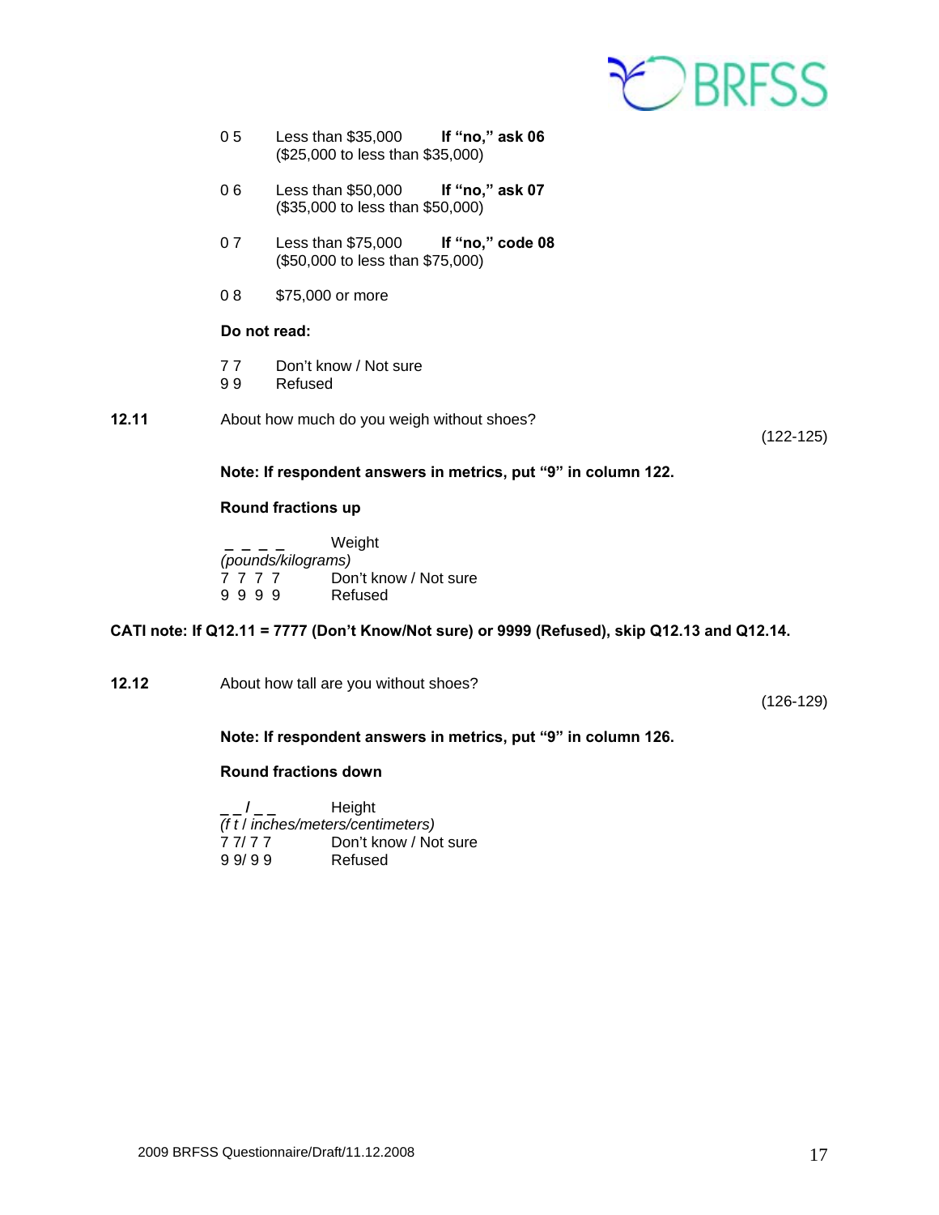0 5 Less than $35,000 **If "no," ask 06**
($25,000 to less than $35,000)

0 6 Less than $50,000 **If "no," ask 07**
($35,000 to less than $50,000)

0 7 Less than $75,000 **If "no," code 08**
($50,000 to less than $75,000)

0 8 $75,000 or more

**Do not read:**

7 7 Don't know / Not sure
9 9 Refused

**12.11** About how much do you weigh without shoes? (122-125)

**Note: If respondent answers in metrics, put "9" in column 122.**

**Round fractions up**

_ _ _ _ Weight
*(pounds/kilograms)*
7 7 7 7 Don't know / Not sure
9 9 9 9 Refused

**CATI note: If Q12.11 = 7777 (Don't Know/Not sure) or 9999 (Refused), skip Q12.13 and Q12.14.**

**12.12** About how tall are you without shoes? (126-129)

**Note: If respondent answers in metrics, put "9" in column 126.**

**Round fractions down**

_ _ / _ _ Height
*(f t / inches/meters/centimeters)*
7 7/ 7 7 Don't know / Not sure
9 9/ 9 9 Refused

2009 BRFSS Questionnaire/Draft/11.12.2008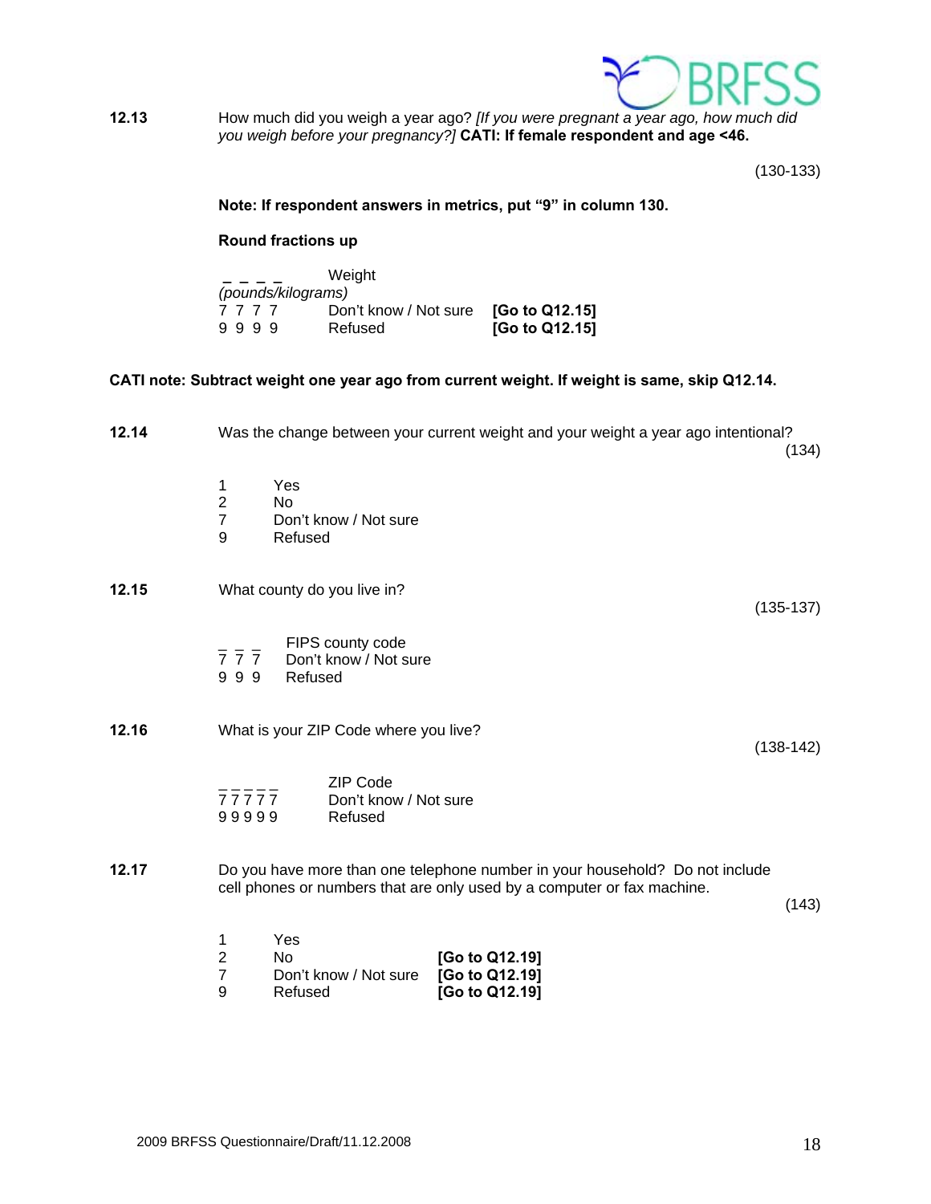**12.13** How much did you weigh a year ago? *[If you were pregnant a year ago, how much did you weigh before your pregnancy?]* **CATI: If female respondent and age <46.**

(130-133)

**Note: If respondent answers in metrics, put "9" in column 130.**

**Round fractions up**

_ _ _ _ Weight *(pounds/kilograms)*
7 7 7 7 Don't know / Not sure **[Go to Q12.15]**
9 9 9 9 Refused **[Go to Q12.15]**

**CATI note: Subtract weight one year ago from current weight. If weight is same, skip Q12.14.**

**12.14** Was the change between your current weight and your weight a year ago intentional?

(134)

1 Yes
2 No
7 Don't know / Not sure
9 Refused

**12.15** What county do you live in?

(135-137)

_ _ _ FIPS county code
7 7 7 Don't know / Not sure
9 9 9 Refused

**12.16** What is your ZIP Code where you live?

(138-142)

_ _ _ _ _ ZIP Code
7 7 7 7 7 Don't know / Not sure
9 9 9 9 9 Refused

**12.17** Do you have more than one telephone number in your household? Do not include cell phones or numbers that are only used by a computer or fax machine.

(143)

1 Yes
2 No **[Go to Q12.19]**
7 Don't know / Not sure **[Go to Q12.19]**
9 Refused **[Go to Q12.19]**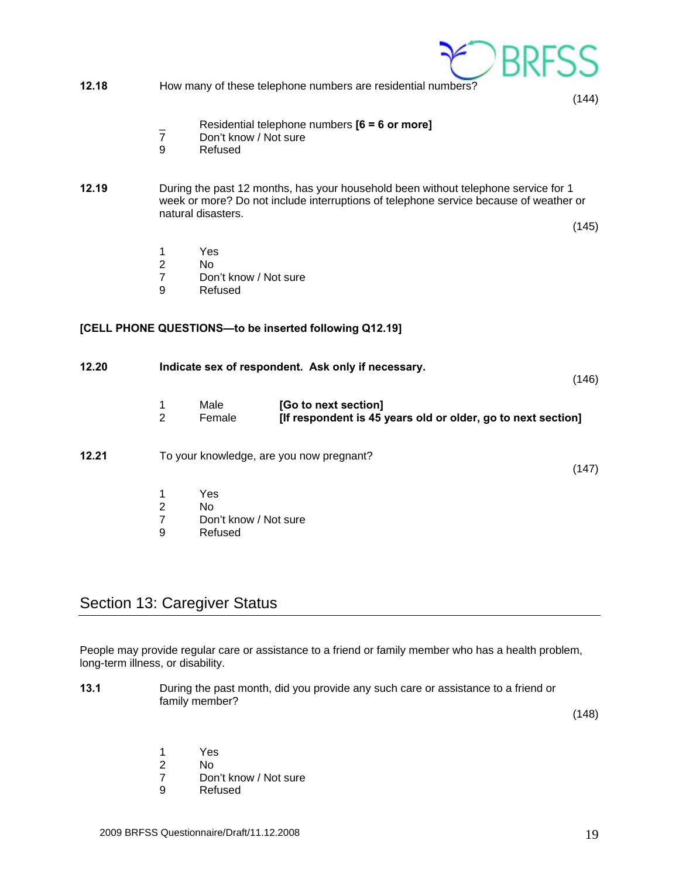**12.18** How many of these telephone numbers are residential numbers?

(144)

_ Residential telephone numbers **[6 = 6 or more]**
7 Don't know / Not sure
9 Refused

**12.19** During the past 12 months, has your household been without telephone service for 1 week or more? Do not include interruptions of telephone service because of weather or natural disasters.

(145)

1 Yes
2 No
7 Don't know / Not sure
9 Refused

**[CELL PHONE QUESTIONS—to be inserted following Q12.19]**

**12.20** **Indicate sex of respondent. Ask only if necessary.**

(146)

1 Male **[Go to next section]**
2 Female **[If respondent is 45 years old or older, go to next section]**

**12.21** To your knowledge, are you now pregnant?

(147)

1 Yes
2 No
7 Don't know / Not sure
9 Refused

## Section 13: Caregiver Status

People may provide regular care or assistance to a friend or family member who has a health problem, long-term illness, or disability.

**13.1** During the past month, did you provide any such care or assistance to a friend or family member?

(148)

1 Yes
2 No
7 Don't know / Not sure
9 Refused

2009 BRFSS Questionnaire/Draft/11.12.2008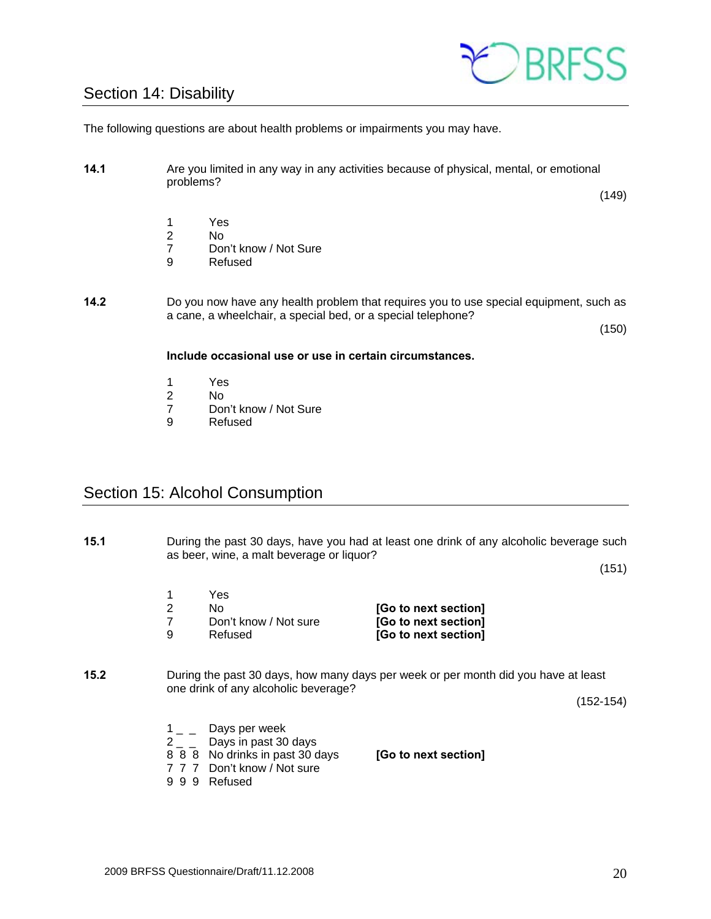## Section 14: Disability

The following questions are about health problems or impairments you may have.

**14.1** Are you limited in any way in any activities because of physical, mental, or emotional problems?

(149)

1 Yes
2 No
7 Don't know / Not Sure
9 Refused

**14.2** Do you now have any health problem that requires you to use special equipment, such as a cane, a wheelchair, a special bed, or a special telephone?

(150)

**Include occasional use or use in certain circumstances.**

1 Yes
2 No
7 Don't know / Not Sure
9 Refused

## Section 15: Alcohol Consumption

**15.1** During the past 30 days, have you had at least one drink of any alcoholic beverage such as beer, wine, a malt beverage or liquor?

(151)

1 Yes
2 No **[Go to next section]**
7 Don't know / Not sure **[Go to next section]**
9 Refused **[Go to next section]**

**15.2** During the past 30 days, how many days per week or per month did you have at least one drink of any alcoholic beverage?

(152-154)

1 _ _ Days per week
2 _ _ Days in past 30 days
8 8 8 No drinks in past 30 days **[Go to next section]**
7 7 7 Don't know / Not sure
9 9 9 Refused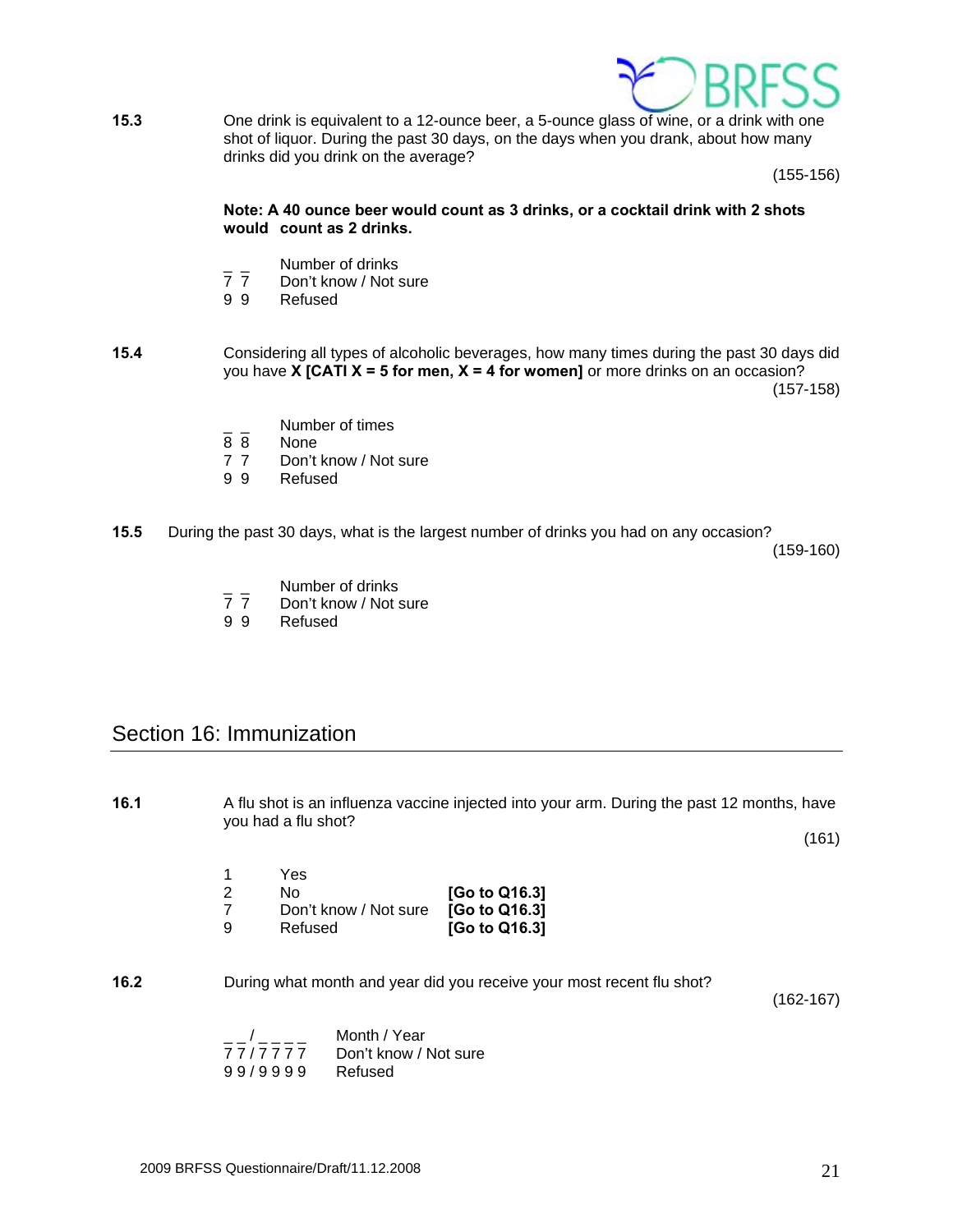**15.3** One drink is equivalent to a 12-ounce beer, a 5-ounce glass of wine, or a drink with one shot of liquor. During the past 30 days, on the days when you drank, about how many drinks did you drink on the average?

(155-156)

**Note: A 40 ounce beer would count as 3 drinks, or a cocktail drink with 2 shots would count as 2 drinks.**

_ _ Number of drinks
7 7 Don't know / Not sure
9 9 Refused

**15.4** Considering all types of alcoholic beverages, how many times during the past 30 days did you have **X [CATI X = 5 for men, X = 4 for women]** or more drinks on an occasion?

(157-158)

_ _ Number of times
8 8 None
7 7 Don't know / Not sure
9 9 Refused

**15.5** During the past 30 days, what is the largest number of drinks you had on any occasion?

(159-160)

_ _ Number of drinks
7 7 Don't know / Not sure
9 9 Refused

## Section 16: Immunization

**16.1** A flu shot is an influenza vaccine injected into your arm. During the past 12 months, have you had a flu shot?

(161)

1 Yes
2 No **[Go to Q16.3]**
7 Don't know / Not sure **[Go to Q16.3]**
9 Refused **[Go to Q16.3]**

**16.2** During what month and year did you receive your most recent flu shot?

(162-167)

_ _ / _ _ _ _ Month / Year
7 7 / 7 7 7 7 Don't know / Not sure
9 9 / 9 9 9 9 Refused

2009 BRFSS Questionnaire/Draft/11.12.2008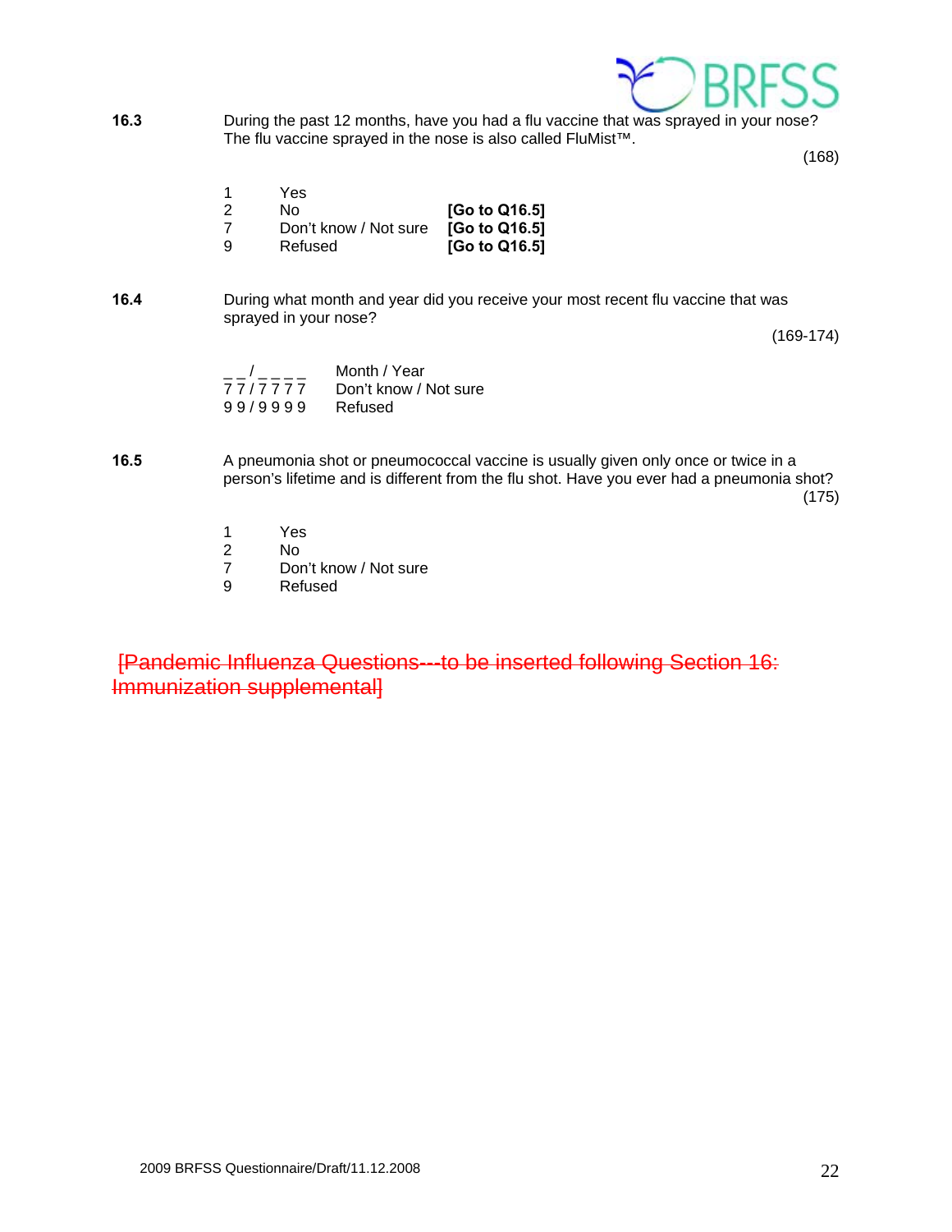**16.3** During the past 12 months, have you had a flu vaccine that was sprayed in your nose? The flu vaccine sprayed in the nose is also called FluMist™.

(168)

| | | |
|---|---|---|
| 1 | Yes | |
| 2 | No | **[Go to Q16.5]** |
| 7 | Don't know / Not sure | **[Go to Q16.5]** |
| 9 | Refused | **[Go to Q16.5]** |

**16.4** During what month and year did you receive your most recent flu vaccine that was sprayed in your nose?

(169-174)

| | |
|---|---|
| _ _ / _ _ _ _ | Month / Year |
| 7 7 / 7 7 7 7 | Don't know / Not sure |
| 9 9 / 9 9 9 9 | Refused |

**16.5** A pneumonia shot or pneumococcal vaccine is usually given only once or twice in a person's lifetime and is different from the flu shot. Have you ever had a pneumonia shot?

(175)

| | |
|---|---|
| 1 | Yes |
| 2 | No |
| 7 | Don't know / Not sure |
| 9 | Refused |

~~[Pandemic Influenza Questions---to be inserted following Section 16: Immunization supplemental]~~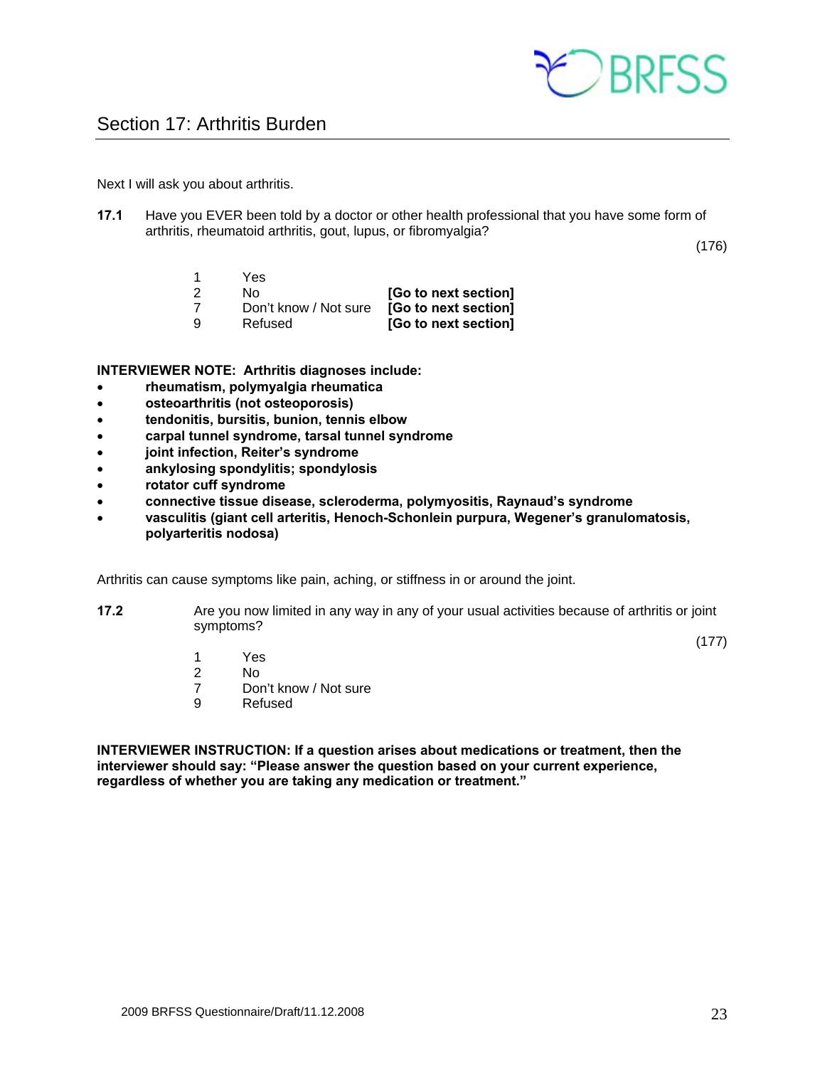## Section 17: Arthritis Burden

Next I will ask you about arthritis.

**17.1** Have you EVER been told by a doctor or other health professional that you have some form of arthritis, rheumatoid arthritis, gout, lupus, or fibromyalgia?

(176)

| | | |
|---|---|---|
| 1 | Yes | |
| 2 | No | **[Go to next section]** |
| 7 | Don't know / Not sure | **[Go to next section]** |
| 9 | Refused | **[Go to next section]** |

**INTERVIEWER NOTE: Arthritis diagnoses include:**

- **rheumatism, polymyalgia rheumatica**
- **osteoarthritis (not osteoporosis)**
- **tendonitis, bursitis, bunion, tennis elbow**
- **carpal tunnel syndrome, tarsal tunnel syndrome**
- **joint infection, Reiter's syndrome**
- **ankylosing spondylitis; spondylosis**
- **rotator cuff syndrome**
- **connective tissue disease, scleroderma, polymyositis, Raynaud's syndrome**
- **vasculitis (giant cell arteritis, Henoch-Schonlein purpura, Wegener's granulomatosis, polyarteritis nodosa)**

Arthritis can cause symptoms like pain, aching, or stiffness in or around the joint.

**17.2** Are you now limited in any way in any of your usual activities because of arthritis or joint symptoms?

(177)

1 Yes
2 No
7 Don't know / Not sure
9 Refused

**INTERVIEWER INSTRUCTION: If a question arises about medications or treatment, then the interviewer should say: "Please answer the question based on your current experience, regardless of whether you are taking any medication or treatment."**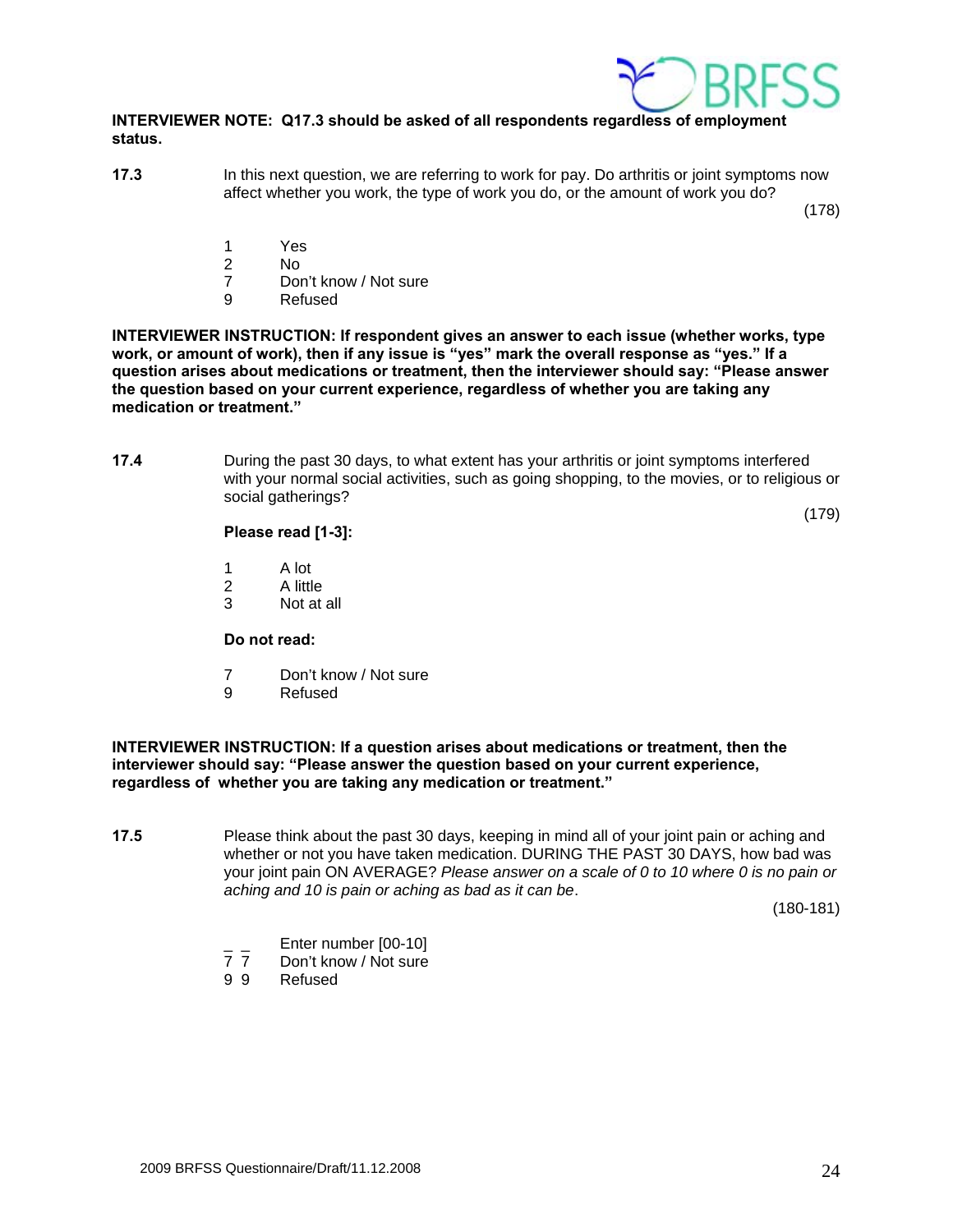**INTERVIEWER NOTE: Q17.3 should be asked of all respondents regardless of employment status.**

**17.3** In this next question, we are referring to work for pay. Do arthritis or joint symptoms now affect whether you work, the type of work you do, or the amount of work you do?

(178)

1 Yes
2 No
7 Don't know / Not sure
9 Refused

**INTERVIEWER INSTRUCTION: If respondent gives an answer to each issue (whether works, type work, or amount of work), then if any issue is "yes" mark the overall response as "yes." If a question arises about medications or treatment, then the interviewer should say: "Please answer the question based on your current experience, regardless of whether you are taking any medication or treatment."**

**17.4** During the past 30 days, to what extent has your arthritis or joint symptoms interfered with your normal social activities, such as going shopping, to the movies, or to religious or social gatherings?

(179)

**Please read [1-3]:**

1 A lot
2 A little
3 Not at all

**Do not read:**

7 Don't know / Not sure
9 Refused

**INTERVIEWER INSTRUCTION: If a question arises about medications or treatment, then the interviewer should say: "Please answer the question based on your current experience, regardless of whether you are taking any medication or treatment."**

**17.5** Please think about the past 30 days, keeping in mind all of your joint pain or aching and whether or not you have taken medication. DURING THE PAST 30 DAYS, how bad was your joint pain ON AVERAGE? *Please answer on a scale of 0 to 10 where 0 is no pain or aching and 10 is pain or aching as bad as it can be*.

(180-181)

_ _ Enter number [00-10]
7 7 Don't know / Not sure
9 9 Refused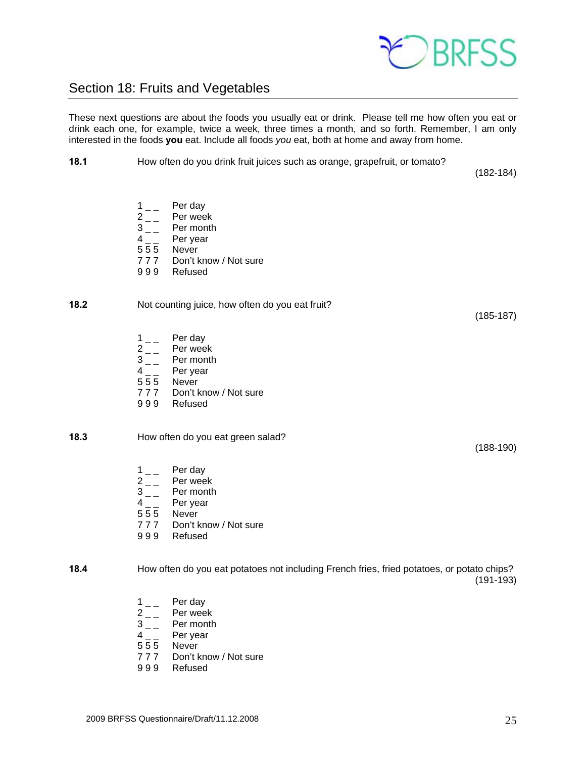## Section 18: Fruits and Vegetables

These next questions are about the foods you usually eat or drink. Please tell me how often you eat or drink each one, for example, twice a week, three times a month, and so forth. Remember, I am only interested in the foods **you** eat. Include all foods *you* eat, both at home and away from home.

**18.1** How often do you drink fruit juices such as orange, grapefruit, or tomato?

(182-184)

1 _ _ Per day
2 _ _ Per week
3 _ _ Per month
4 _ _ Per year
5 5 5 Never
7 7 7 Don't know / Not sure
9 9 9 Refused

**18.2** Not counting juice, how often do you eat fruit?

(185-187)

1 _ _ Per day
2 _ _ Per week
3 _ _ Per month
4 _ _ Per year
5 5 5 Never
7 7 7 Don't know / Not sure
9 9 9 Refused

**18.3** How often do you eat green salad?

(188-190)

1 _ _ Per day
2 _ _ Per week
3 _ _ Per month
4 _ _ Per year
5 5 5 Never
7 7 7 Don't know / Not sure
9 9 9 Refused

**18.4** How often do you eat potatoes not including French fries, fried potatoes, or potato chips?

(191-193)

1 _ _ Per day
2 _ _ Per week
3 _ _ Per month
4 _ _ Per year
5 5 5 Never
7 7 7 Don't know / Not sure
9 9 9 Refused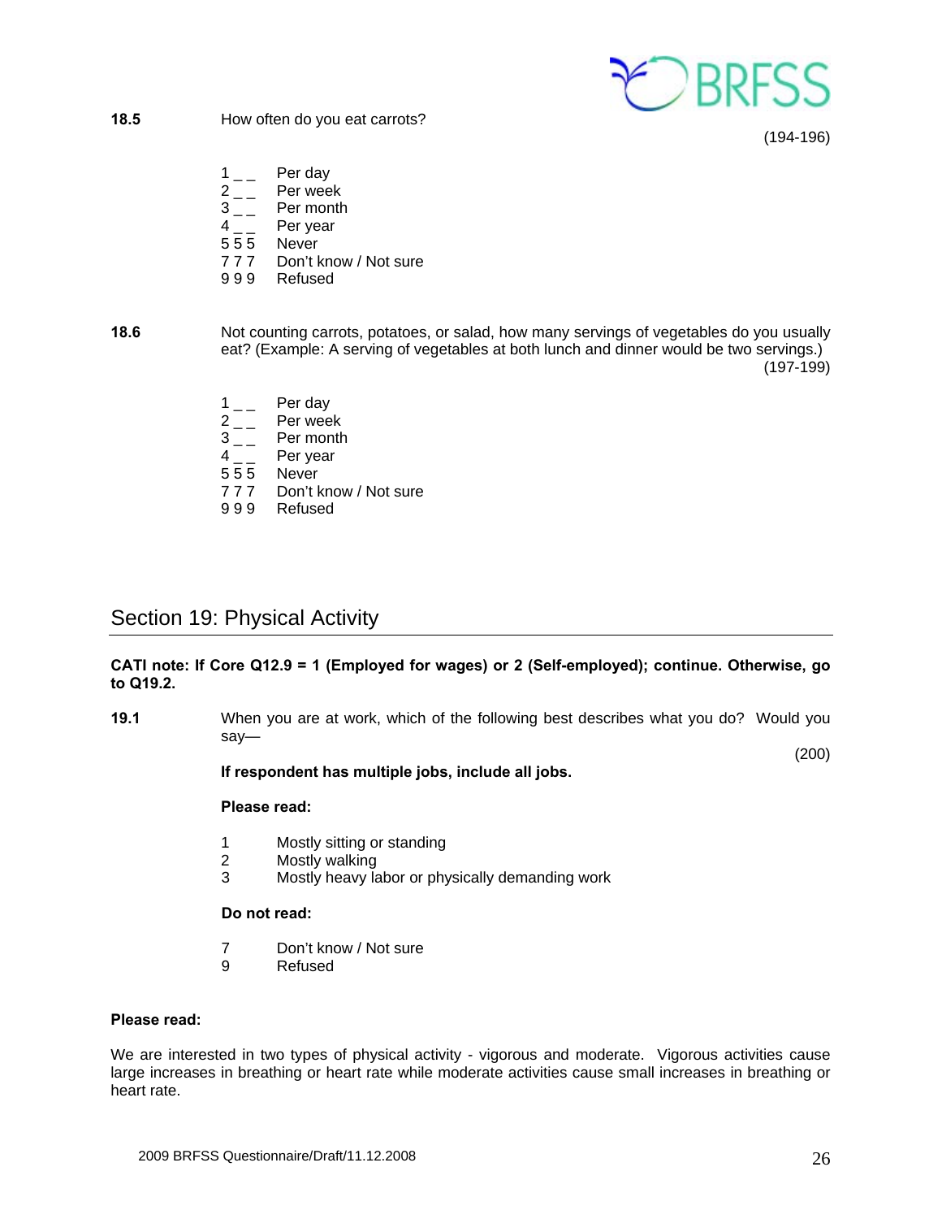**18.5** How often do you eat carrots?

(194-196)

1 _ _ Per day
2 _ _ Per week
3 _ _ Per month
4 _ _ Per year
5 5 5 Never
7 7 7 Don't know / Not sure
9 9 9 Refused

**18.6** Not counting carrots, potatoes, or salad, how many servings of vegetables do you usually eat? (Example: A serving of vegetables at both lunch and dinner would be two servings.)

(197-199)

1 _ _ Per day
2 _ _ Per week
3 _ _ Per month
4 _ _ Per year
5 5 5 Never
7 7 7 Don't know / Not sure
9 9 9 Refused

## Section 19: Physical Activity

**CATI note: If Core Q12.9 = 1 (Employed for wages) or 2 (Self-employed); continue. Otherwise, go to Q19.2.**

**19.1** When you are at work, which of the following best describes what you do? Would you say—

(200)

**If respondent has multiple jobs, include all jobs.**

**Please read:**

1 Mostly sitting or standing
2 Mostly walking
3 Mostly heavy labor or physically demanding work

**Do not read:**

7 Don't know / Not sure
9 Refused

**Please read:**

We are interested in two types of physical activity - vigorous and moderate. Vigorous activities cause large increases in breathing or heart rate while moderate activities cause small increases in breathing or heart rate.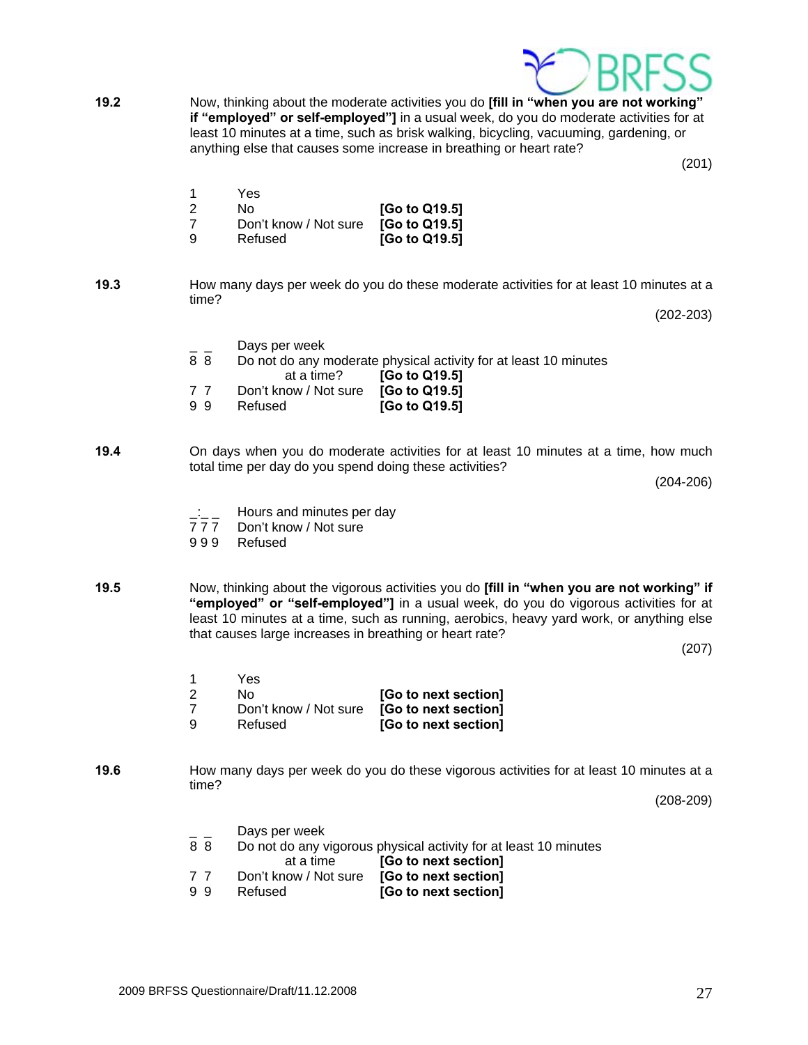**19.2** Now, thinking about the moderate activities you do **[fill in "when you are not working" if "employed" or self-employed"]** in a usual week, do you do moderate activities for at least 10 minutes at a time, such as brisk walking, bicycling, vacuuming, gardening, or anything else that causes some increase in breathing or heart rate?

(201)

| | | |
|---|---|---|
| 1 | Yes | |
| 2 | No | **[Go to Q19.5]** |
| 7 | Don't know / Not sure | **[Go to Q19.5]** |
| 9 | Refused | **[Go to Q19.5]** |

**19.3** How many days per week do you do these moderate activities for at least 10 minutes at a time?

(202-203)

| | | |
|---|---|---|
| _ _ | Days per week | |
| 8 8 | Do not do any moderate physical activity for at least 10 minutes at a time? | **[Go to Q19.5]** |
| 7 7 | Don't know / Not sure | **[Go to Q19.5]** |
| 9 9 | Refused | **[Go to Q19.5]** |

**19.4** On days when you do moderate activities for at least 10 minutes at a time, how much total time per day do you spend doing these activities?

(204-206)

| | |
|---|---|
| _:_ _ | Hours and minutes per day |
| 7 7 7 | Don't know / Not sure |
| 9 9 9 | Refused |

**19.5** Now, thinking about the vigorous activities you do **[fill in "when you are not working" if "employed" or "self-employed"]** in a usual week, do you do vigorous activities for at least 10 minutes at a time, such as running, aerobics, heavy yard work, or anything else that causes large increases in breathing or heart rate?

(207)

| | | |
|---|---|---|
| 1 | Yes | |
| 2 | No | **[Go to next section]** |
| 7 | Don't know / Not sure | **[Go to next section]** |
| 9 | Refused | **[Go to next section]** |

**19.6** How many days per week do you do these vigorous activities for at least 10 minutes at a time?

(208-209)

| | | |
|---|---|---|
| _ _ | Days per week | |
| 8 8 | Do not do any vigorous physical activity for at least 10 minutes at a time | **[Go to next section]** |
| 7 7 | Don't know / Not sure | **[Go to next section]** |
| 9 9 | Refused | **[Go to next section]** |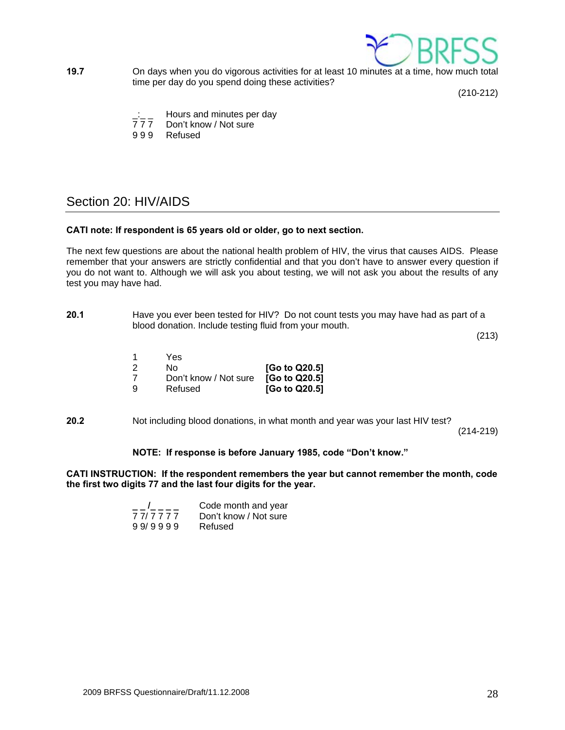**19.7** On days when you do vigorous activities for at least 10 minutes at a time, how much total time per day do you spend doing these activities?

(210-212)

_:_ _ Hours and minutes per day
7 7 7 Don't know / Not sure
9 9 9 Refused

## Section 20: HIV/AIDS

**CATI note: If respondent is 65 years old or older, go to next section.**

The next few questions are about the national health problem of HIV, the virus that causes AIDS. Please remember that your answers are strictly confidential and that you don't have to answer every question if you do not want to. Although we will ask you about testing, we will not ask you about the results of any test you may have had.

**20.1** Have you ever been tested for HIV? Do not count tests you may have had as part of a blood donation. Include testing fluid from your mouth.

(213)

1 Yes
2 No **[Go to Q20.5]**
7 Don't know / Not sure **[Go to Q20.5]**
9 Refused **[Go to Q20.5]**

**20.2** Not including blood donations, in what month and year was your last HIV test?

(214-219)

**NOTE: If response is before January 1985, code "Don't know."**

**CATI INSTRUCTION: If the respondent remembers the year but cannot remember the month, code the first two digits 77 and the last four digits for the year.**

_ _/_ _ _ _ Code month and year
7 7/ 7 7 7 7 Don't know / Not sure
9 9/ 9 9 9 9 Refused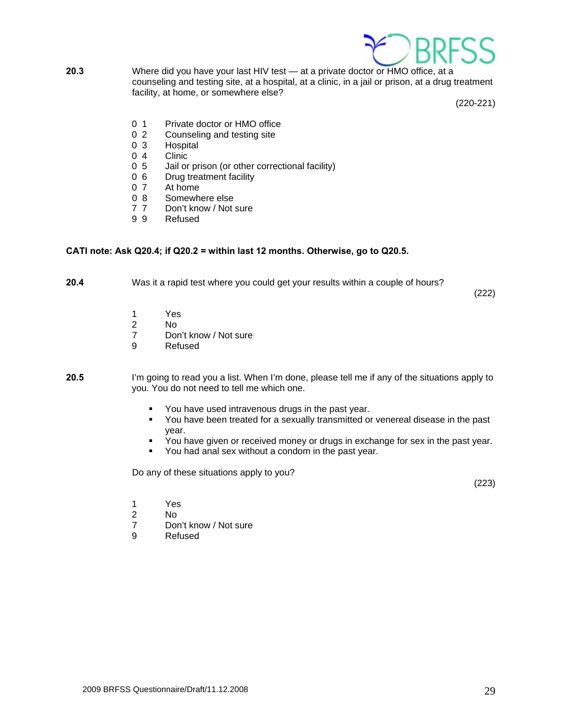**20.3** Where did you have your last HIV test — at a private doctor or HMO office, at a counseling and testing site, at a hospital, at a clinic, in a jail or prison, at a drug treatment facility, at home, or somewhere else?

(220-221)

0 1 Private doctor or HMO office
0 2 Counseling and testing site
0 3 Hospital
0 4 Clinic
0 5 Jail or prison (or other correctional facility)
0 6 Drug treatment facility
0 7 At home
0 8 Somewhere else
7 7 Don't know / Not sure
9 9 Refused

**CATI note: Ask Q20.4; if Q20.2 = within last 12 months. Otherwise, go to Q20.5.**

**20.4** Was it a rapid test where you could get your results within a couple of hours?

(222)

1 Yes
2 No
7 Don't know / Not sure
9 Refused

**20.5** I'm going to read you a list. When I'm done, please tell me if any of the situations apply to you. You do not need to tell me which one.

- You have used intravenous drugs in the past year.
- You have been treated for a sexually transmitted or venereal disease in the past year.
- You have given or received money or drugs in exchange for sex in the past year.
- You had anal sex without a condom in the past year.

Do any of these situations apply to you?

(223)

1 Yes
2 No
7 Don't know / Not sure
9 Refused

2009 BRFSS Questionnaire/Draft/11.12.2008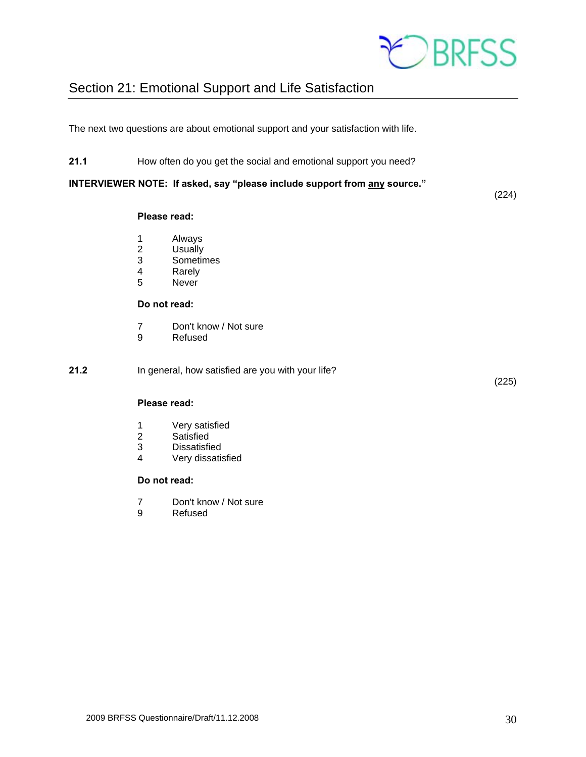## Section 21: Emotional Support and Life Satisfaction

The next two questions are about emotional support and your satisfaction with life.

**21.1** How often do you get the social and emotional support you need?

**INTERVIEWER NOTE: If asked, say "please include support from any source."**

(224)

**Please read:**

1 Always
2 Usually
3 Sometimes
4 Rarely
5 Never

**Do not read:**

7 Don't know / Not sure
9 Refused

**21.2** In general, how satisfied are you with your life?

(225)

**Please read:**

1 Very satisfied
2 Satisfied
3 Dissatisfied
4 Very dissatisfied

**Do not read:**

7 Don't know / Not sure
9 Refused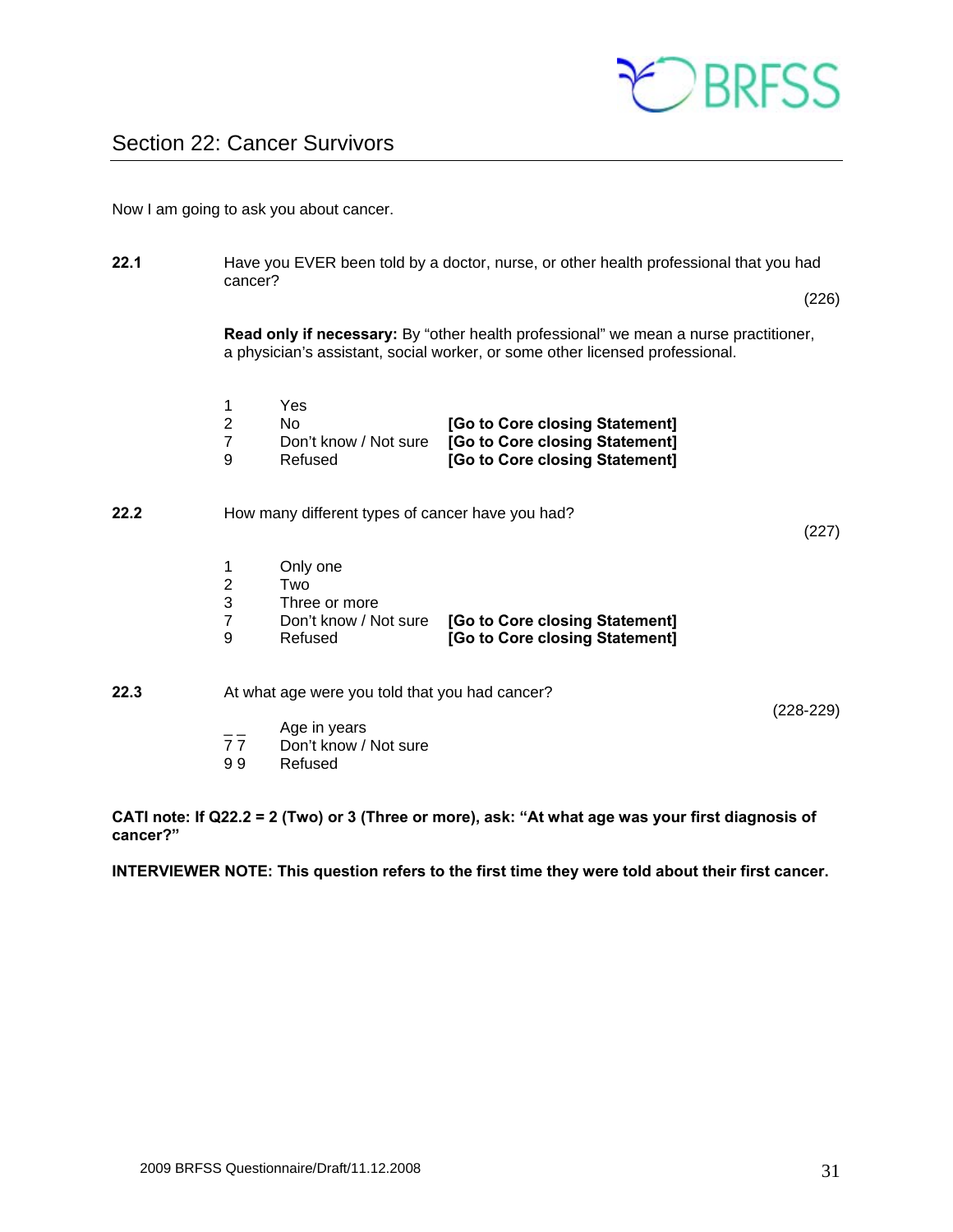## Section 22: Cancer Survivors

Now I am going to ask you about cancer.

**22.1** Have you EVER been told by a doctor, nurse, or other health professional that you had cancer?

(226)

**Read only if necessary:** By "other health professional" we mean a nurse practitioner, a physician's assistant, social worker, or some other licensed professional.

| | | |
|---|---|---|
| 1 | Yes | |
| 2 | No | **[Go to Core closing Statement]** |
| 7 | Don't know / Not sure | **[Go to Core closing Statement]** |
| 9 | Refused | **[Go to Core closing Statement]** |

**22.2** How many different types of cancer have you had?

(227)

| | | |
|---|---|---|
| 1 | Only one | |
| 2 | Two | |
| 3 | Three or more | |
| 7 | Don't know / Not sure | **[Go to Core closing Statement]** |
| 9 | Refused | **[Go to Core closing Statement]** |

**22.3** At what age were you told that you had cancer?

(228-229)

| | |
|---|---|
| _ _ | Age in years |
| 7 7 | Don't know / Not sure |
| 9 9 | Refused |

**CATI note: If Q22.2 = 2 (Two) or 3 (Three or more), ask: "At what age was your first diagnosis of cancer?"**

**INTERVIEWER NOTE: This question refers to the first time they were told about their first cancer.**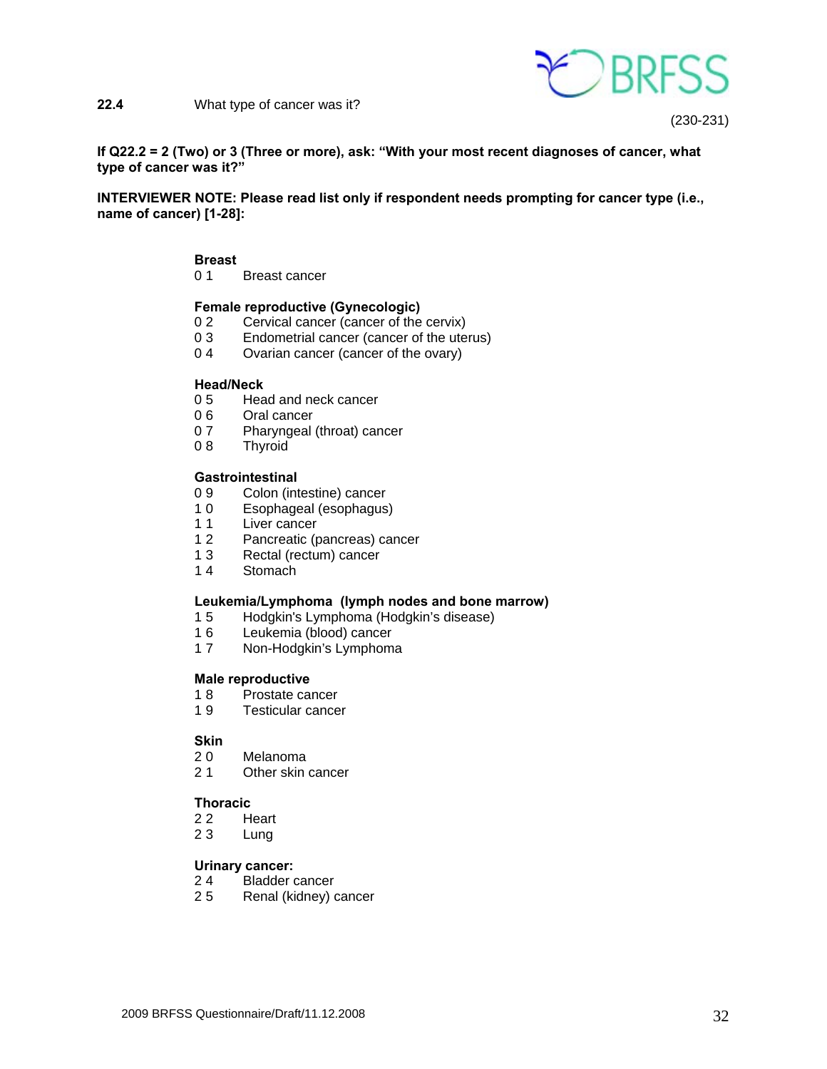**22.4** What type of cancer was it?

(230-231)

**If Q22.2 = 2 (Two) or 3 (Three or more), ask: "With your most recent diagnoses of cancer, what type of cancer was it?"**

**INTERVIEWER NOTE: Please read list only if respondent needs prompting for cancer type (i.e., name of cancer) [1-28]:**

**Breast**

0 1 Breast cancer

**Female reproductive (Gynecologic)**

0 2 Cervical cancer (cancer of the cervix)
0 3 Endometrial cancer (cancer of the uterus)
0 4 Ovarian cancer (cancer of the ovary)

**Head/Neck**

0 5 Head and neck cancer
0 6 Oral cancer
0 7 Pharyngeal (throat) cancer
0 8 Thyroid

**Gastrointestinal**

0 9 Colon (intestine) cancer
1 0 Esophageal (esophagus)
1 1 Liver cancer
1 2 Pancreatic (pancreas) cancer
1 3 Rectal (rectum) cancer
1 4 Stomach

**Leukemia/Lymphoma (lymph nodes and bone marrow)**

1 5 Hodgkin's Lymphoma (Hodgkin's disease)
1 6 Leukemia (blood) cancer
1 7 Non-Hodgkin's Lymphoma

**Male reproductive**

1 8 Prostate cancer
1 9 Testicular cancer

**Skin**

2 0 Melanoma
2 1 Other skin cancer

**Thoracic**

2 2 Heart
2 3 Lung

**Urinary cancer:**

2 4 Bladder cancer
2 5 Renal (kidney) cancer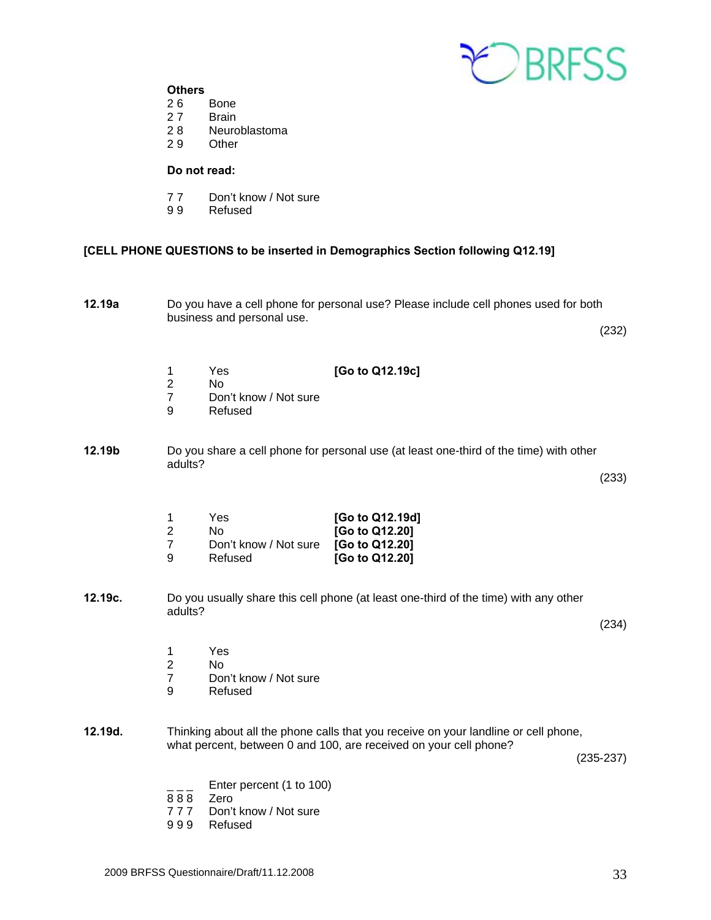**Others**

2 6 Bone
2 7 Brain
2 8 Neuroblastoma
2 9 Other

**Do not read:**

7 7 Don't know / Not sure
9 9 Refused

**[CELL PHONE QUESTIONS to be inserted in Demographics Section following Q12.19]**

**12.19a** Do you have a cell phone for personal use? Please include cell phones used for both business and personal use.

(232)

1 Yes **[Go to Q12.19c]**
2 No
7 Don't know / Not sure
9 Refused

**12.19b** Do you share a cell phone for personal use (at least one-third of the time) with other adults?

(233)

1 Yes **[Go to Q12.19d]**
2 No **[Go to Q12.20]**
7 Don't know / Not sure **[Go to Q12.20]**
9 Refused **[Go to Q12.20]**

**12.19c.** Do you usually share this cell phone (at least one-third of the time) with any other adults?

(234)

1 Yes
2 No
7 Don't know / Not sure
9 Refused

**12.19d.** Thinking about all the phone calls that you receive on your landline or cell phone, what percent, between 0 and 100, are received on your cell phone?

(235-237)

_ _ _ Enter percent (1 to 100)
8 8 8 Zero
7 7 7 Don't know / Not sure
9 9 9 Refused

2009 BRFSS Questionnaire/Draft/11.12.2008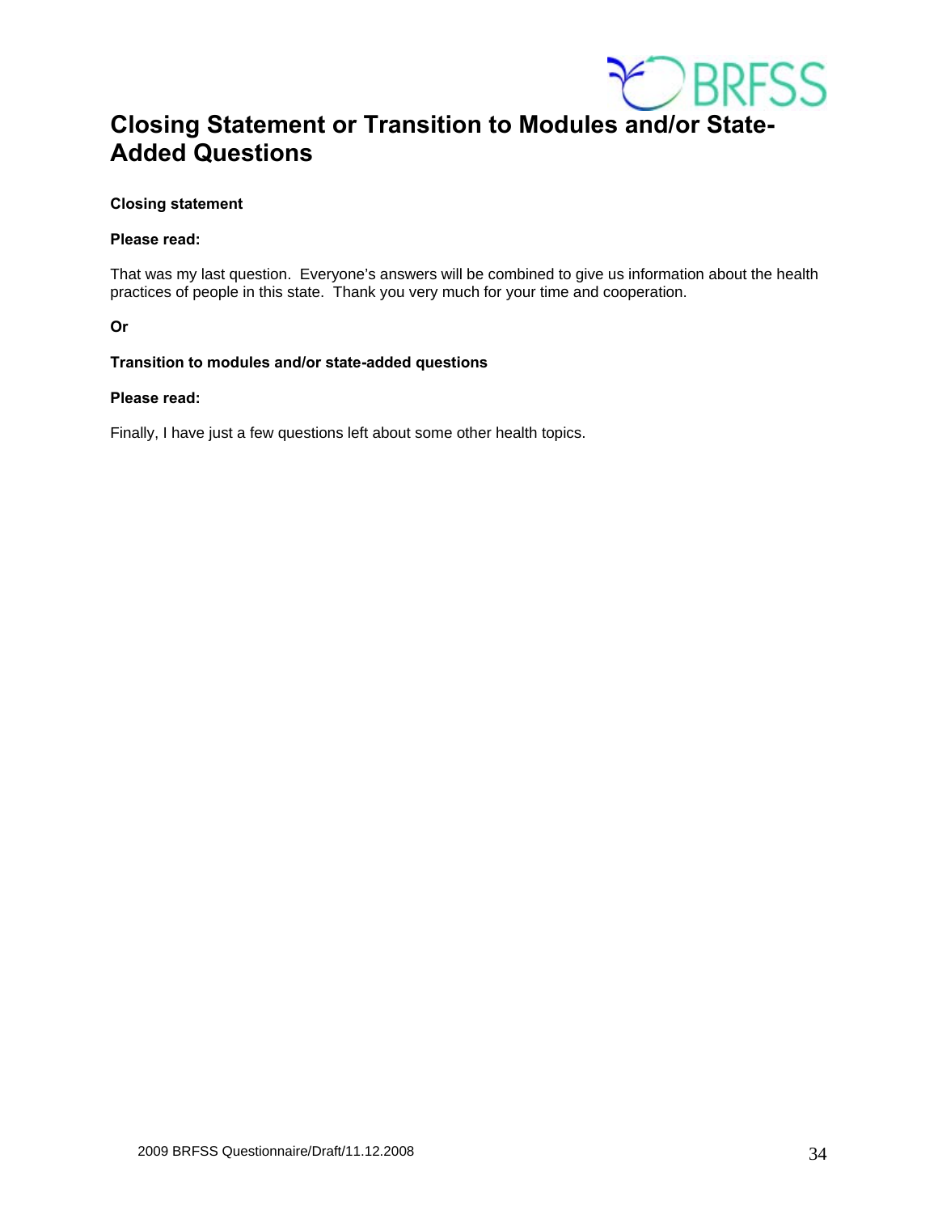# Closing Statement or Transition to Modules and/or State-Added Questions

**Closing statement**

**Please read:**

That was my last question. Everyone's answers will be combined to give us information about the health practices of people in this state. Thank you very much for your time and cooperation.

**Or**

**Transition to modules and/or state-added questions**

**Please read:**

Finally, I have just a few questions left about some other health topics.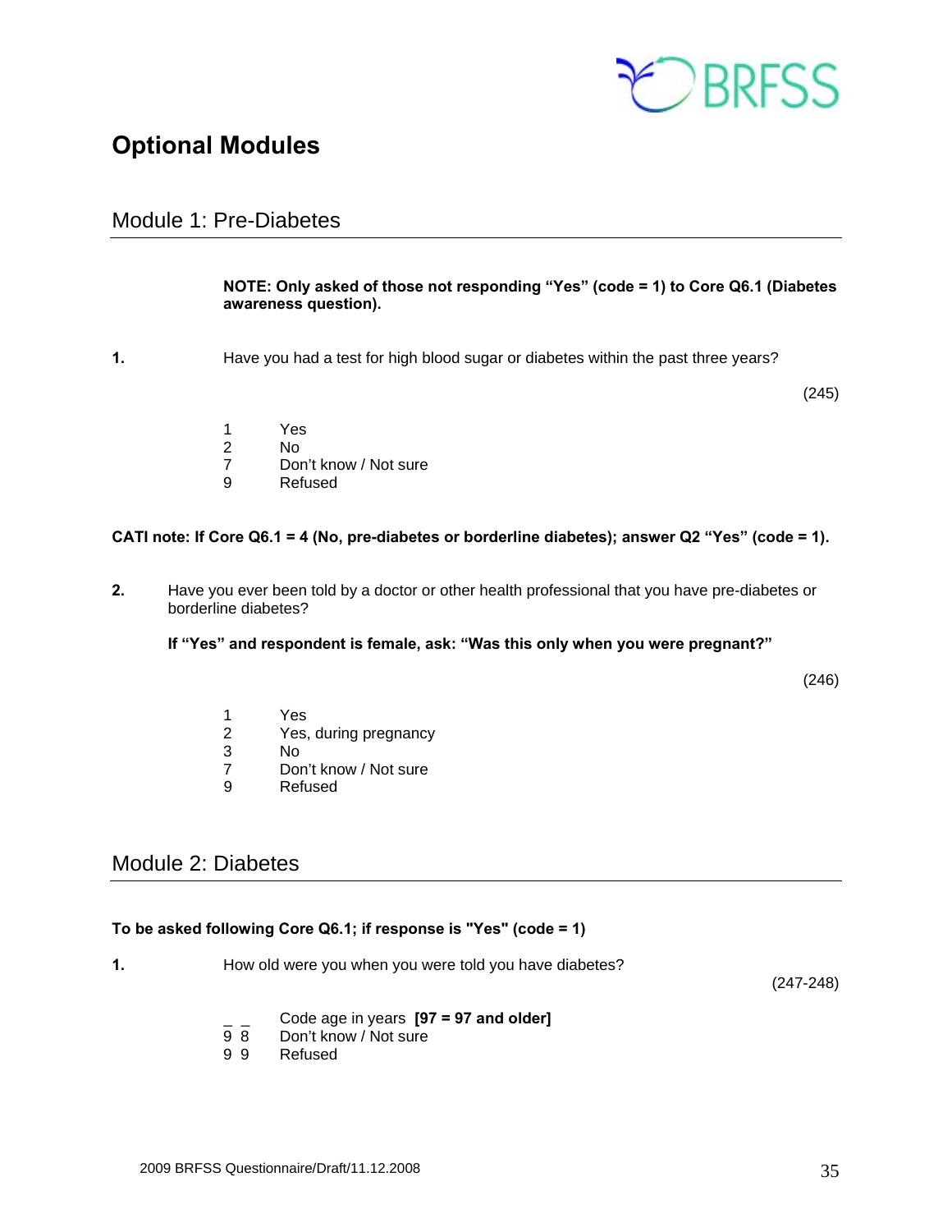# Optional Modules

## Module 1: Pre-Diabetes

**NOTE: Only asked of those not responding "Yes" (code = 1) to Core Q6.1 (Diabetes awareness question).**

**1.** Have you had a test for high blood sugar or diabetes within the past three years?

(245)

1 Yes
2 No
7 Don't know / Not sure
9 Refused

**CATI note: If Core Q6.1 = 4 (No, pre-diabetes or borderline diabetes); answer Q2 "Yes" (code = 1).**

**2.** Have you ever been told by a doctor or other health professional that you have pre-diabetes or borderline diabetes?

**If "Yes" and respondent is female, ask: "Was this only when you were pregnant?"**

(246)

1 Yes
2 Yes, during pregnancy
3 No
7 Don't know / Not sure
9 Refused

## Module 2: Diabetes

**To be asked following Core Q6.1; if response is "Yes" (code = 1)**

**1.** How old were you when you were told you have diabetes?

(247-248)

_ _ Code age in years **[97 = 97 and older]**
9 8 Don't know / Not sure
9 9 Refused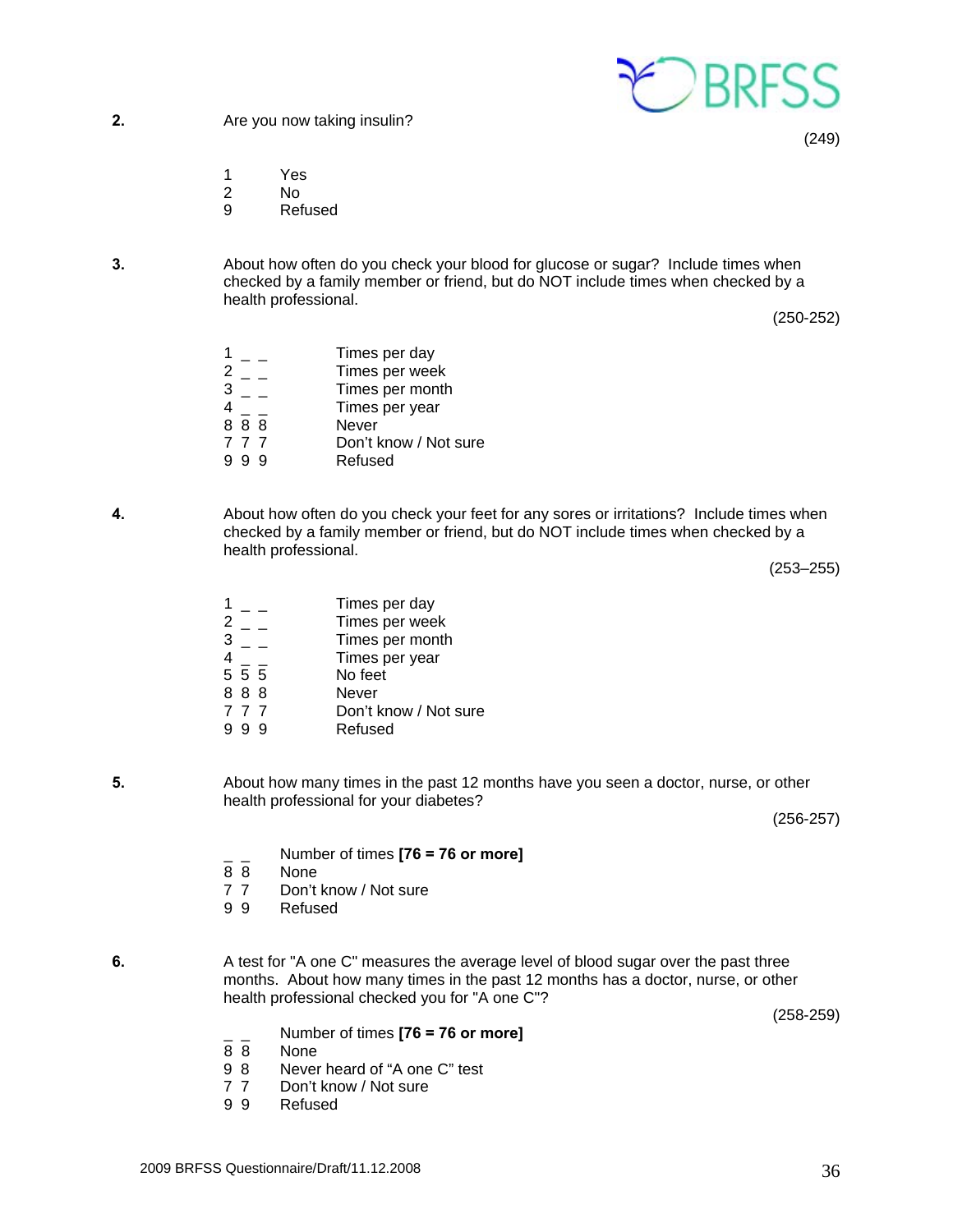**2.** Are you now taking insulin?

(249)

1 Yes
2 No
9 Refused

**3.** About how often do you check your blood for glucose or sugar? Include times when checked by a family member or friend, but do NOT include times when checked by a health professional.

(250-252)

1 _ _ Times per day
2 _ _ Times per week
3 _ _ Times per month
4 _ _ Times per year
8 8 8 Never
7 7 7 Don't know / Not sure
9 9 9 Refused

**4.** About how often do you check your feet for any sores or irritations? Include times when checked by a family member or friend, but do NOT include times when checked by a health professional.

(253–255)

1 _ _ Times per day
2 _ _ Times per week
3 _ _ Times per month
4 _ _ Times per year
5 5 5 No feet
8 8 8 Never
7 7 7 Don't know / Not sure
9 9 9 Refused

**5.** About how many times in the past 12 months have you seen a doctor, nurse, or other health professional for your diabetes?

(256-257)

_ _ Number of times **[76 = 76 or more]**
8 8 None
7 7 Don't know / Not sure
9 9 Refused

**6.** A test for "A one C" measures the average level of blood sugar over the past three months. About how many times in the past 12 months has a doctor, nurse, or other health professional checked you for "A one C"?

(258-259)

_ _ Number of times **[76 = 76 or more]**
8 8 None
9 8 Never heard of "A one C" test
7 7 Don't know / Not sure
9 9 Refused

2009 BRFSS Questionnaire/Draft/11.12.2008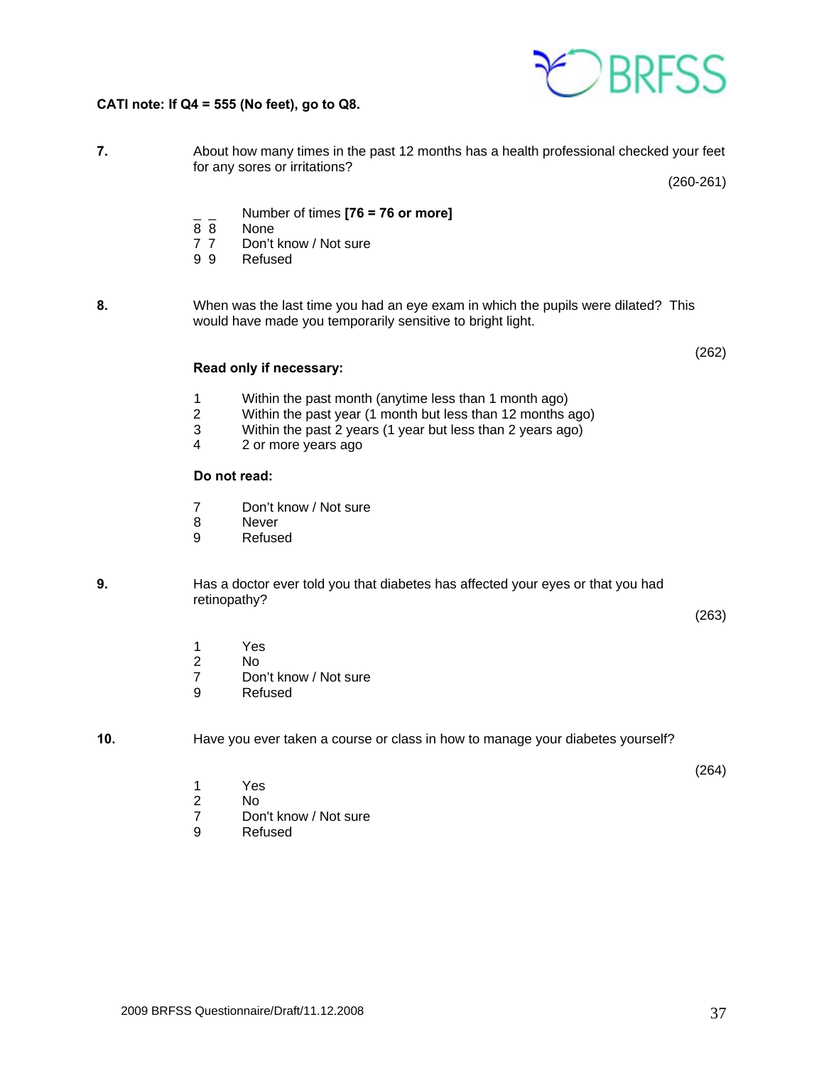**CATI note: If Q4 = 555 (No feet), go to Q8.**

**7.** About how many times in the past 12 months has a health professional checked your feet for any sores or irritations?

(260-261)

_ _ Number of times **[76 = 76 or more]**
8 8 None
7 7 Don't know / Not sure
9 9 Refused

**8.** When was the last time you had an eye exam in which the pupils were dilated? This would have made you temporarily sensitive to bright light.

(262)

**Read only if necessary:**

1 Within the past month (anytime less than 1 month ago)
2 Within the past year (1 month but less than 12 months ago)
3 Within the past 2 years (1 year but less than 2 years ago)
4 2 or more years ago

**Do not read:**

7 Don't know / Not sure
8 Never
9 Refused

**9.** Has a doctor ever told you that diabetes has affected your eyes or that you had retinopathy?

(263)

1 Yes
2 No
7 Don't know / Not sure
9 Refused

**10.** Have you ever taken a course or class in how to manage your diabetes yourself?

(264)

1 Yes
2 No
7 Don't know / Not sure
9 Refused

2009 BRFSS Questionnaire/Draft/11.12.2008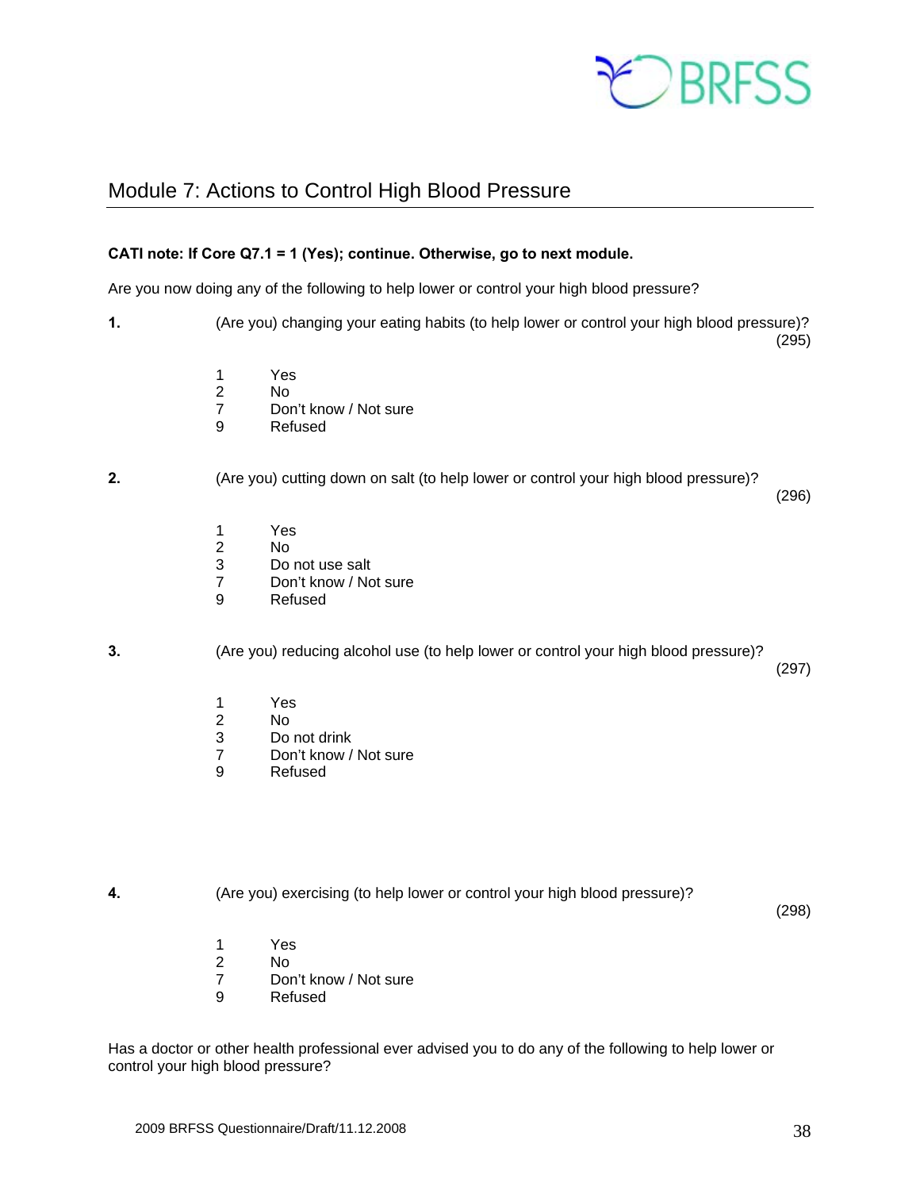## Module 7: Actions to Control High Blood Pressure

**CATI note: If Core Q7.1 = 1 (Yes); continue. Otherwise, go to next module.**

Are you now doing any of the following to help lower or control your high blood pressure?

**1.** (Are you) changing your eating habits (to help lower or control your high blood pressure)? (295)

1 Yes
2 No
7 Don't know / Not sure
9 Refused

**2.** (Are you) cutting down on salt (to help lower or control your high blood pressure)? (296)

1 Yes
2 No
3 Do not use salt
7 Don't know / Not sure
9 Refused

**3.** (Are you) reducing alcohol use (to help lower or control your high blood pressure)? (297)

1 Yes
2 No
3 Do not drink
7 Don't know / Not sure
9 Refused

**4.** (Are you) exercising (to help lower or control your high blood pressure)? (298)

1 Yes
2 No
7 Don't know / Not sure
9 Refused

Has a doctor or other health professional ever advised you to do any of the following to help lower or control your high blood pressure?

2009 BRFSS Questionnaire/Draft/11.12.2008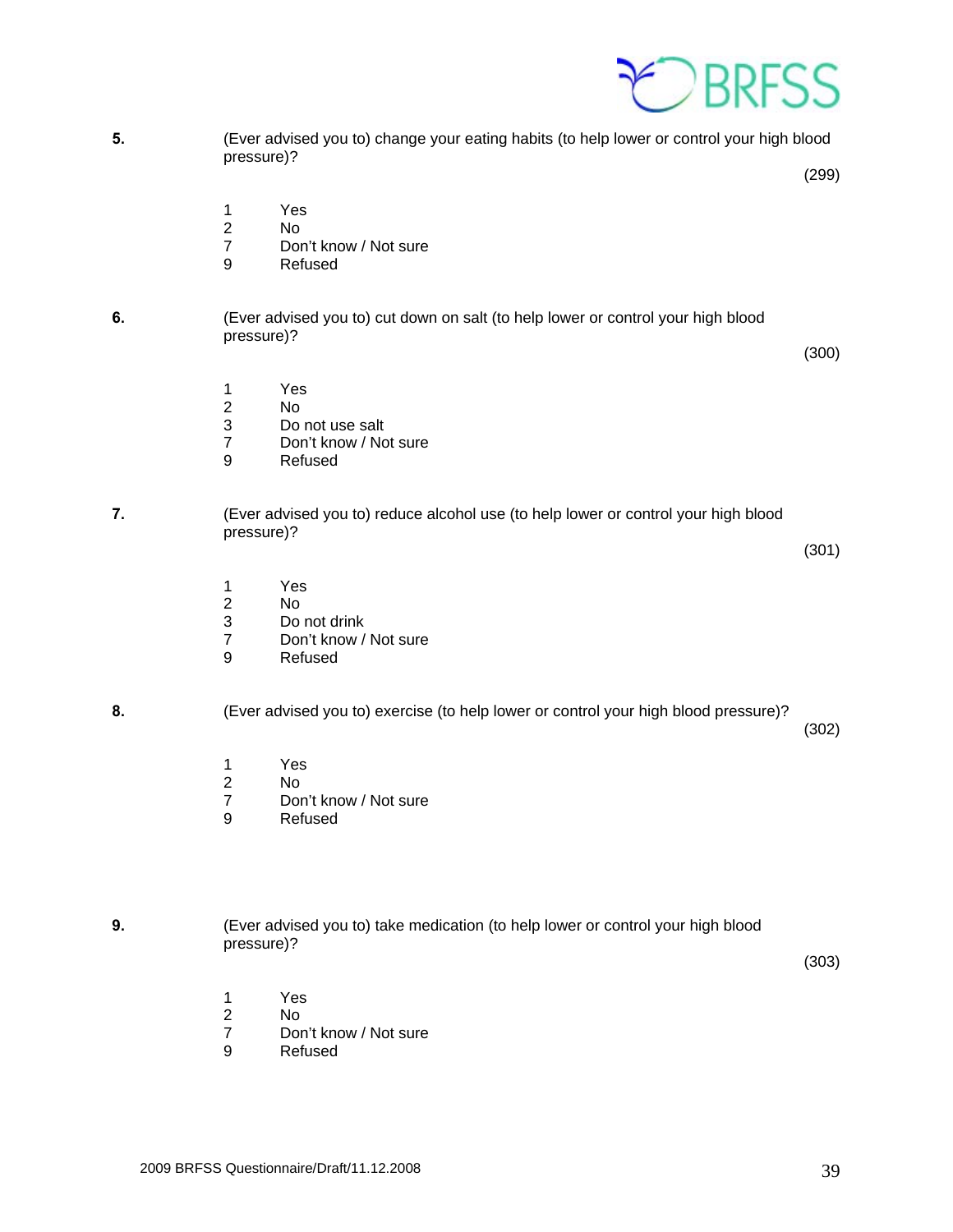**5.** (Ever advised you to) change your eating habits (to help lower or control your high blood pressure)?

(299)

1 Yes
2 No
7 Don't know / Not sure
9 Refused

**6.** (Ever advised you to) cut down on salt (to help lower or control your high blood pressure)?

(300)

1 Yes
2 No
3 Do not use salt
7 Don't know / Not sure
9 Refused

**7.** (Ever advised you to) reduce alcohol use (to help lower or control your high blood pressure)?

(301)

1 Yes
2 No
3 Do not drink
7 Don't know / Not sure
9 Refused

**8.** (Ever advised you to) exercise (to help lower or control your high blood pressure)?

(302)

1 Yes
2 No
7 Don't know / Not sure
9 Refused

**9.** (Ever advised you to) take medication (to help lower or control your high blood pressure)?

(303)

1 Yes
2 No
7 Don't know / Not sure
9 Refused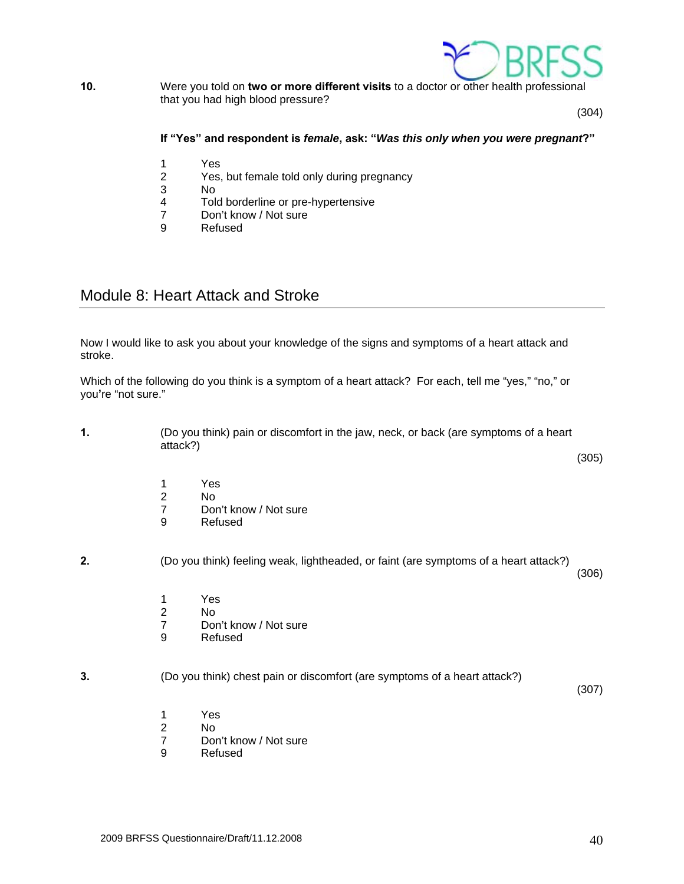**10.** Were you told on **two or more different visits** to a doctor or other health professional that you had high blood pressure?

(304)

**If "Yes" and respondent is *female*, ask: "*Was this only when you were pregnant*?"**

1 Yes
2 Yes, but female told only during pregnancy
3 No
4 Told borderline or pre-hypertensive
7 Don't know / Not sure
9 Refused

## Module 8: Heart Attack and Stroke

Now I would like to ask you about your knowledge of the signs and symptoms of a heart attack and stroke.

Which of the following do you think is a symptom of a heart attack? For each, tell me "yes," "no," or you're "not sure."

**1.** (Do you think) pain or discomfort in the jaw, neck, or back (are symptoms of a heart attack?)

(305)

1 Yes
2 No
7 Don't know / Not sure
9 Refused

**2.** (Do you think) feeling weak, lightheaded, or faint (are symptoms of a heart attack?)

(306)

1 Yes
2 No
7 Don't know / Not sure
9 Refused

**3.** (Do you think) chest pain or discomfort (are symptoms of a heart attack?)

(307)

1 Yes
2 No
7 Don't know / Not sure
9 Refused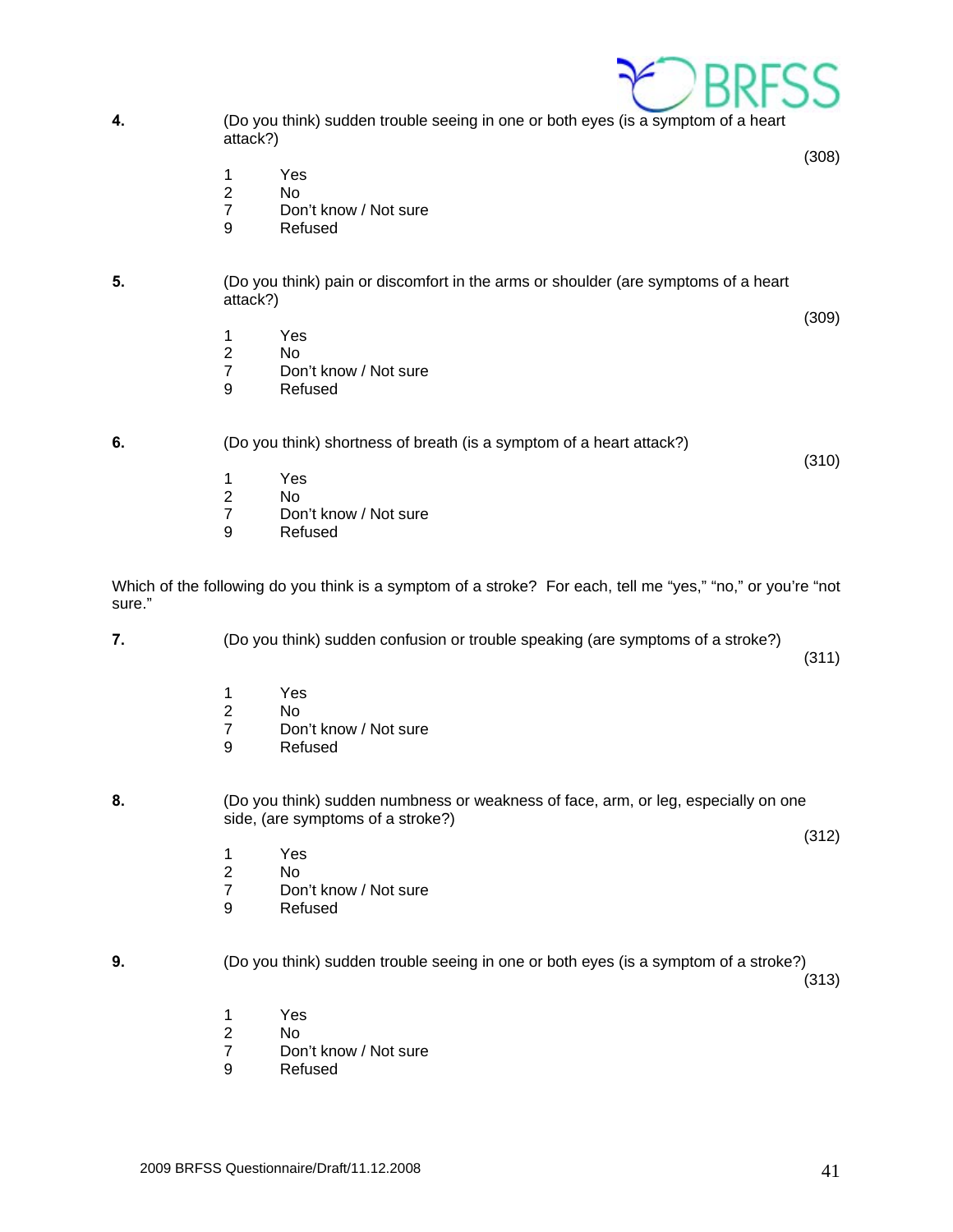**4.** (Do you think) sudden trouble seeing in one or both eyes (is a symptom of a heart attack?)

(308)

1 Yes
2 No
7 Don't know / Not sure
9 Refused

**5.** (Do you think) pain or discomfort in the arms or shoulder (are symptoms of a heart attack?)

(309)

1 Yes
2 No
7 Don't know / Not sure
9 Refused

**6.** (Do you think) shortness of breath (is a symptom of a heart attack?)

(310)

1 Yes
2 No
7 Don't know / Not sure
9 Refused

Which of the following do you think is a symptom of a stroke? For each, tell me "yes," "no," or you're "not sure."

**7.** (Do you think) sudden confusion or trouble speaking (are symptoms of a stroke?)

(311)

1 Yes
2 No
7 Don't know / Not sure
9 Refused

**8.** (Do you think) sudden numbness or weakness of face, arm, or leg, especially on one side, (are symptoms of a stroke?)

(312)

1 Yes
2 No
7 Don't know / Not sure
9 Refused

**9.** (Do you think) sudden trouble seeing in one or both eyes (is a symptom of a stroke?)

(313)

1 Yes
2 No
7 Don't know / Not sure
9 Refused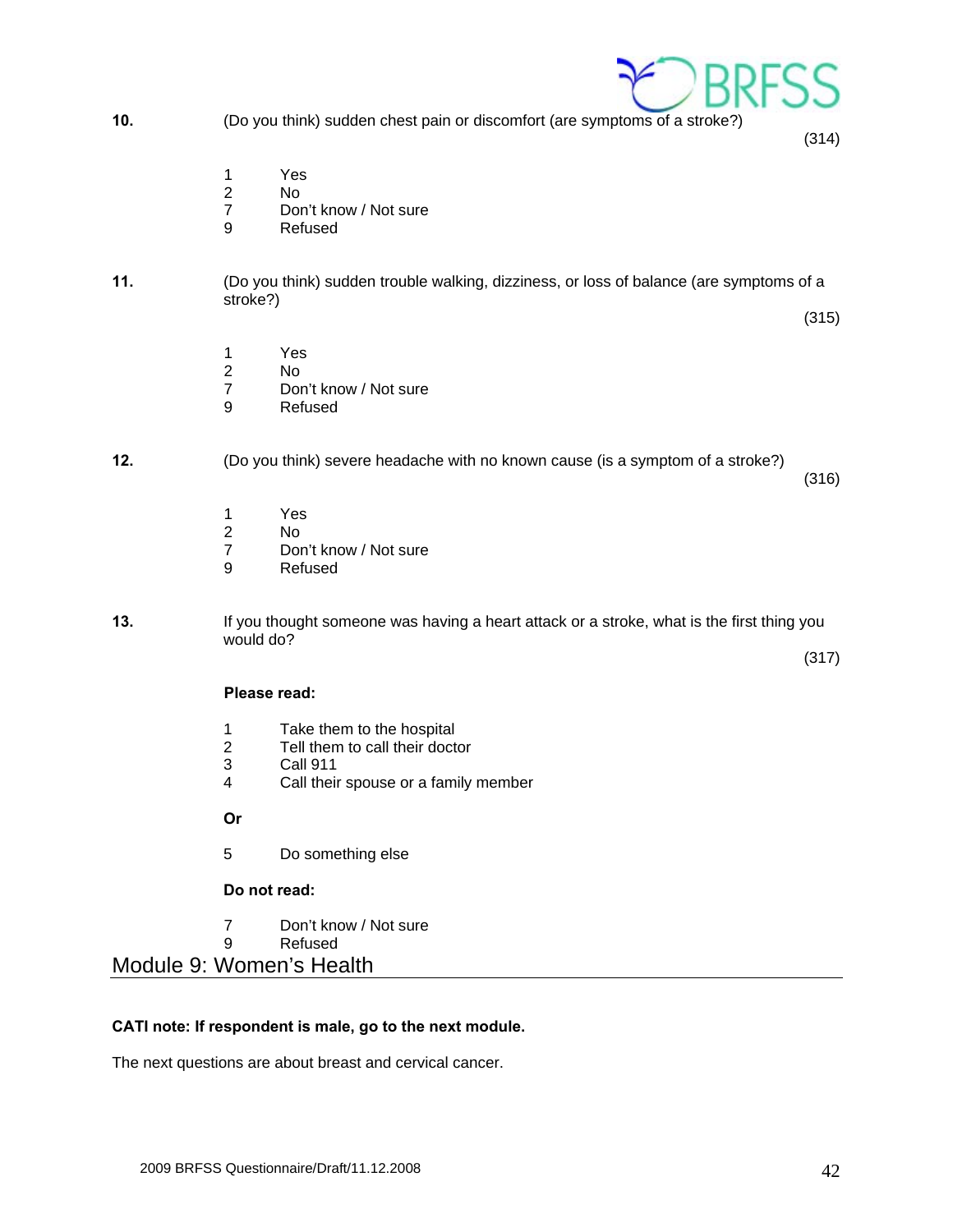**10.** (Do you think) sudden chest pain or discomfort (are symptoms of a stroke?)

(314)

1 Yes
2 No
7 Don't know / Not sure
9 Refused

**11.** (Do you think) sudden trouble walking, dizziness, or loss of balance (are symptoms of a stroke?)

(315)

1 Yes
2 No
7 Don't know / Not sure
9 Refused

**12.** (Do you think) severe headache with no known cause (is a symptom of a stroke?)

(316)

1 Yes
2 No
7 Don't know / Not sure
9 Refused

**13.** If you thought someone was having a heart attack or a stroke, what is the first thing you would do?

(317)

**Please read:**

1 Take them to the hospital
2 Tell them to call their doctor
3 Call 911
4 Call their spouse or a family member

**Or**

5 Do something else

**Do not read:**

7 Don't know / Not sure
9 Refused

## Module 9: Women's Health

**CATI note: If respondent is male, go to the next module.**

The next questions are about breast and cervical cancer.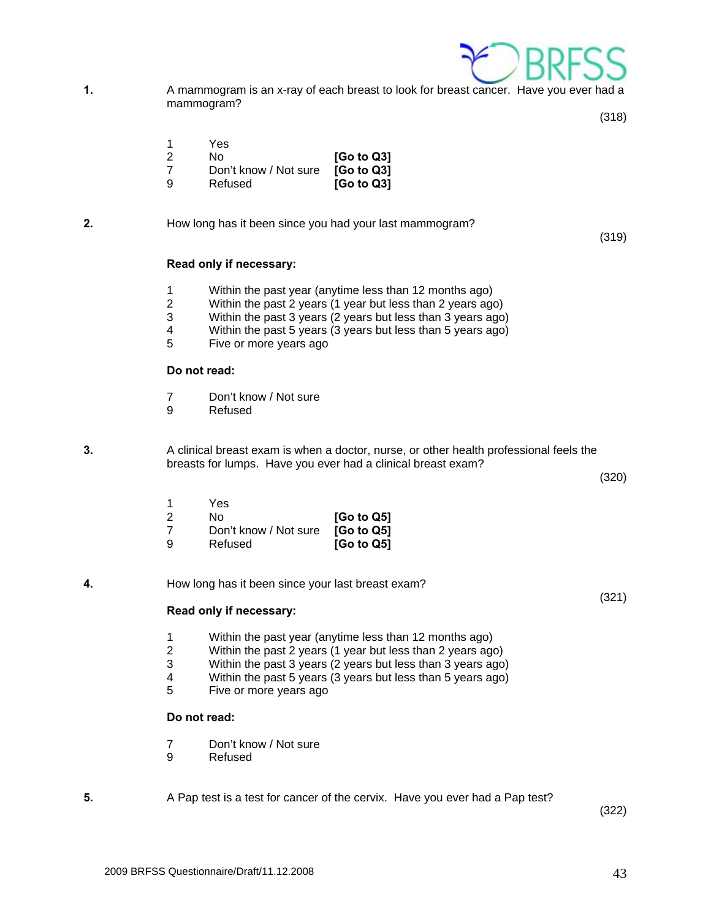**1.** A mammogram is an x-ray of each breast to look for breast cancer. Have you ever had a mammogram?

(318)

| | | |
|---|---|---|
| 1 | Yes | |
| 2 | No | **[Go to Q3]** |
| 7 | Don't know / Not sure | **[Go to Q3]** |
| 9 | Refused | **[Go to Q3]** |

**2.** How long has it been since you had your last mammogram?

(319)

**Read only if necessary:**

1 Within the past year (anytime less than 12 months ago)
2 Within the past 2 years (1 year but less than 2 years ago)
3 Within the past 3 years (2 years but less than 3 years ago)
4 Within the past 5 years (3 years but less than 5 years ago)
5 Five or more years ago

**Do not read:**

7 Don't know / Not sure
9 Refused

**3.** A clinical breast exam is when a doctor, nurse, or other health professional feels the breasts for lumps. Have you ever had a clinical breast exam?

(320)

| | | |
|---|---|---|
| 1 | Yes | |
| 2 | No | **[Go to Q5]** |
| 7 | Don't know / Not sure | **[Go to Q5]** |
| 9 | Refused | **[Go to Q5]** |

**4.** How long has it been since your last breast exam?

(321)

**Read only if necessary:**

1 Within the past year (anytime less than 12 months ago)
2 Within the past 2 years (1 year but less than 2 years ago)
3 Within the past 3 years (2 years but less than 3 years ago)
4 Within the past 5 years (3 years but less than 5 years ago)
5 Five or more years ago

**Do not read:**

7 Don't know / Not sure
9 Refused

**5.** A Pap test is a test for cancer of the cervix. Have you ever had a Pap test?

(322)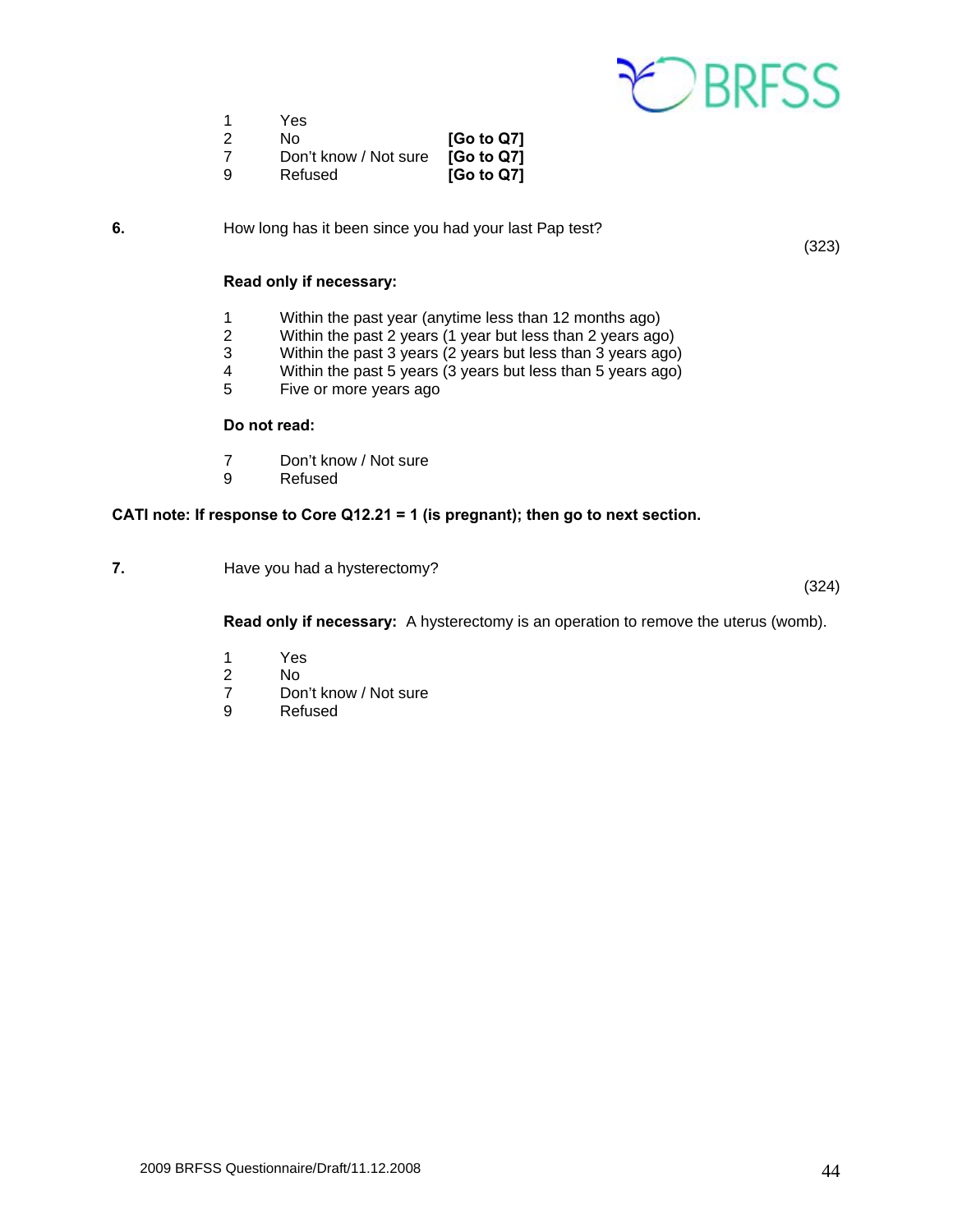1 Yes
2 No [Go to Q7]
7 Don't know / Not sure [Go to Q7]
9 Refused [Go to Q7]

**6.** How long has it been since you had your last Pap test?

(323)

**Read only if necessary:**

1 Within the past year (anytime less than 12 months ago)
2 Within the past 2 years (1 year but less than 2 years ago)
3 Within the past 3 years (2 years but less than 3 years ago)
4 Within the past 5 years (3 years but less than 5 years ago)
5 Five or more years ago

**Do not read:**

7 Don't know / Not sure
9 Refused

**CATI note: If response to Core Q12.21 = 1 (is pregnant); then go to next section.**

**7.** Have you had a hysterectomy?

(324)

**Read only if necessary:** A hysterectomy is an operation to remove the uterus (womb).

1 Yes
2 No
7 Don't know / Not sure
9 Refused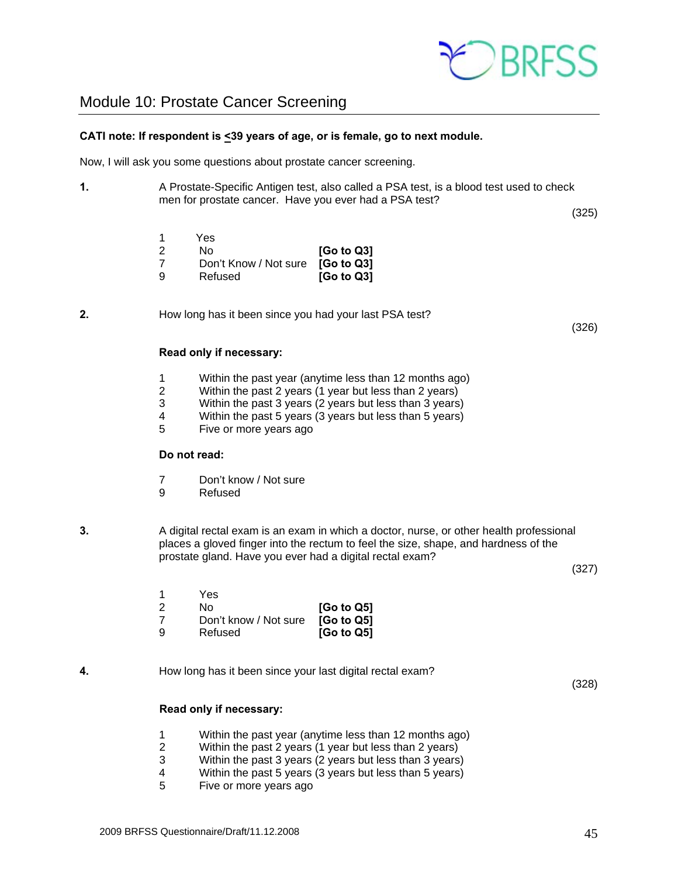## Module 10: Prostate Cancer Screening

**CATI note: If respondent is ≤39 years of age, or is female, go to next module.**

Now, I will ask you some questions about prostate cancer screening.

**1.** A Prostate-Specific Antigen test, also called a PSA test, is a blood test used to check men for prostate cancer. Have you ever had a PSA test?

(325)

1 Yes
2 No **[Go to Q3]**
7 Don't Know / Not sure **[Go to Q3]**
9 Refused **[Go to Q3]**

**2.** How long has it been since you had your last PSA test?

(326)

**Read only if necessary:**

1 Within the past year (anytime less than 12 months ago)
2 Within the past 2 years (1 year but less than 2 years)
3 Within the past 3 years (2 years but less than 3 years)
4 Within the past 5 years (3 years but less than 5 years)
5 Five or more years ago

**Do not read:**

7 Don't know / Not sure
9 Refused

**3.** A digital rectal exam is an exam in which a doctor, nurse, or other health professional places a gloved finger into the rectum to feel the size, shape, and hardness of the prostate gland. Have you ever had a digital rectal exam?

(327)

1 Yes
2 No **[Go to Q5]**
7 Don't know / Not sure **[Go to Q5]**
9 Refused **[Go to Q5]**

**4.** How long has it been since your last digital rectal exam?

(328)

**Read only if necessary:**

1 Within the past year (anytime less than 12 months ago)
2 Within the past 2 years (1 year but less than 2 years)
3 Within the past 3 years (2 years but less than 3 years)
4 Within the past 5 years (3 years but less than 5 years)
5 Five or more years ago

2009 BRFSS Questionnaire/Draft/11.12.2008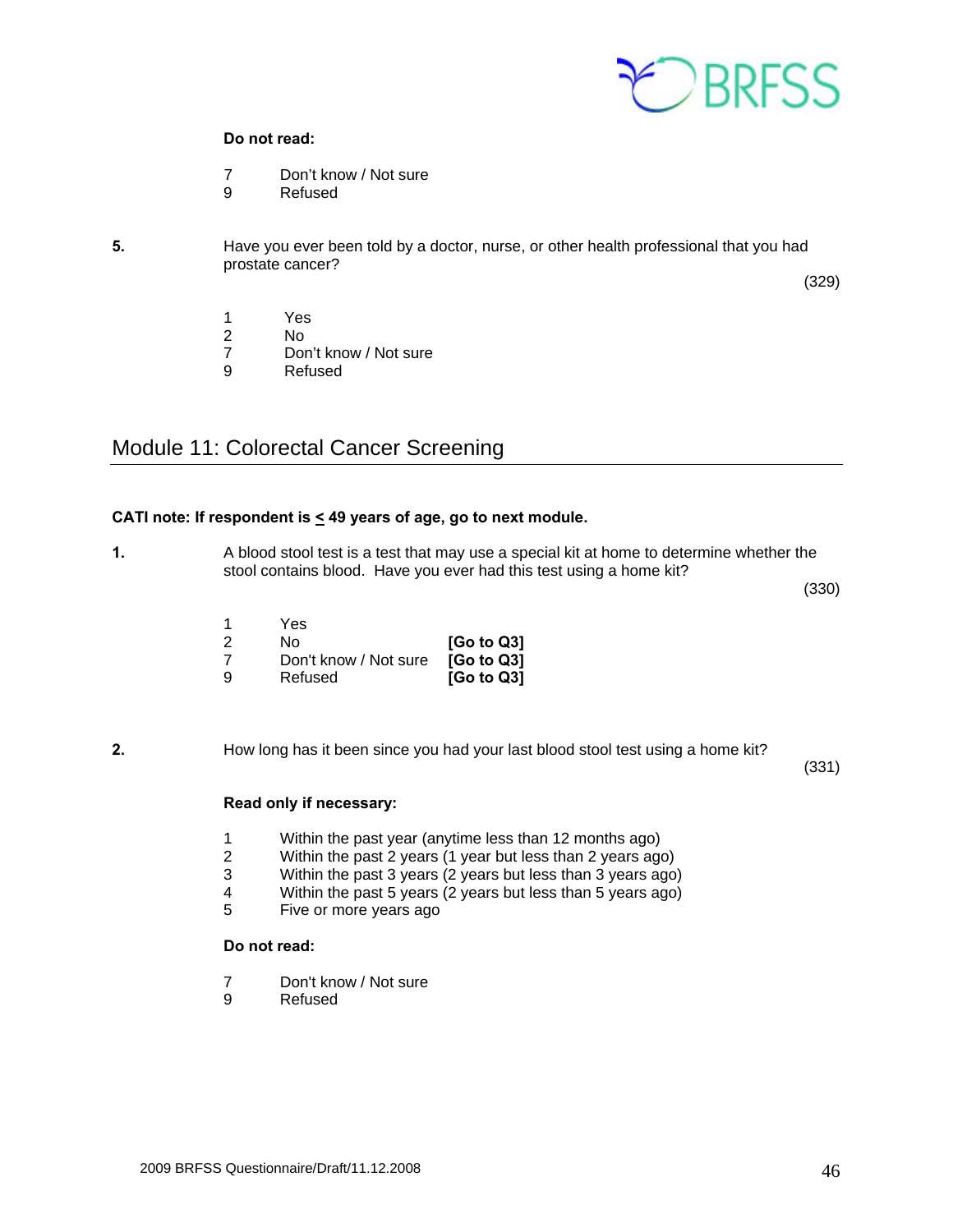**Do not read:**

7 Don't know / Not sure
9 Refused

**5.** Have you ever been told by a doctor, nurse, or other health professional that you had prostate cancer?

(329)

1 Yes
2 No
7 Don't know / Not sure
9 Refused

## Module 11: Colorectal Cancer Screening

**CATI note: If respondent is ≤ 49 years of age, go to next module.**

**1.** A blood stool test is a test that may use a special kit at home to determine whether the stool contains blood. Have you ever had this test using a home kit?

(330)

1 Yes
2 No **[Go to Q3]**
7 Don't know / Not sure **[Go to Q3]**
9 Refused **[Go to Q3]**

**2.** How long has it been since you had your last blood stool test using a home kit?

(331)

**Read only if necessary:**

1 Within the past year (anytime less than 12 months ago)
2 Within the past 2 years (1 year but less than 2 years ago)
3 Within the past 3 years (2 years but less than 3 years ago)
4 Within the past 5 years (2 years but less than 5 years ago)
5 Five or more years ago

**Do not read:**

7 Don't know / Not sure
9 Refused

2009 BRFSS Questionnaire/Draft/11.12.2008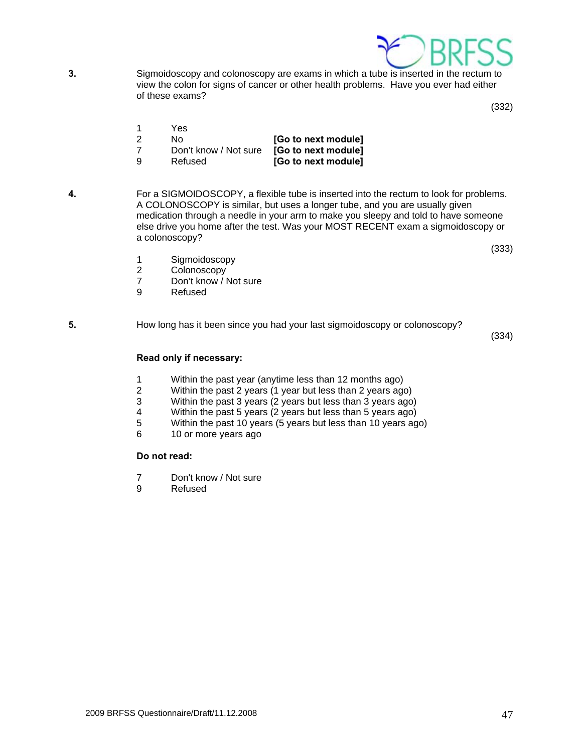**3.** Sigmoidoscopy and colonoscopy are exams in which a tube is inserted in the rectum to view the colon for signs of cancer or other health problems. Have you ever had either of these exams?

(332)

1 Yes
2 No **[Go to next module]**
7 Don't know / Not sure **[Go to next module]**
9 Refused **[Go to next module]**

**4.** For a SIGMOIDOSCOPY, a flexible tube is inserted into the rectum to look for problems. A COLONOSCOPY is similar, but uses a longer tube, and you are usually given medication through a needle in your arm to make you sleepy and told to have someone else drive you home after the test. Was your MOST RECENT exam a sigmoidoscopy or a colonoscopy?

(333)

1 Sigmoidoscopy
2 Colonoscopy
7 Don't know / Not sure
9 Refused

**5.** How long has it been since you had your last sigmoidoscopy or colonoscopy?

(334)

**Read only if necessary:**

1 Within the past year (anytime less than 12 months ago)
2 Within the past 2 years (1 year but less than 2 years ago)
3 Within the past 3 years (2 years but less than 3 years ago)
4 Within the past 5 years (2 years but less than 5 years ago)
5 Within the past 10 years (5 years but less than 10 years ago)
6 10 or more years ago

**Do not read:**

7 Don't know / Not sure
9 Refused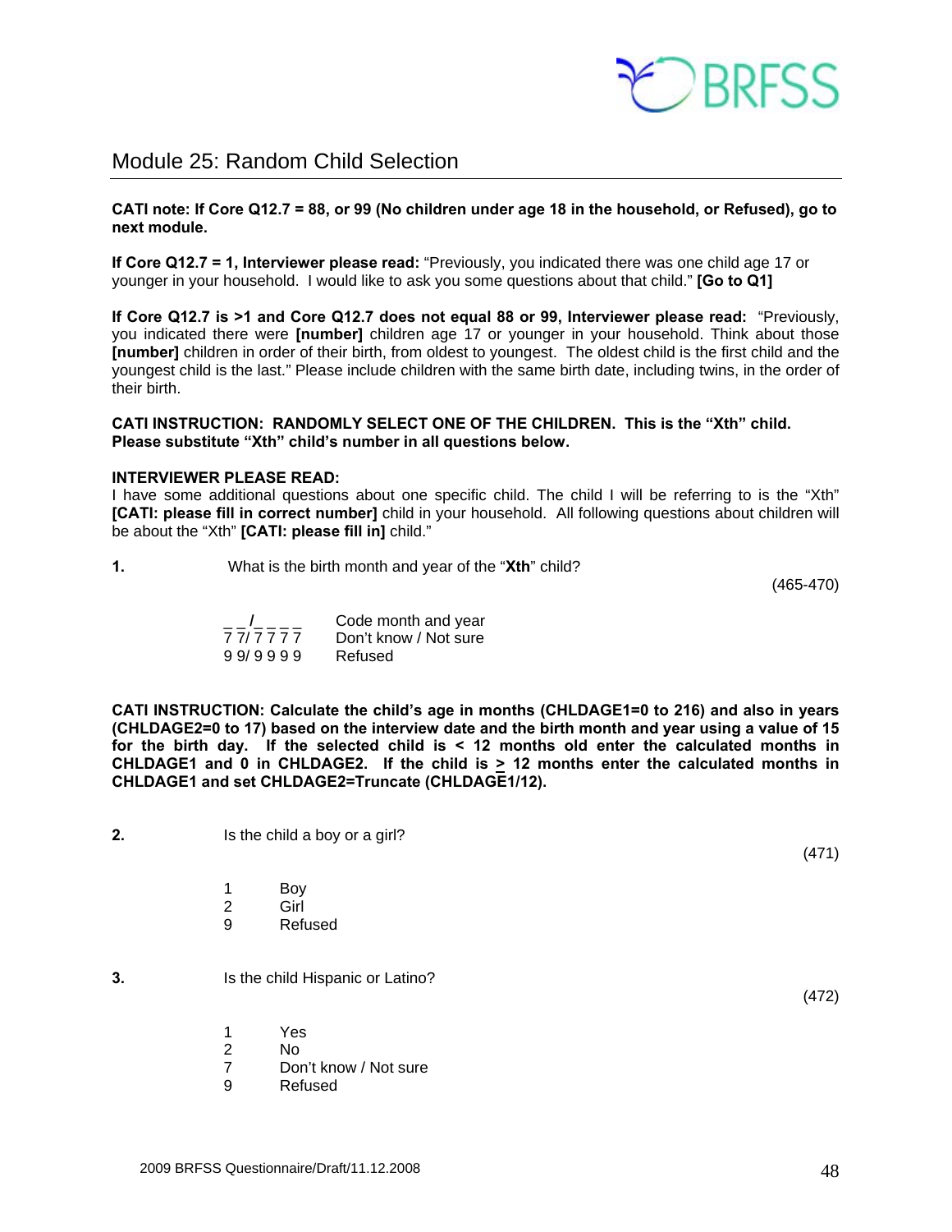## Module 25: Random Child Selection

**CATI note: If Core Q12.7 = 88, or 99 (No children under age 18 in the household, or Refused), go to next module.**

**If Core Q12.7 = 1, Interviewer please read:** "Previously, you indicated there was one child age 17 or younger in your household. I would like to ask you some questions about that child." **[Go to Q1]**

**If Core Q12.7 is >1 and Core Q12.7 does not equal 88 or 99, Interviewer please read:** "Previously, you indicated there were **[number]** children age 17 or younger in your household. Think about those **[number]** children in order of their birth, from oldest to youngest. The oldest child is the first child and the youngest child is the last." Please include children with the same birth date, including twins, in the order of their birth.

**CATI INSTRUCTION: RANDOMLY SELECT ONE OF THE CHILDREN. This is the "Xth" child. Please substitute "Xth" child's number in all questions below.**

**INTERVIEWER PLEASE READ:**
I have some additional questions about one specific child. The child I will be referring to is the "Xth" **[CATI: please fill in correct number]** child in your household. All following questions about children will be about the "Xth" **[CATI: please fill in]** child."

**1.** What is the birth month and year of the "**Xth**" child?

(465-470)

_ _/_ _ _ _ Code month and year
7 7/ 7 7 7 7 Don't know / Not sure
9 9/ 9 9 9 9 Refused

**CATI INSTRUCTION: Calculate the child's age in months (CHLDAGE1=0 to 216) and also in years (CHLDAGE2=0 to 17) based on the interview date and the birth month and year using a value of 15 for the birth day. If the selected child is < 12 months old enter the calculated months in CHLDAGE1 and 0 in CHLDAGE2. If the child is ≥ 12 months enter the calculated months in CHLDAGE1 and set CHLDAGE2=Truncate (CHLDAGE1/12).**

**2.** Is the child a boy or a girl?

(471)

1 Boy
2 Girl
9 Refused

**3.** Is the child Hispanic or Latino?

(472)

1 Yes
2 No
7 Don't know / Not sure
9 Refused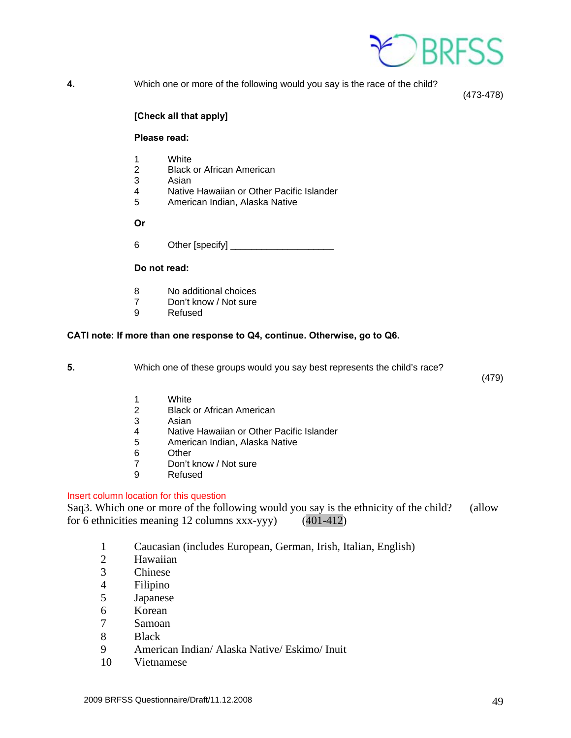**4.** Which one or more of the following would you say is the race of the child? (473-478)

**[Check all that apply]**

**Please read:**

1 White
2 Black or African American
3 Asian
4 Native Hawaiian or Other Pacific Islander
5 American Indian, Alaska Native

**Or**

6 Other [specify] ___________________

**Do not read:**

8 No additional choices
7 Don't know / Not sure
9 Refused

**CATI note: If more than one response to Q4, continue. Otherwise, go to Q6.**

**5.** Which one of these groups would you say best represents the child's race? (479)

1 White
2 Black or African American
3 Asian
4 Native Hawaiian or Other Pacific Islander
5 American Indian, Alaska Native
6 Other
7 Don't know / Not sure
9 Refused

Insert column location for this question

Saq3. Which one or more of the following would you say is the ethnicity of the child? (allow for 6 ethnicities meaning 12 columns xxx-yyy) (401-412)

1 Caucasian (includes European, German, Irish, Italian, English)
2 Hawaiian
3 Chinese
4 Filipino
5 Japanese
6 Korean
7 Samoan
8 Black
9 American Indian/ Alaska Native/ Eskimo/ Inuit
10 Vietnamese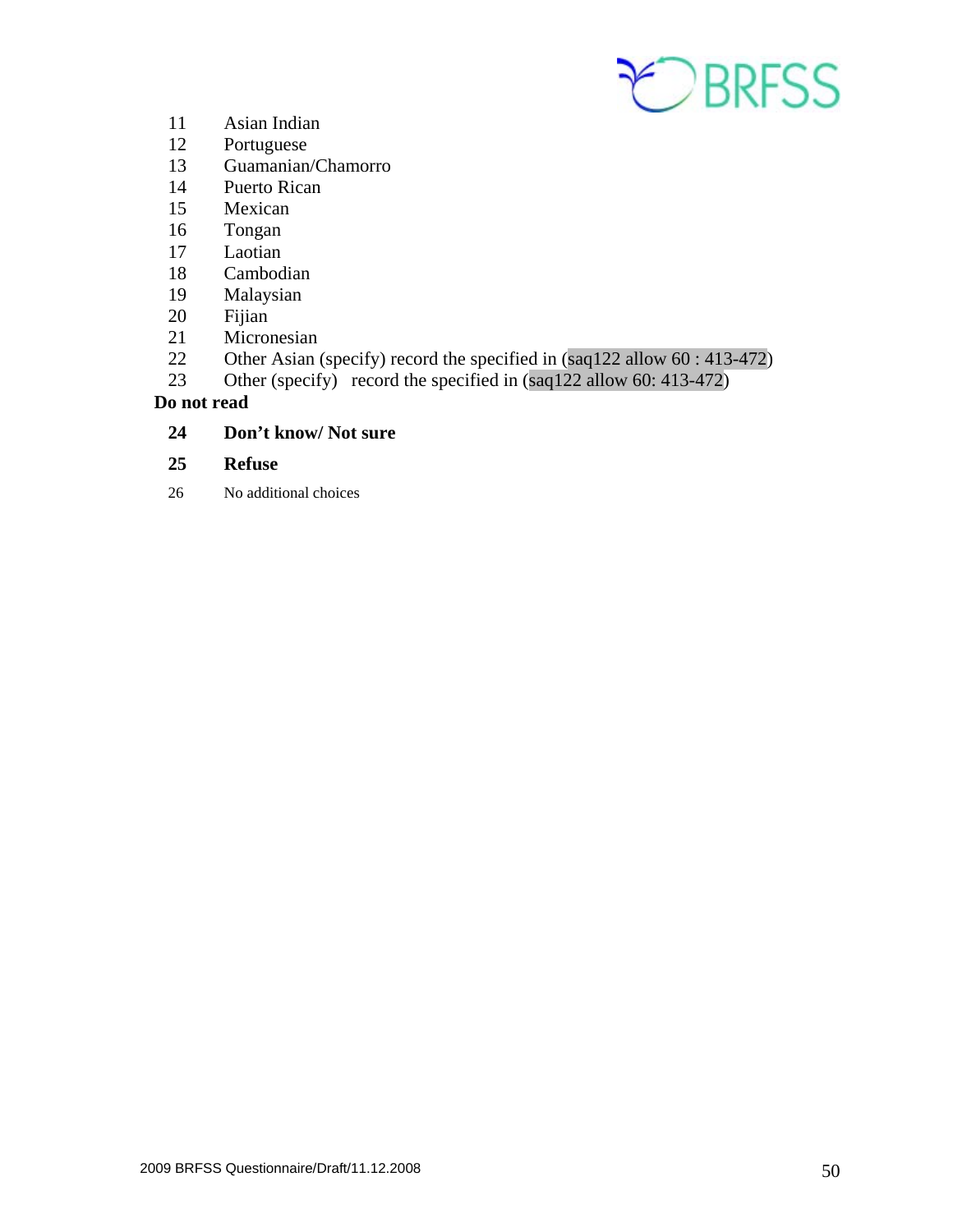11 Asian Indian
12 Portuguese
13 Guamanian/Chamorro
14 Puerto Rican
15 Mexican
16 Tongan
17 Laotian
18 Cambodian
19 Malaysian
20 Fijian
21 Micronesian
22 Other Asian (specify) record the specified in (saq122 allow 60 : 413-472)
23 Other (specify) record the specified in (saq122 allow 60: 413-472)

**Do not read**

**24 Don't know/ Not sure**

**25 Refuse**

26 No additional choices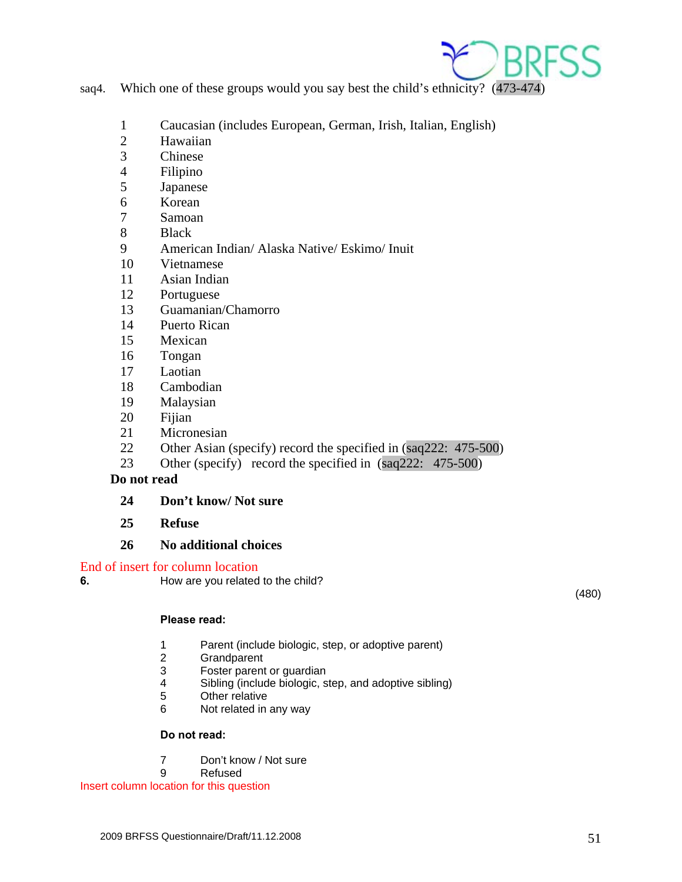saq4. Which one of these groups would you say best the child's ethnicity? (473-474)

1 Caucasian (includes European, German, Irish, Italian, English)
2 Hawaiian
3 Chinese
4 Filipino
5 Japanese
6 Korean
7 Samoan
8 Black
9 American Indian/ Alaska Native/ Eskimo/ Inuit
10 Vietnamese
11 Asian Indian
12 Portuguese
13 Guamanian/Chamorro
14 Puerto Rican
15 Mexican
16 Tongan
17 Laotian
18 Cambodian
19 Malaysian
20 Fijian
21 Micronesian
22 Other Asian (specify) record the specified in (saq222: 475-500)
23 Other (specify) record the specified in (saq222: 475-500)

**Do not read**

**24 Don't know/ Not sure**

**25 Refuse**

**26 No additional choices**

End of insert for column location

**6.** How are you related to the child? (480)

**Please read:**

1 Parent (include biologic, step, or adoptive parent)
2 Grandparent
3 Foster parent or guardian
4 Sibling (include biologic, step, and adoptive sibling)
5 Other relative
6 Not related in any way

**Do not read:**

7 Don't know / Not sure
9 Refused

Insert column location for this question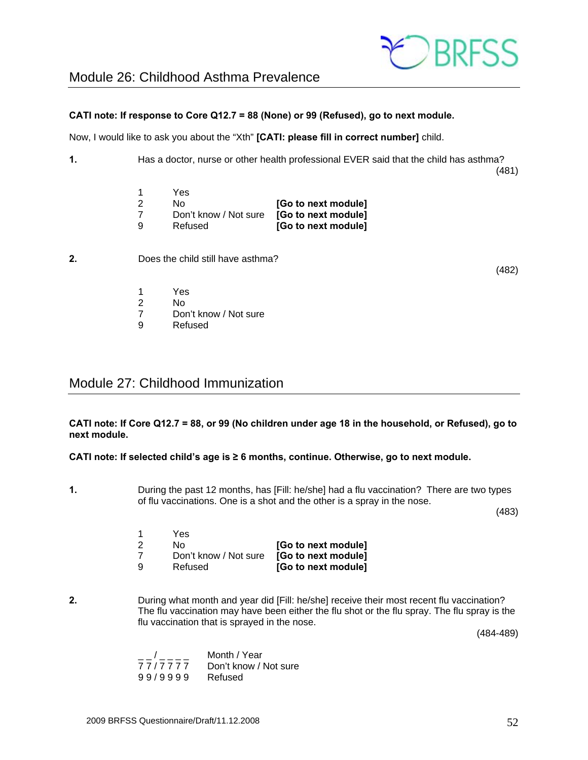## Module 26: Childhood Asthma Prevalence

**CATI note: If response to Core Q12.7 = 88 (None) or 99 (Refused), go to next module.**

Now, I would like to ask you about the "Xth" **[CATI: please fill in correct number]** child.

**1.** Has a doctor, nurse or other health professional EVER said that the child has asthma?

(481)

| | | |
|---|---|---|
| 1 | Yes | |
| 2 | No | **[Go to next module]** |
| 7 | Don't know / Not sure | **[Go to next module]** |
| 9 | Refused | **[Go to next module]** |

**2.** Does the child still have asthma?

(482)

| | |
|---|---|
| 1 | Yes |
| 2 | No |
| 7 | Don't know / Not sure |
| 9 | Refused |

## Module 27: Childhood Immunization

**CATI note: If Core Q12.7 = 88, or 99 (No children under age 18 in the household, or Refused), go to next module.**

**CATI note: If selected child's age is ≥ 6 months, continue. Otherwise, go to next module.**

**1.** During the past 12 months, has [Fill: he/she] had a flu vaccination? There are two types of flu vaccinations. One is a shot and the other is a spray in the nose.

(483)

| | | |
|---|---|---|
| 1 | Yes | |
| 2 | No | **[Go to next module]** |
| 7 | Don't know / Not sure | **[Go to next module]** |
| 9 | Refused | **[Go to next module]** |

**2.** During what month and year did [Fill: he/she] receive their most recent flu vaccination? The flu vaccination may have been either the flu shot or the flu spray. The flu spray is the flu vaccination that is sprayed in the nose.

(484-489)

| | |
|---|---|
| _ _ / _ _ _ _ | Month / Year |
| 7 7 / 7 7 7 7 | Don't know / Not sure |
| 9 9 / 9 9 9 9 | Refused |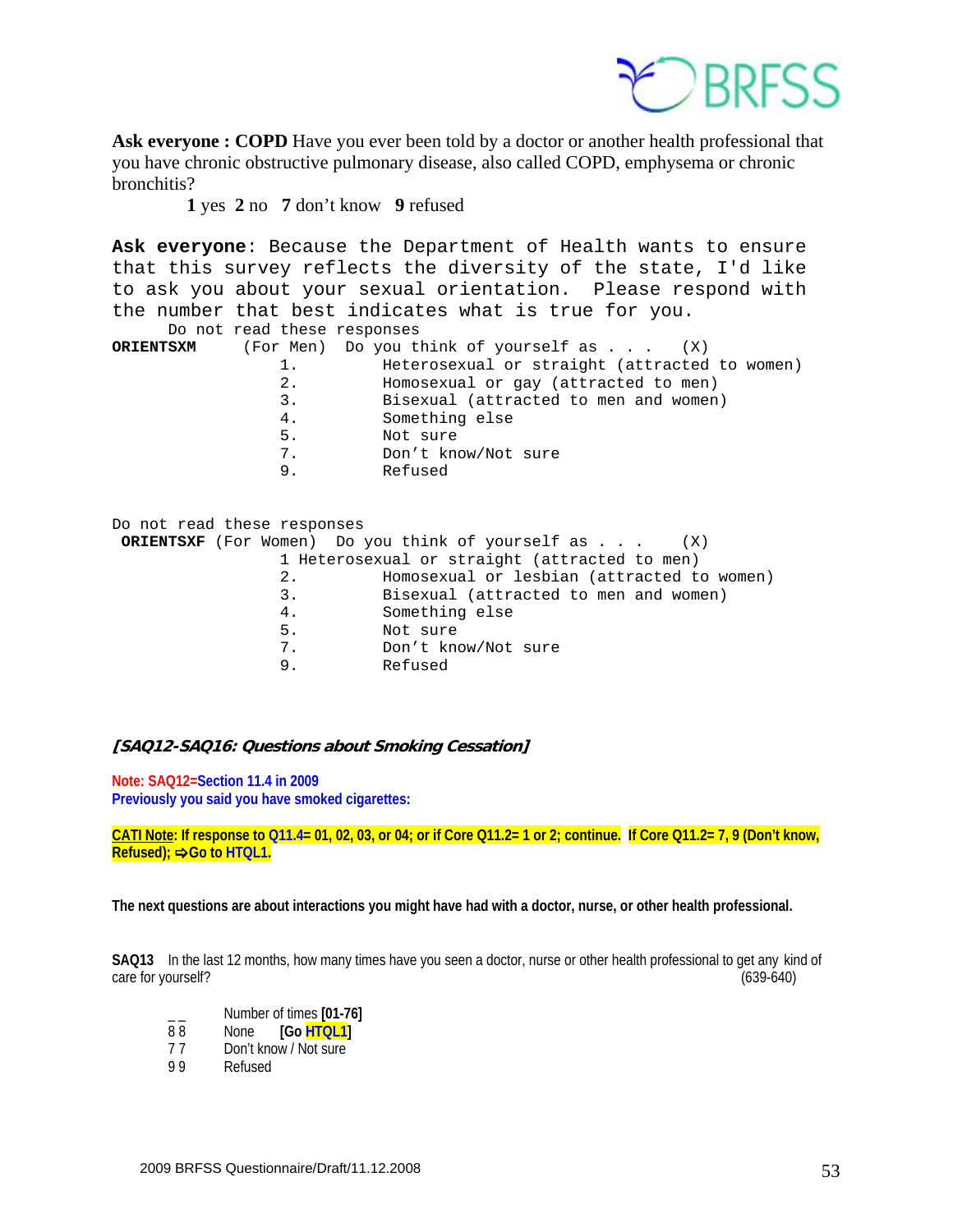**Ask everyone : COPD** Have you ever been told by a doctor or another health professional that you have chronic obstructive pulmonary disease, also called COPD, emphysema or chronic bronchitis?

**1** yes **2** no **7** don't know **9** refused

**Ask everyone**: Because the Department of Health wants to ensure that this survey reflects the diversity of the state, I'd like to ask you about your sexual orientation. Please respond with the number that best indicates what is true for you.

Do not read these responses

**ORIENTSXM** (For Men) Do you think of yourself as . . . (X)

1. Heterosexual or straight (attracted to women)
2. Homosexual or gay (attracted to men)
3. Bisexual (attracted to men and women)
4. Something else
5. Not sure
7. Don't know/Not sure
9. Refused

Do not read these responses

**ORIENTSXF** (For Women) Do you think of yourself as . . . (X)

1 Heterosexual or straight (attracted to men)
2. Homosexual or lesbian (attracted to women)
3. Bisexual (attracted to men and women)
4. Something else
5. Not sure
7. Don't know/Not sure
9. Refused

***[SAQ12-SAQ16: Questions about Smoking Cessation]***

**Note: SAQ12=Section 11.4 in 2009**
**Previously you said you have smoked cigarettes:**

**CATI Note: If response to Q11.4= 01, 02, 03, or 04; or if Core Q11.2= 1 or 2; continue. If Core Q11.2= 7, 9 (Don't know, Refused); ⇨Go to HTQL1.**

**The next questions are about interactions you might have had with a doctor, nurse, or other health professional.**

**SAQ13** In the last 12 months, how many times have you seen a doctor, nurse or other health professional to get any kind of care for yourself? (639-640)

_ _ Number of times **[01-76]**
8 8 None **[Go HTQL1]**
7 7 Don't know / Not sure
9 9 Refused

2009 BRFSS Questionnaire/Draft/11.12.2008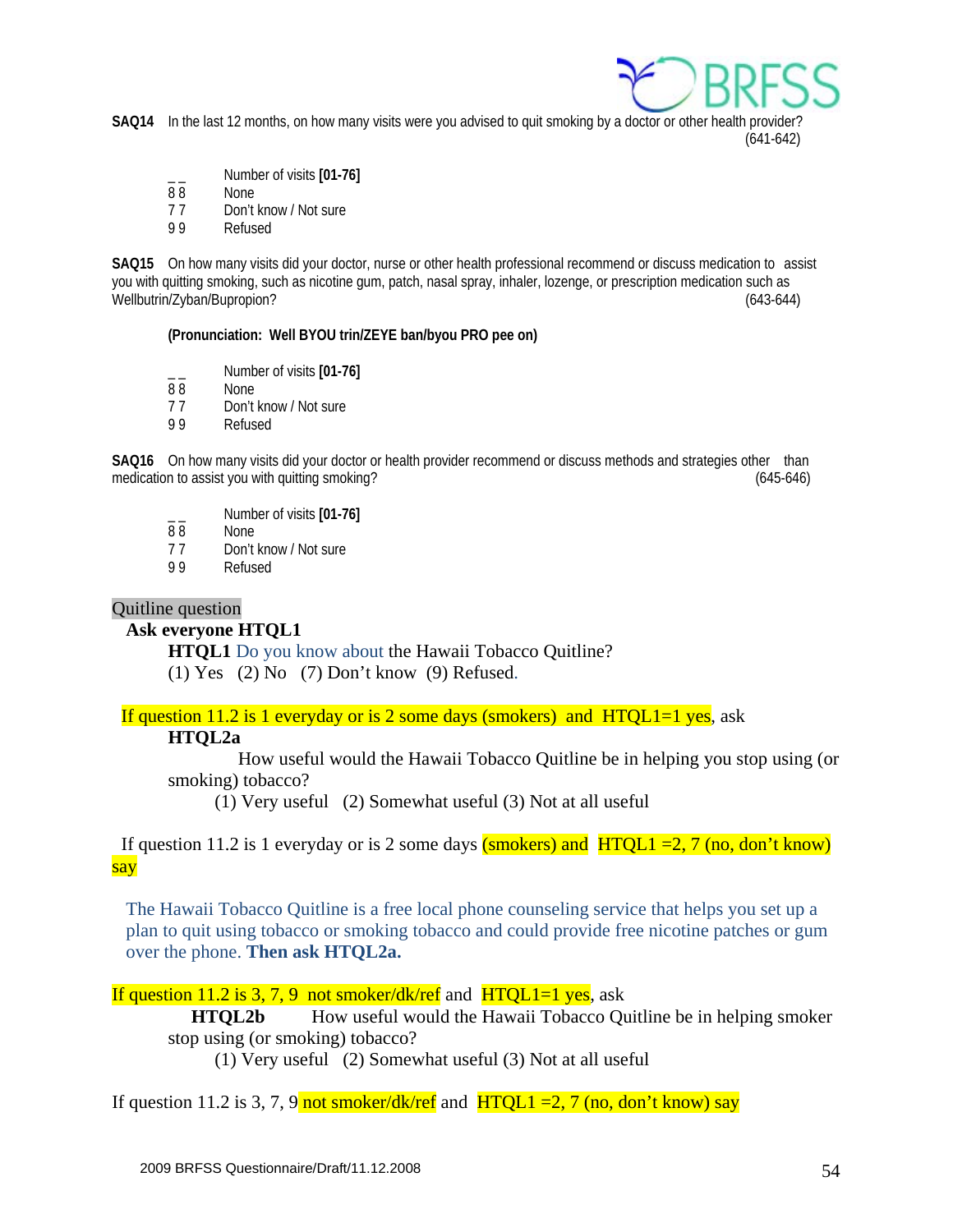**SAQ14** In the last 12 months, on how many visits were you advised to quit smoking by a doctor or other health provider? (641-642)

_ _ Number of visits **[01-76]**
8 8 None
7 7 Don't know / Not sure
9 9 Refused

**SAQ15** On how many visits did your doctor, nurse or other health professional recommend or discuss medication to assist you with quitting smoking, such as nicotine gum, patch, nasal spray, inhaler, lozenge, or prescription medication such as Wellbutrin/Zyban/Bupropion? (643-644)

**(Pronunciation: Well BYOU trin/ZEYE ban/byou PRO pee on)**

_ _ Number of visits **[01-76]**
8 8 None
7 7 Don't know / Not sure
9 9 Refused

**SAQ16** On how many visits did your doctor or health provider recommend or discuss methods and strategies other than medication to assist you with quitting smoking? (645-646)

_ _ Number of visits **[01-76]**
8 8 None
7 7 Don't know / Not sure
9 9 Refused

Quitline question

**Ask everyone HTQL1**

**HTQL1** Do you know about the Hawaii Tobacco Quitline?
(1) Yes (2) No (7) Don't know (9) Refused.

If question 11.2 is 1 everyday or is 2 some days (smokers) and HTQL1=1 yes, ask

**HTQL2a**

How useful would the Hawaii Tobacco Quitline be in helping you stop using (or smoking) tobacco?
(1) Very useful (2) Somewhat useful (3) Not at all useful

If question 11.2 is 1 everyday or is 2 some days (smokers) and HTQL1 =2, 7 (no, don't know) say

The Hawaii Tobacco Quitline is a free local phone counseling service that helps you set up a plan to quit using tobacco or smoking tobacco and could provide free nicotine patches or gum over the phone. **Then ask HTQL2a.**

If question 11.2 is 3, 7, 9 not smoker/dk/ref and HTQL1=1 yes, ask

**HTQL2b** How useful would the Hawaii Tobacco Quitline be in helping smoker stop using (or smoking) tobacco?
(1) Very useful (2) Somewhat useful (3) Not at all useful

If question 11.2 is 3, 7, 9 not smoker/dk/ref and HTQL1 =2, 7 (no, don't know) say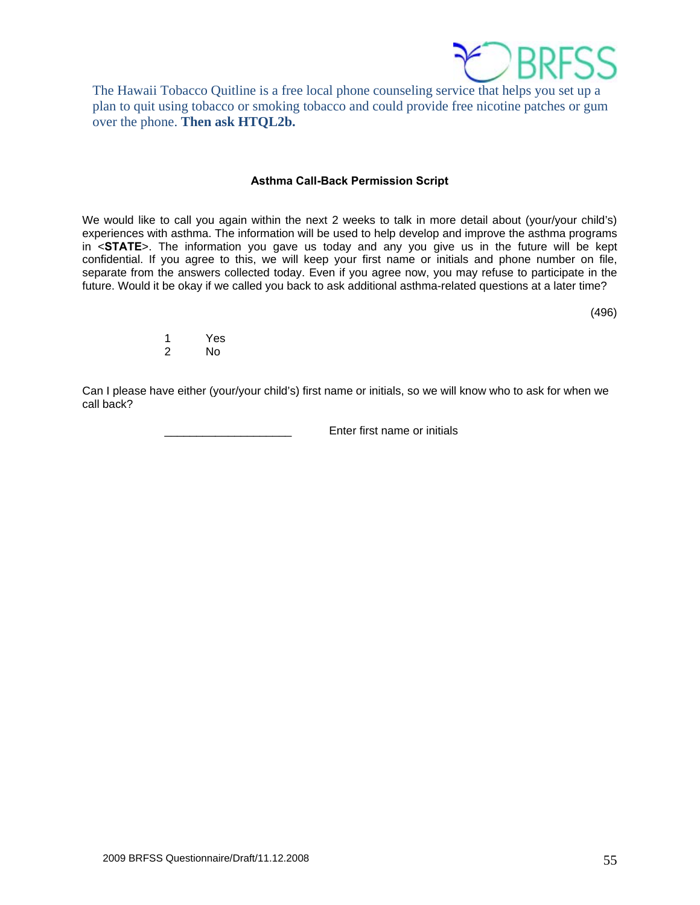The Hawaii Tobacco Quitline is a free local phone counseling service that helps you set up a plan to quit using tobacco or smoking tobacco and could provide free nicotine patches or gum over the phone. **Then ask HTQL2b.**

### Asthma Call-Back Permission Script

We would like to call you again within the next 2 weeks to talk in more detail about (your/your child's) experiences with asthma. The information will be used to help develop and improve the asthma programs in <**STATE**>. The information you gave us today and any you give us in the future will be kept confidential. If you agree to this, we will keep your first name or initials and phone number on file, separate from the answers collected today. Even if you agree now, you may refuse to participate in the future. Would it be okay if we called you back to ask additional asthma-related questions at a later time?

(496)

1 Yes
2 No

Can I please have either (your/your child's) first name or initials, so we will know who to ask for when we call back?

____________________ Enter first name or initials

2009 BRFSS Questionnaire/Draft/11.12.2008